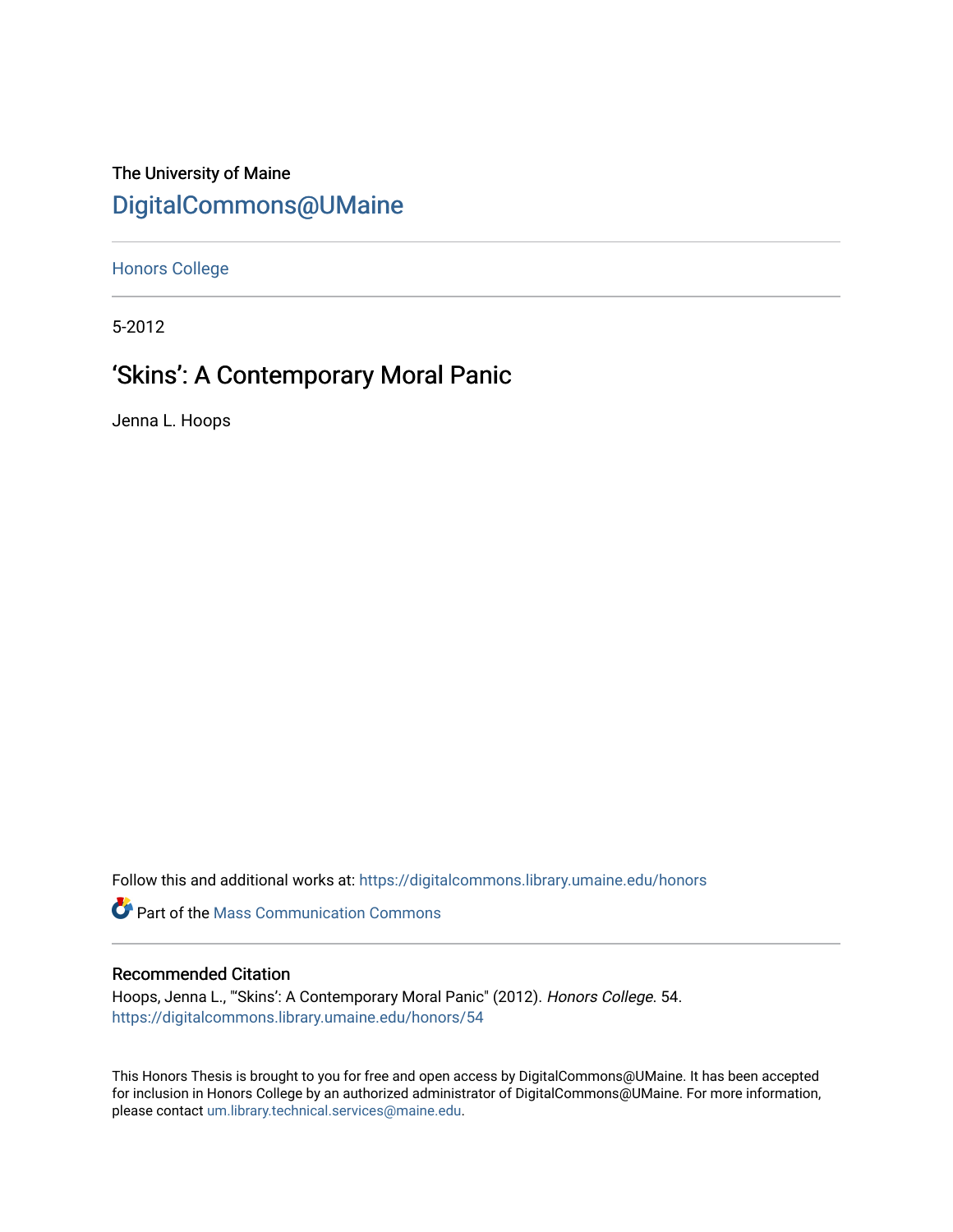The University of Maine

[DigitalCommons@UMaine](https://digitalcommons.library.umaine.edu/)

---

[Honors College](https://digitalcommons.library.umaine.edu/honors)

---

5-2012

# ‘Skins’: A Contemporary Moral Panic

Jenna L. Hoops

Follow this and additional works at: https://digitalcommons.library.umaine.edu/honors

Part of the Mass Communication Commons

---

## Recommended Citation

Hoops, Jenna L., "'Skins': A Contemporary Moral Panic" (2012). *Honors College*. 54.
https://digitalcommons.library.umaine.edu/honors/54

This Honors Thesis is brought to you for free and open access by DigitalCommons@UMaine. It has been accepted for inclusion in Honors College by an authorized administrator of DigitalCommons@UMaine. For more information, please contact um.library.technical.services@maine.edu.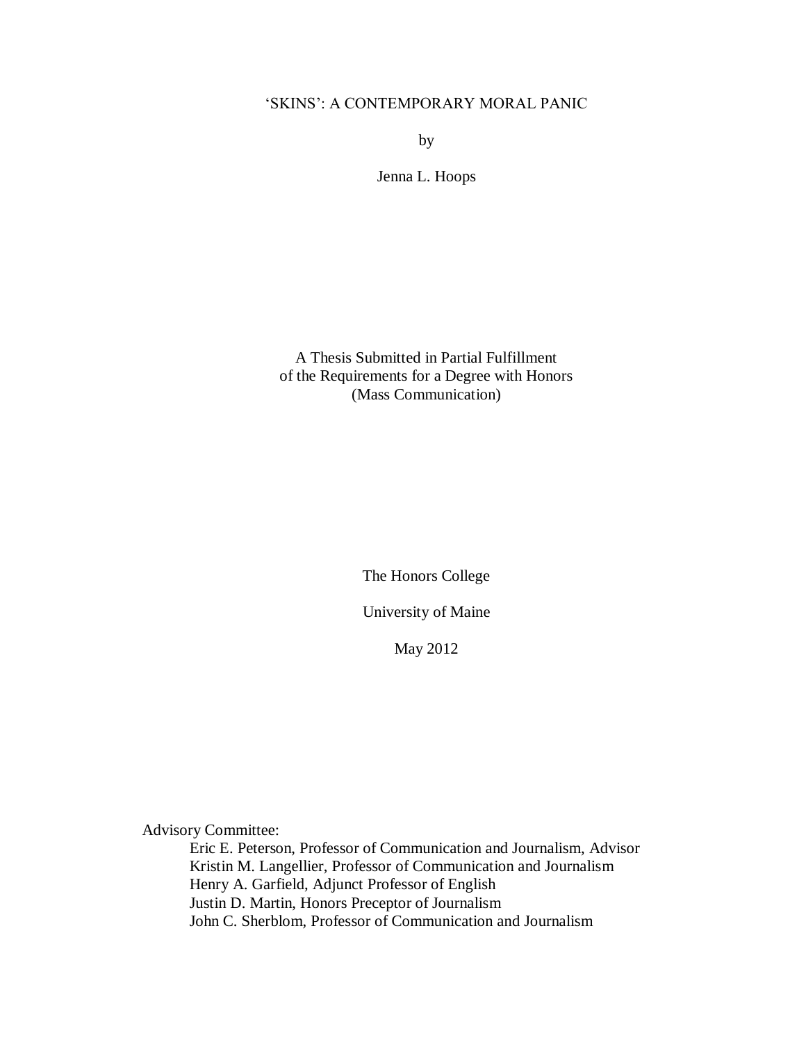# 'SKINS': A CONTEMPORARY MORAL PANIC

by

Jenna L. Hoops

A Thesis Submitted in Partial Fulfillment
of the Requirements for a Degree with Honors
(Mass Communication)

The Honors College

University of Maine

May 2012

Advisory Committee:

Eric E. Peterson, Professor of Communication and Journalism, Advisor
Kristin M. Langellier, Professor of Communication and Journalism
Henry A. Garfield, Adjunct Professor of English
Justin D. Martin, Honors Preceptor of Journalism
John C. Sherblom, Professor of Communication and Journalism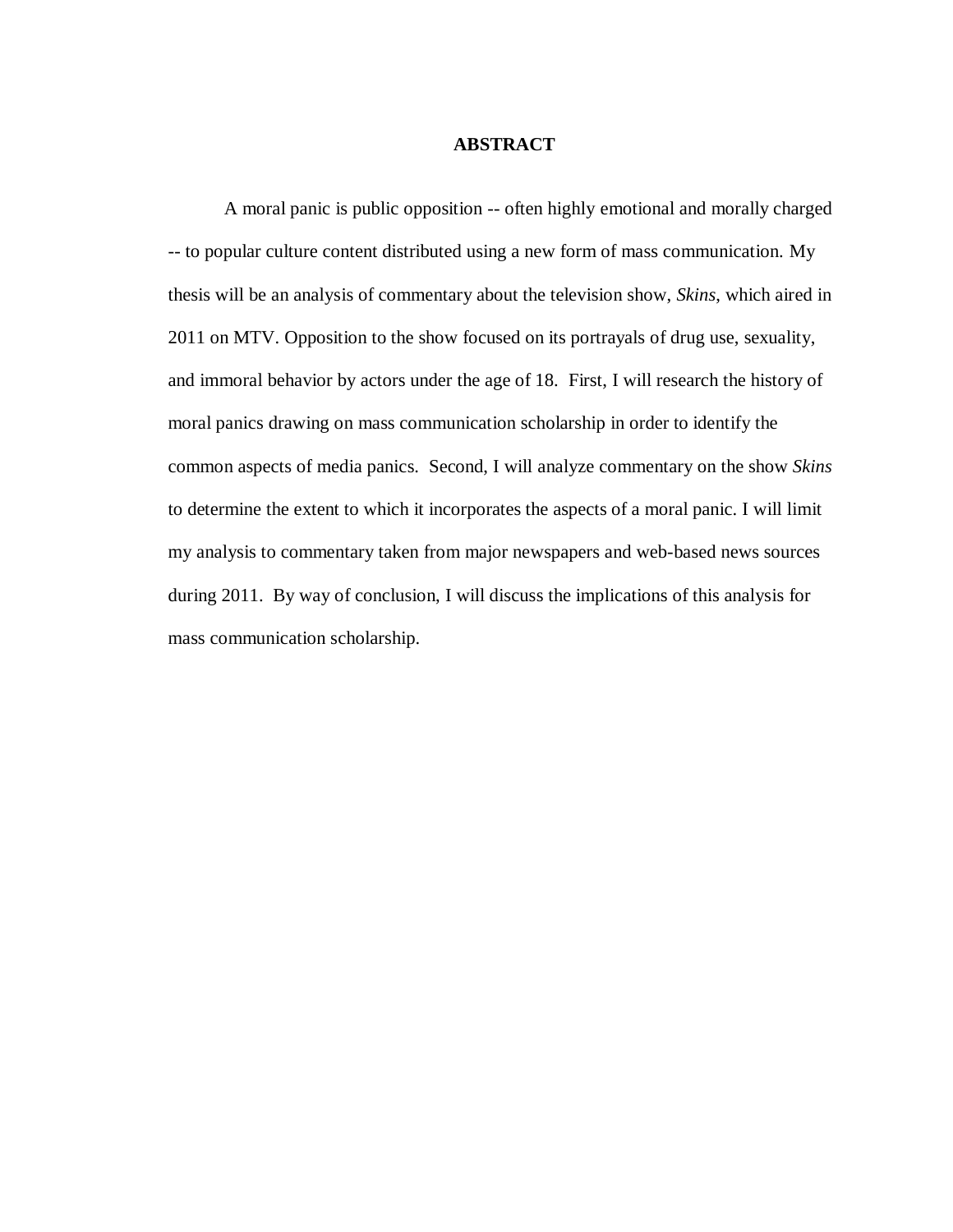# ABSTRACT

A moral panic is public opposition -- often highly emotional and morally charged -- to popular culture content distributed using a new form of mass communication. My thesis will be an analysis of commentary about the television show, *Skins*, which aired in 2011 on MTV. Opposition to the show focused on its portrayals of drug use, sexuality, and immoral behavior by actors under the age of 18. First, I will research the history of moral panics drawing on mass communication scholarship in order to identify the common aspects of media panics. Second, I will analyze commentary on the show *Skins* to determine the extent to which it incorporates the aspects of a moral panic. I will limit my analysis to commentary taken from major newspapers and web-based news sources during 2011. By way of conclusion, I will discuss the implications of this analysis for mass communication scholarship.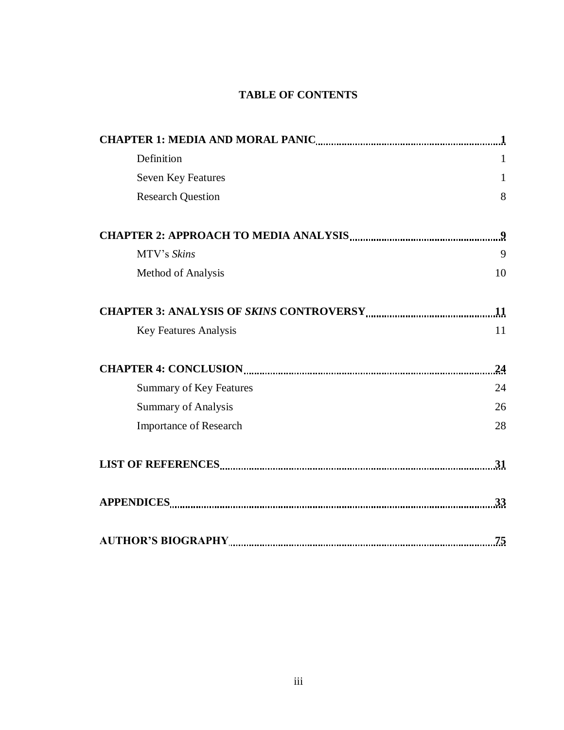# TABLE OF CONTENTS

**CHAPTER 1: MEDIA AND MORAL PANIC** .......... **1**

- Definition .......... 1
- Seven Key Features .......... 1
- Research Question .......... 8

**CHAPTER 2: APPROACH TO MEDIA ANALYSIS** .......... **9**

- MTV's *Skins* .......... 9
- Method of Analysis .......... 10

**CHAPTER 3: ANALYSIS OF *SKINS* CONTROVERSY** .......... **11**

- Key Features Analysis .......... 11

**CHAPTER 4: CONCLUSION** .......... **24**

- Summary of Key Features .......... 24
- Summary of Analysis .......... 26
- Importance of Research .......... 28

**LIST OF REFERENCES** .......... **31**

**APPENDICES** .......... **33**

**AUTHOR'S BIOGRAPHY** .......... **75**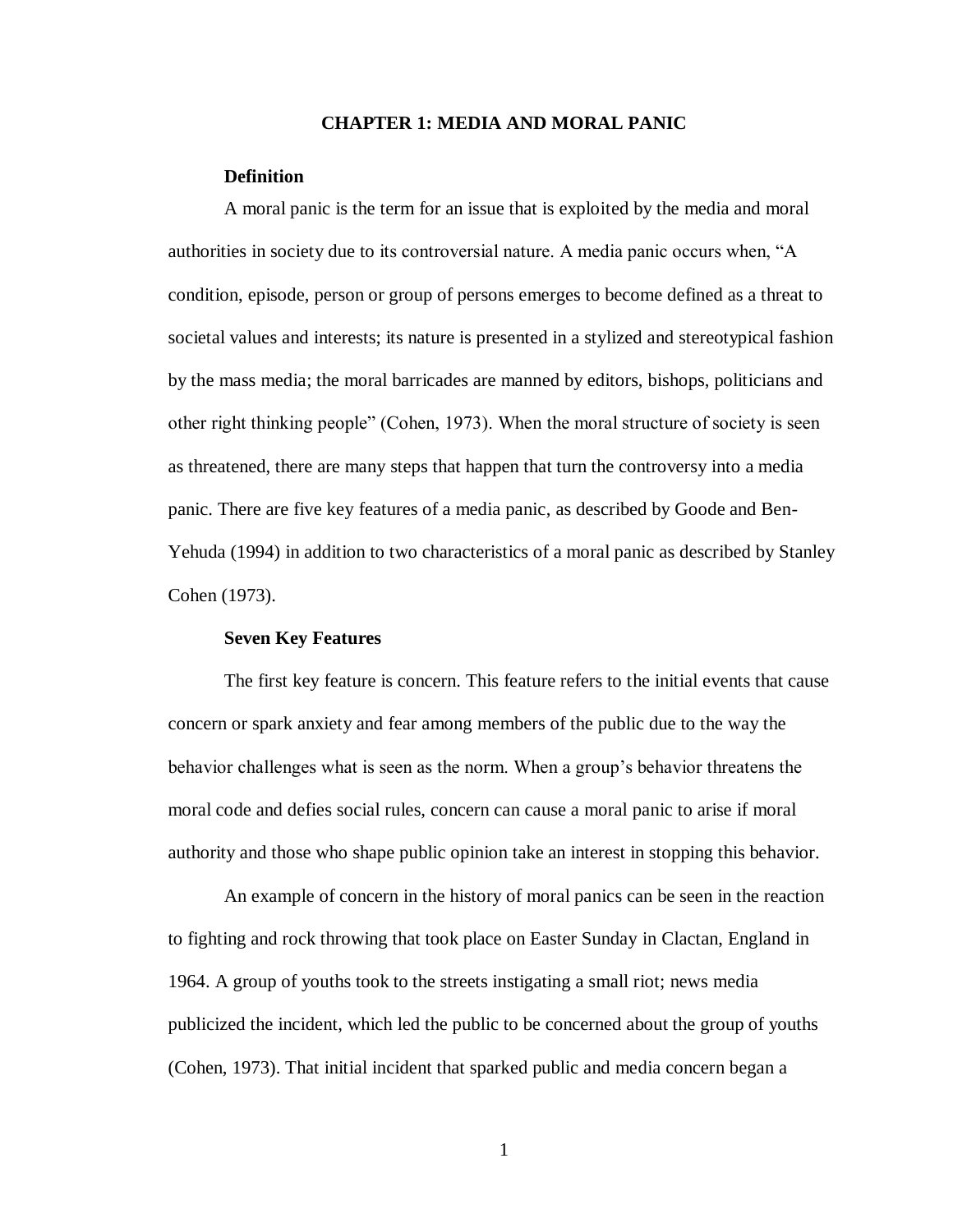# CHAPTER 1: MEDIA AND MORAL PANIC

## Definition

A moral panic is the term for an issue that is exploited by the media and moral authorities in society due to its controversial nature. A media panic occurs when, "A condition, episode, person or group of persons emerges to become defined as a threat to societal values and interests; its nature is presented in a stylized and stereotypical fashion by the mass media; the moral barricades are manned by editors, bishops, politicians and other right thinking people" (Cohen, 1973). When the moral structure of society is seen as threatened, there are many steps that happen that turn the controversy into a media panic. There are five key features of a media panic, as described by Goode and Ben-Yehuda (1994) in addition to two characteristics of a moral panic as described by Stanley Cohen (1973).

## Seven Key Features

The first key feature is concern. This feature refers to the initial events that cause concern or spark anxiety and fear among members of the public due to the way the behavior challenges what is seen as the norm. When a group's behavior threatens the moral code and defies social rules, concern can cause a moral panic to arise if moral authority and those who shape public opinion take an interest in stopping this behavior.

An example of concern in the history of moral panics can be seen in the reaction to fighting and rock throwing that took place on Easter Sunday in Clactan, England in 1964. A group of youths took to the streets instigating a small riot; news media publicized the incident, which led the public to be concerned about the group of youths (Cohen, 1973). That initial incident that sparked public and media concern began a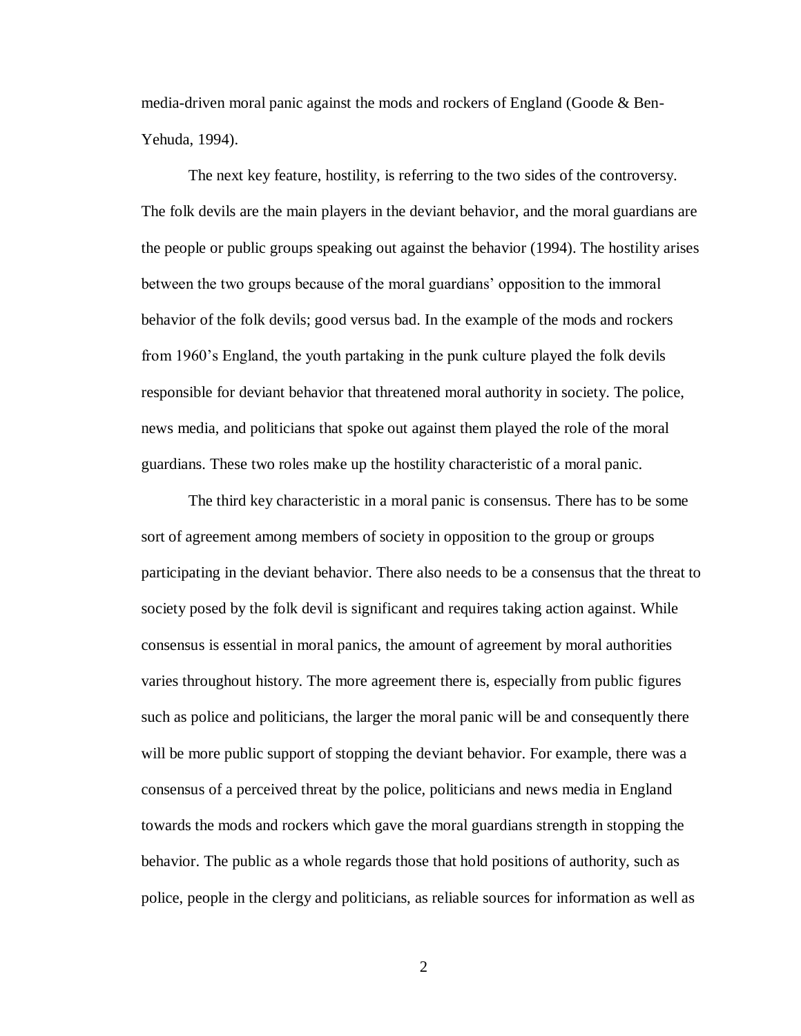media-driven moral panic against the mods and rockers of England (Goode & Ben-Yehuda, 1994).

The next key feature, hostility, is referring to the two sides of the controversy. The folk devils are the main players in the deviant behavior, and the moral guardians are the people or public groups speaking out against the behavior (1994). The hostility arises between the two groups because of the moral guardians' opposition to the immoral behavior of the folk devils; good versus bad. In the example of the mods and rockers from 1960's England, the youth partaking in the punk culture played the folk devils responsible for deviant behavior that threatened moral authority in society. The police, news media, and politicians that spoke out against them played the role of the moral guardians. These two roles make up the hostility characteristic of a moral panic.

The third key characteristic in a moral panic is consensus. There has to be some sort of agreement among members of society in opposition to the group or groups participating in the deviant behavior. There also needs to be a consensus that the threat to society posed by the folk devil is significant and requires taking action against. While consensus is essential in moral panics, the amount of agreement by moral authorities varies throughout history. The more agreement there is, especially from public figures such as police and politicians, the larger the moral panic will be and consequently there will be more public support of stopping the deviant behavior. For example, there was a consensus of a perceived threat by the police, politicians and news media in England towards the mods and rockers which gave the moral guardians strength in stopping the behavior. The public as a whole regards those that hold positions of authority, such as police, people in the clergy and politicians, as reliable sources for information as well as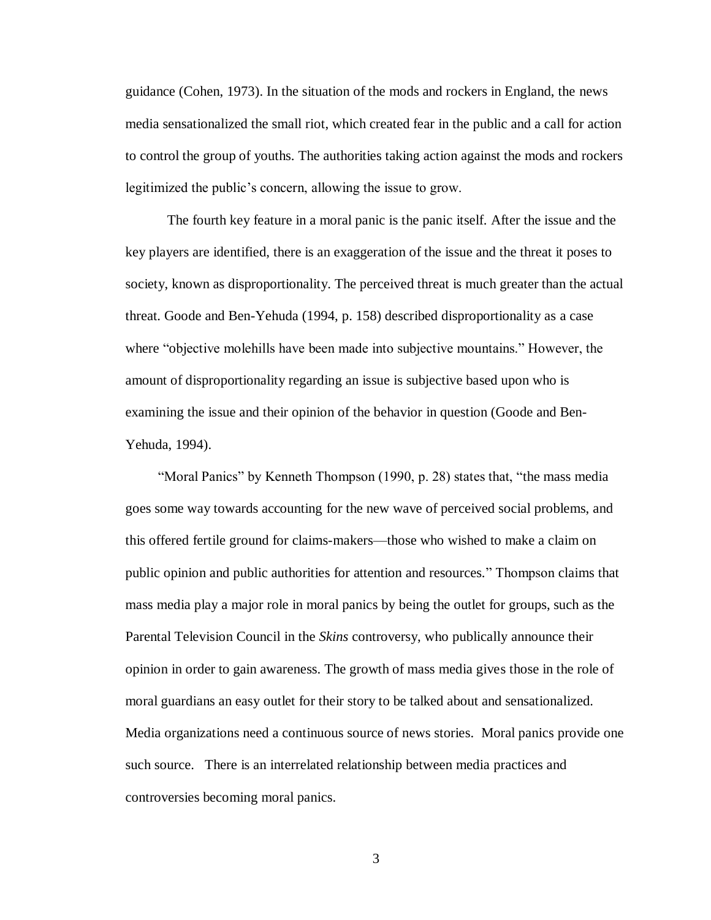guidance (Cohen, 1973). In the situation of the mods and rockers in England, the news media sensationalized the small riot, which created fear in the public and a call for action to control the group of youths. The authorities taking action against the mods and rockers legitimized the public's concern, allowing the issue to grow.

The fourth key feature in a moral panic is the panic itself. After the issue and the key players are identified, there is an exaggeration of the issue and the threat it poses to society, known as disproportionality. The perceived threat is much greater than the actual threat. Goode and Ben-Yehuda (1994, p. 158) described disproportionality as a case where "objective molehills have been made into subjective mountains." However, the amount of disproportionality regarding an issue is subjective based upon who is examining the issue and their opinion of the behavior in question (Goode and Ben-Yehuda, 1994).

"Moral Panics" by Kenneth Thompson (1990, p. 28) states that, "the mass media goes some way towards accounting for the new wave of perceived social problems, and this offered fertile ground for claims-makers—those who wished to make a claim on public opinion and public authorities for attention and resources." Thompson claims that mass media play a major role in moral panics by being the outlet for groups, such as the Parental Television Council in the *Skins* controversy, who publically announce their opinion in order to gain awareness. The growth of mass media gives those in the role of moral guardians an easy outlet for their story to be talked about and sensationalized. Media organizations need a continuous source of news stories. Moral panics provide one such source. There is an interrelated relationship between media practices and controversies becoming moral panics.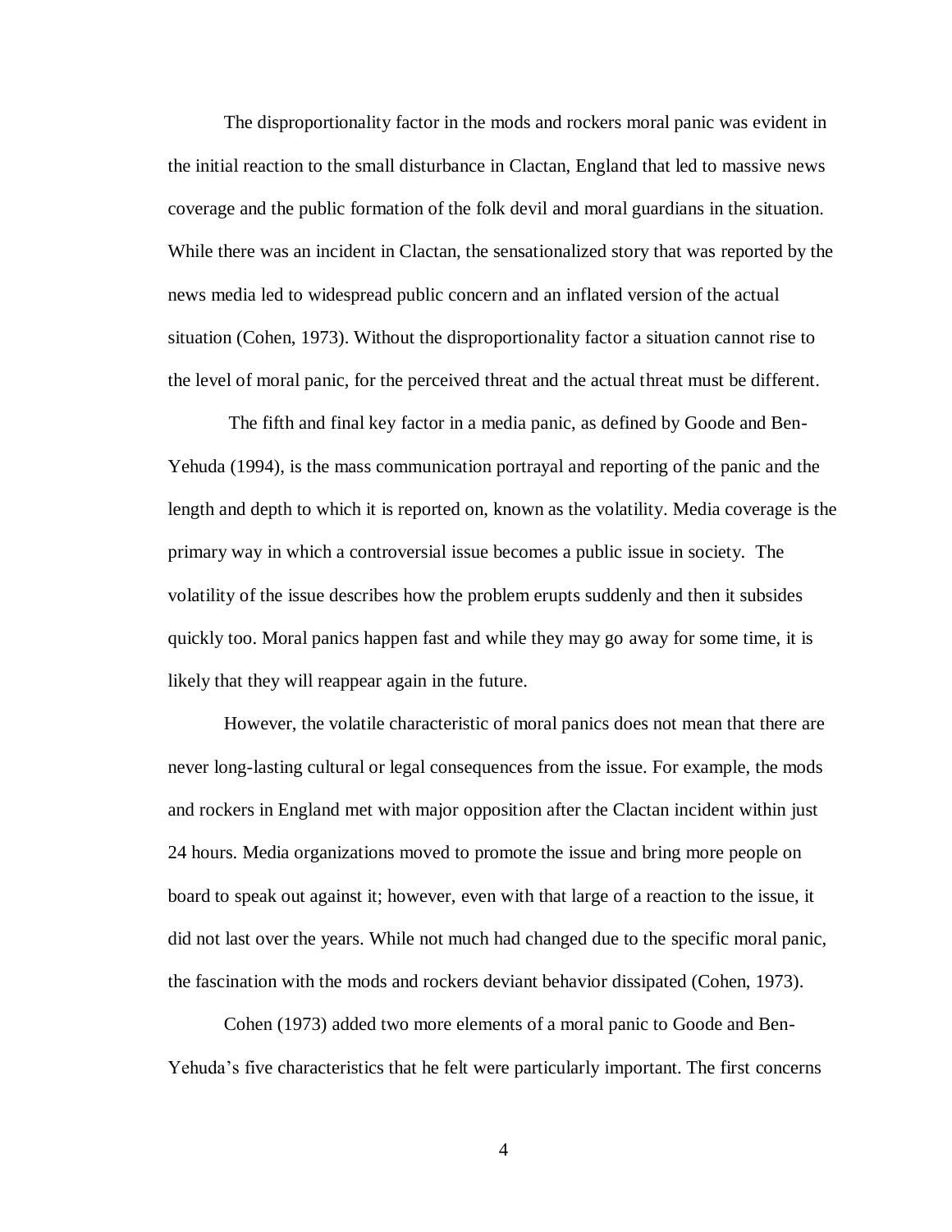The disproportionality factor in the mods and rockers moral panic was evident in the initial reaction to the small disturbance in Clactan, England that led to massive news coverage and the public formation of the folk devil and moral guardians in the situation. While there was an incident in Clactan, the sensationalized story that was reported by the news media led to widespread public concern and an inflated version of the actual situation (Cohen, 1973). Without the disproportionality factor a situation cannot rise to the level of moral panic, for the perceived threat and the actual threat must be different.

The fifth and final key factor in a media panic, as defined by Goode and Ben-Yehuda (1994), is the mass communication portrayal and reporting of the panic and the length and depth to which it is reported on, known as the volatility. Media coverage is the primary way in which a controversial issue becomes a public issue in society. The volatility of the issue describes how the problem erupts suddenly and then it subsides quickly too. Moral panics happen fast and while they may go away for some time, it is likely that they will reappear again in the future.

However, the volatile characteristic of moral panics does not mean that there are never long-lasting cultural or legal consequences from the issue. For example, the mods and rockers in England met with major opposition after the Clactan incident within just 24 hours. Media organizations moved to promote the issue and bring more people on board to speak out against it; however, even with that large of a reaction to the issue, it did not last over the years. While not much had changed due to the specific moral panic, the fascination with the mods and rockers deviant behavior dissipated (Cohen, 1973).

Cohen (1973) added two more elements of a moral panic to Goode and Ben-Yehuda's five characteristics that he felt were particularly important. The first concerns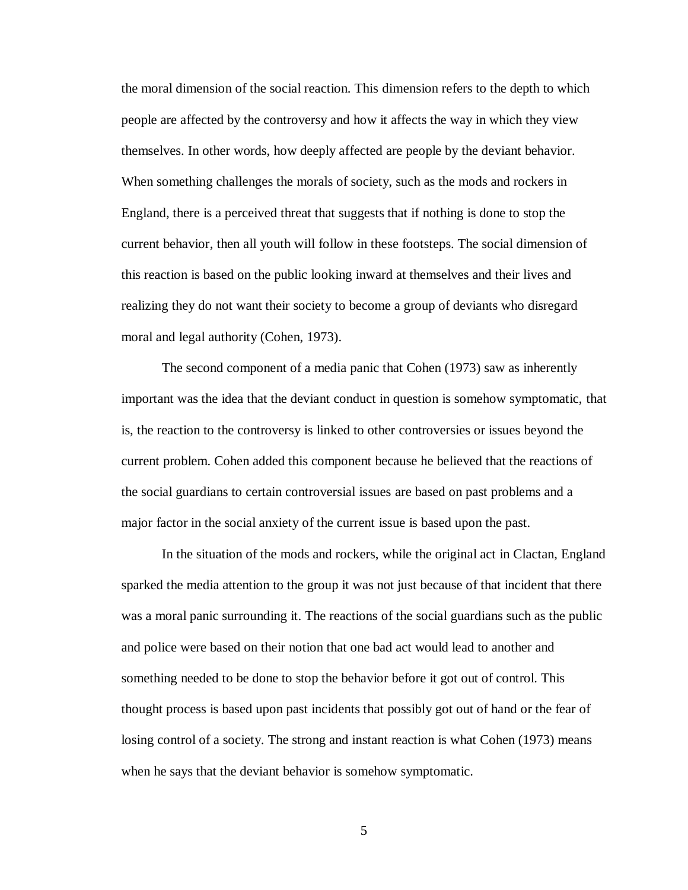the moral dimension of the social reaction. This dimension refers to the depth to which people are affected by the controversy and how it affects the way in which they view themselves. In other words, how deeply affected are people by the deviant behavior. When something challenges the morals of society, such as the mods and rockers in England, there is a perceived threat that suggests that if nothing is done to stop the current behavior, then all youth will follow in these footsteps. The social dimension of this reaction is based on the public looking inward at themselves and their lives and realizing they do not want their society to become a group of deviants who disregard moral and legal authority (Cohen, 1973).

The second component of a media panic that Cohen (1973) saw as inherently important was the idea that the deviant conduct in question is somehow symptomatic, that is, the reaction to the controversy is linked to other controversies or issues beyond the current problem. Cohen added this component because he believed that the reactions of the social guardians to certain controversial issues are based on past problems and a major factor in the social anxiety of the current issue is based upon the past.

In the situation of the mods and rockers, while the original act in Clactan, England sparked the media attention to the group it was not just because of that incident that there was a moral panic surrounding it. The reactions of the social guardians such as the public and police were based on their notion that one bad act would lead to another and something needed to be done to stop the behavior before it got out of control. This thought process is based upon past incidents that possibly got out of hand or the fear of losing control of a society. The strong and instant reaction is what Cohen (1973) means when he says that the deviant behavior is somehow symptomatic.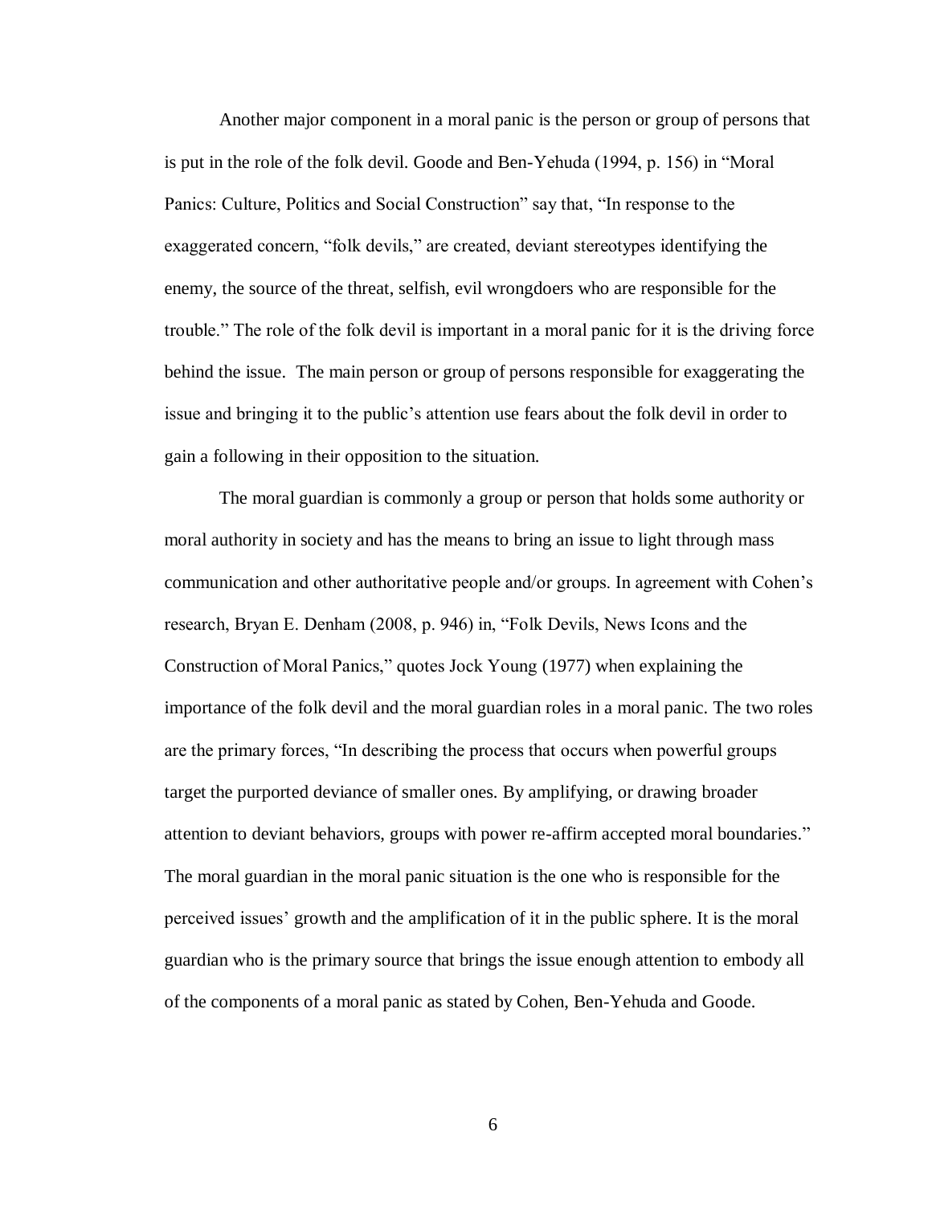Another major component in a moral panic is the person or group of persons that is put in the role of the folk devil. Goode and Ben-Yehuda (1994, p. 156) in "Moral Panics: Culture, Politics and Social Construction" say that, "In response to the exaggerated concern, "folk devils," are created, deviant stereotypes identifying the enemy, the source of the threat, selfish, evil wrongdoers who are responsible for the trouble." The role of the folk devil is important in a moral panic for it is the driving force behind the issue. The main person or group of persons responsible for exaggerating the issue and bringing it to the public's attention use fears about the folk devil in order to gain a following in their opposition to the situation.

The moral guardian is commonly a group or person that holds some authority or moral authority in society and has the means to bring an issue to light through mass communication and other authoritative people and/or groups. In agreement with Cohen's research, Bryan E. Denham (2008, p. 946) in, "Folk Devils, News Icons and the Construction of Moral Panics," quotes Jock Young (1977) when explaining the importance of the folk devil and the moral guardian roles in a moral panic. The two roles are the primary forces, "In describing the process that occurs when powerful groups target the purported deviance of smaller ones. By amplifying, or drawing broader attention to deviant behaviors, groups with power re-affirm accepted moral boundaries." The moral guardian in the moral panic situation is the one who is responsible for the perceived issues' growth and the amplification of it in the public sphere. It is the moral guardian who is the primary source that brings the issue enough attention to embody all of the components of a moral panic as stated by Cohen, Ben-Yehuda and Goode.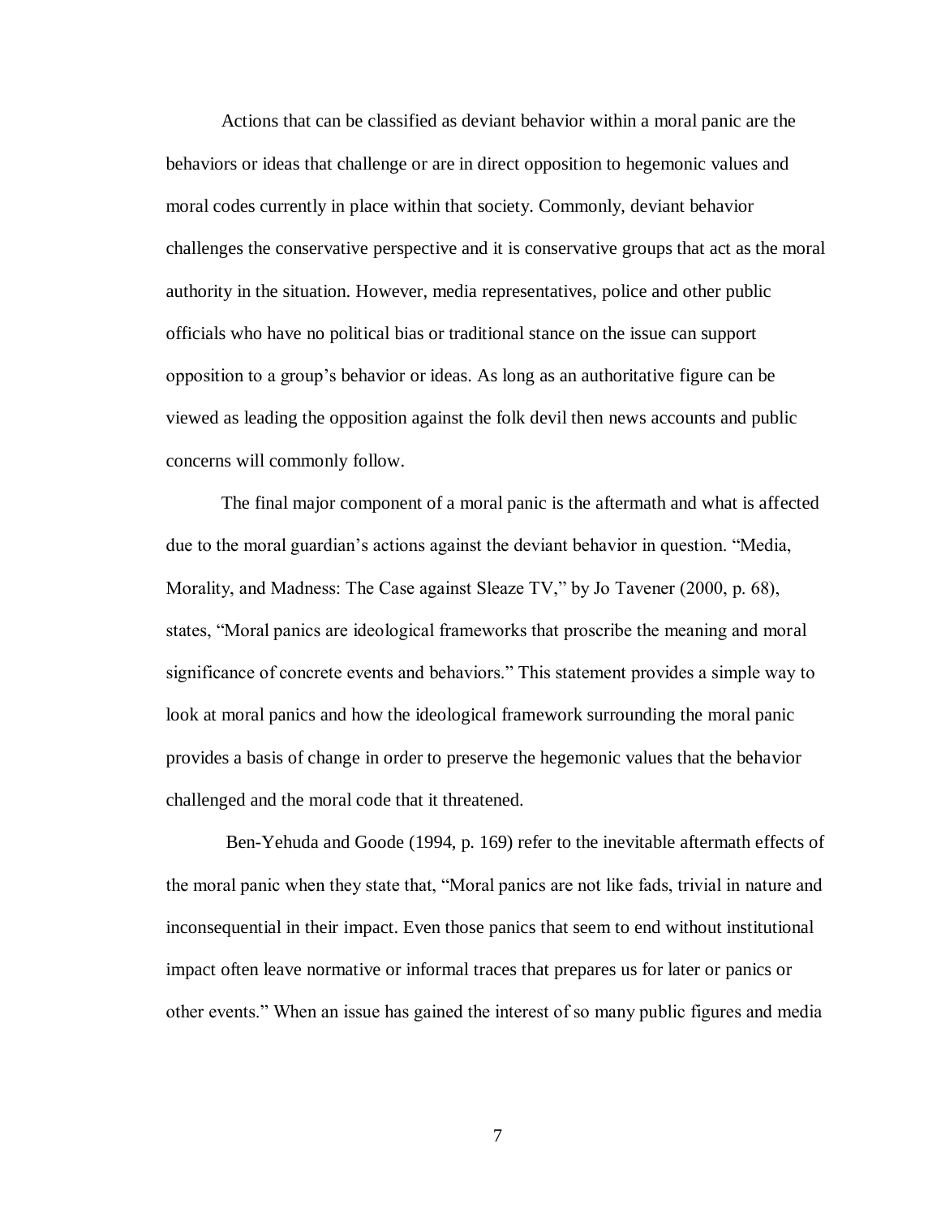Actions that can be classified as deviant behavior within a moral panic are the behaviors or ideas that challenge or are in direct opposition to hegemonic values and moral codes currently in place within that society. Commonly, deviant behavior challenges the conservative perspective and it is conservative groups that act as the moral authority in the situation. However, media representatives, police and other public officials who have no political bias or traditional stance on the issue can support opposition to a group's behavior or ideas. As long as an authoritative figure can be viewed as leading the opposition against the folk devil then news accounts and public concerns will commonly follow.

The final major component of a moral panic is the aftermath and what is affected due to the moral guardian's actions against the deviant behavior in question. "Media, Morality, and Madness: The Case against Sleaze TV," by Jo Tavener (2000, p. 68), states, "Moral panics are ideological frameworks that proscribe the meaning and moral significance of concrete events and behaviors." This statement provides a simple way to look at moral panics and how the ideological framework surrounding the moral panic provides a basis of change in order to preserve the hegemonic values that the behavior challenged and the moral code that it threatened.

Ben-Yehuda and Goode (1994, p. 169) refer to the inevitable aftermath effects of the moral panic when they state that, "Moral panics are not like fads, trivial in nature and inconsequential in their impact. Even those panics that seem to end without institutional impact often leave normative or informal traces that prepares us for later or panics or other events." When an issue has gained the interest of so many public figures and media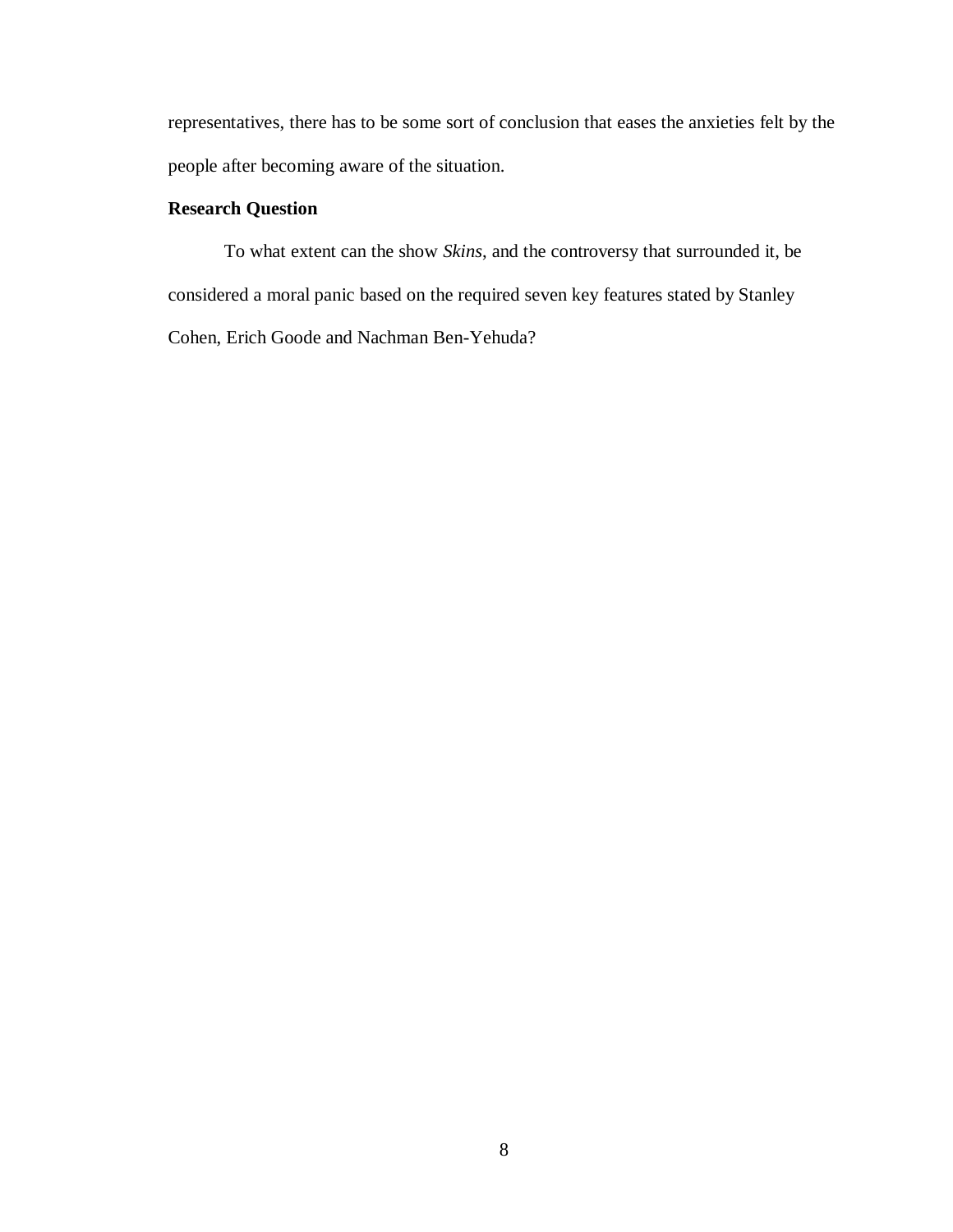representatives, there has to be some sort of conclusion that eases the anxieties felt by the people after becoming aware of the situation.

**Research Question**

To what extent can the show *Skins*, and the controversy that surrounded it, be considered a moral panic based on the required seven key features stated by Stanley Cohen, Erich Goode and Nachman Ben-Yehuda?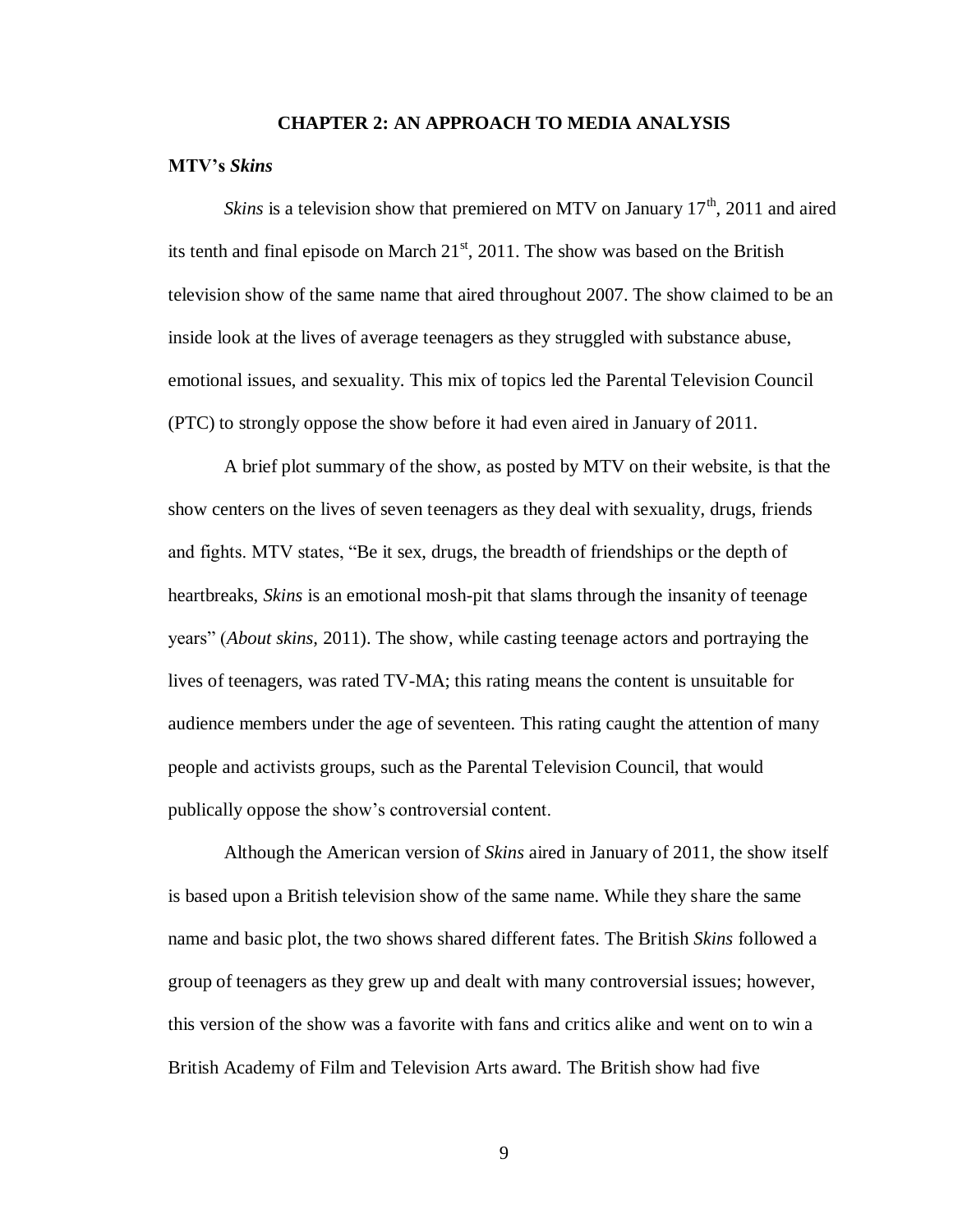# CHAPTER 2: AN APPROACH TO MEDIA ANALYSIS

## MTV's *Skins*

*Skins* is a television show that premiered on MTV on January 17th, 2011 and aired its tenth and final episode on March 21st, 2011. The show was based on the British television show of the same name that aired throughout 2007. The show claimed to be an inside look at the lives of average teenagers as they struggled with substance abuse, emotional issues, and sexuality. This mix of topics led the Parental Television Council (PTC) to strongly oppose the show before it had even aired in January of 2011.

A brief plot summary of the show, as posted by MTV on their website, is that the show centers on the lives of seven teenagers as they deal with sexuality, drugs, friends and fights. MTV states, "Be it sex, drugs, the breadth of friendships or the depth of heartbreaks, *Skins* is an emotional mosh-pit that slams through the insanity of teenage years" (*About skins,* 2011). The show, while casting teenage actors and portraying the lives of teenagers, was rated TV-MA; this rating means the content is unsuitable for audience members under the age of seventeen. This rating caught the attention of many people and activists groups, such as the Parental Television Council, that would publically oppose the show's controversial content.

Although the American version of *Skins* aired in January of 2011, the show itself is based upon a British television show of the same name. While they share the same name and basic plot, the two shows shared different fates. The British *Skins* followed a group of teenagers as they grew up and dealt with many controversial issues; however, this version of the show was a favorite with fans and critics alike and went on to win a British Academy of Film and Television Arts award. The British show had five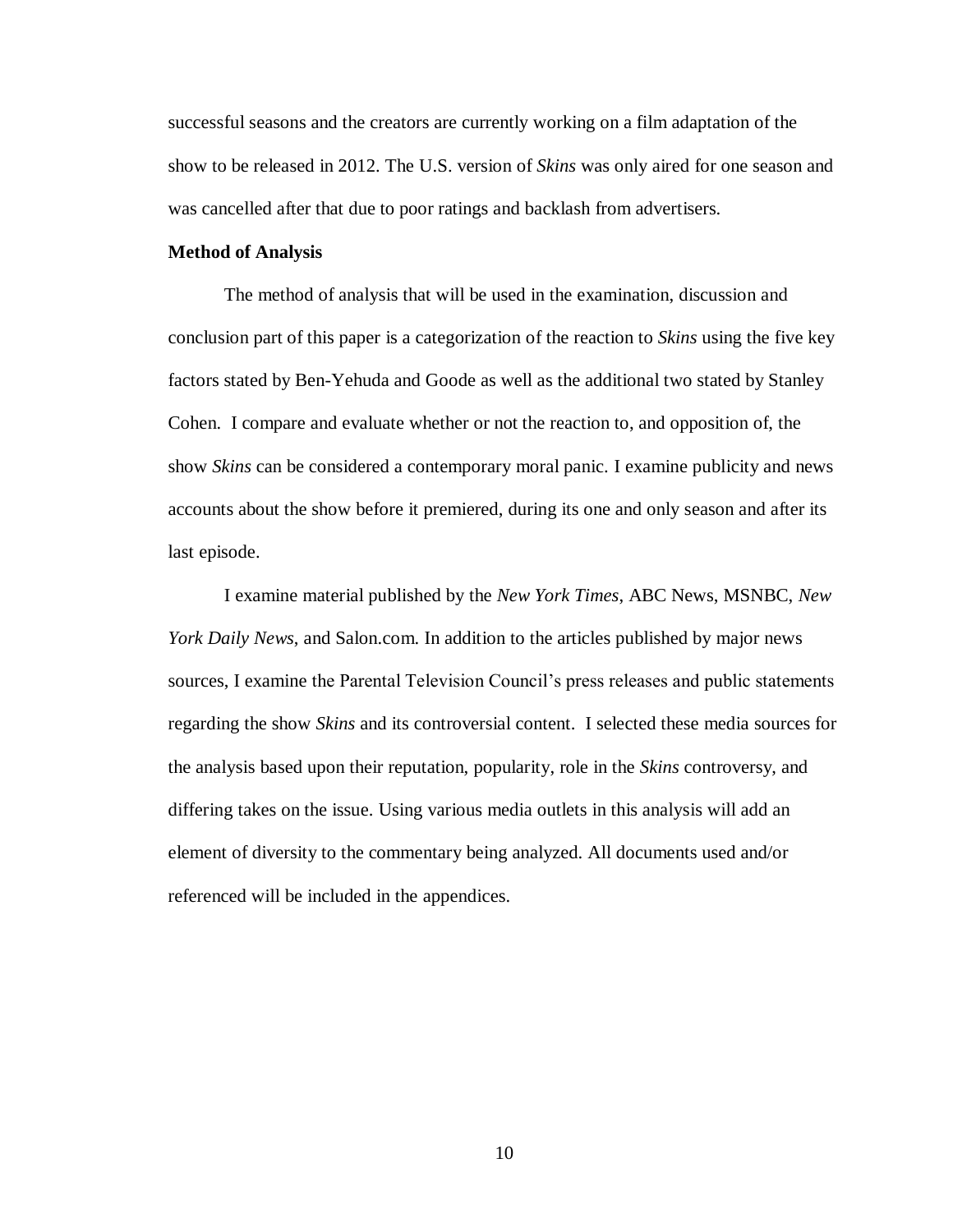successful seasons and the creators are currently working on a film adaptation of the show to be released in 2012. The U.S. version of *Skins* was only aired for one season and was cancelled after that due to poor ratings and backlash from advertisers.

**Method of Analysis**

The method of analysis that will be used in the examination, discussion and conclusion part of this paper is a categorization of the reaction to *Skins* using the five key factors stated by Ben-Yehuda and Goode as well as the additional two stated by Stanley Cohen. I compare and evaluate whether or not the reaction to, and opposition of, the show *Skins* can be considered a contemporary moral panic. I examine publicity and news accounts about the show before it premiered, during its one and only season and after its last episode.

I examine material published by the *New York Times,* ABC News, MSNBC, *New York Daily News*, and Salon.com. In addition to the articles published by major news sources, I examine the Parental Television Council's press releases and public statements regarding the show *Skins* and its controversial content. I selected these media sources for the analysis based upon their reputation, popularity, role in the *Skins* controversy, and differing takes on the issue. Using various media outlets in this analysis will add an element of diversity to the commentary being analyzed. All documents used and/or referenced will be included in the appendices.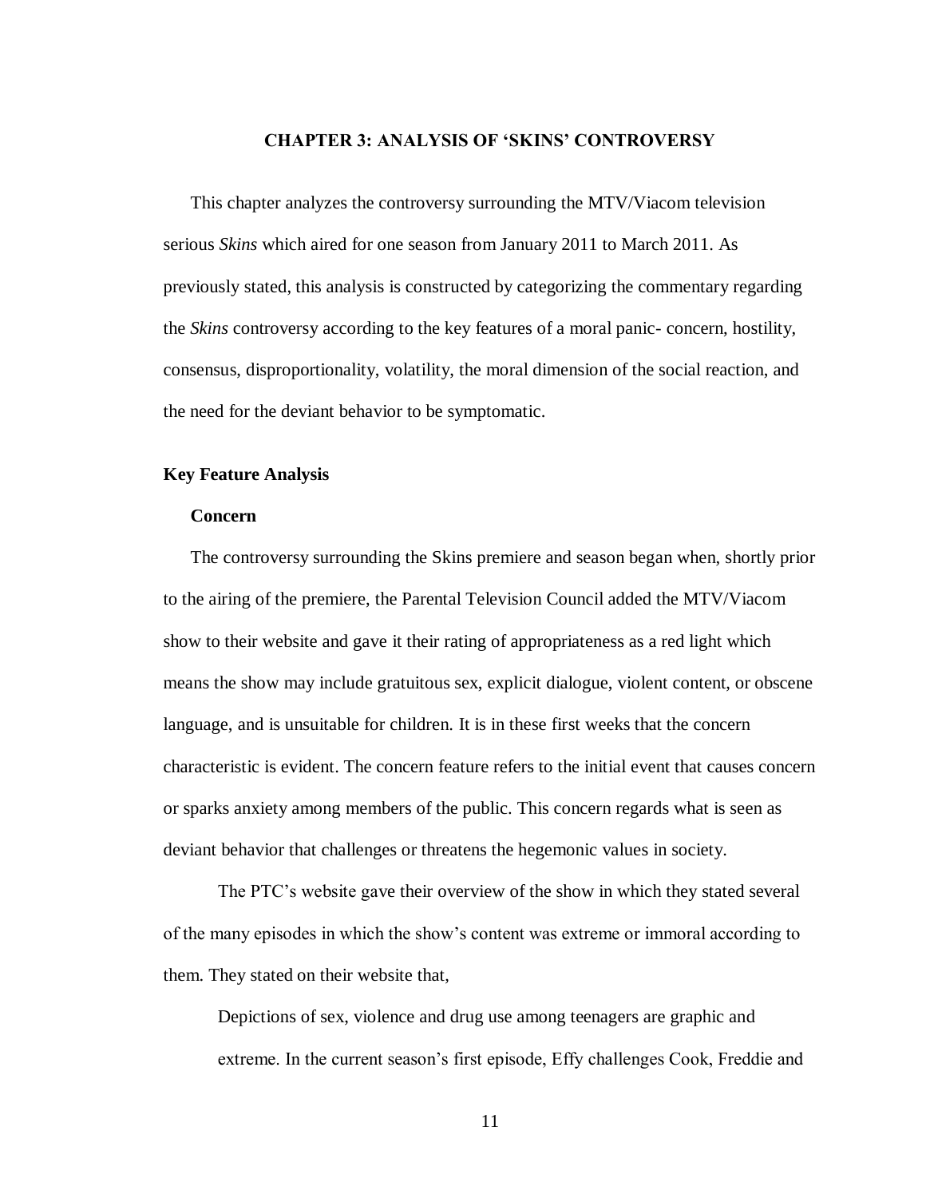## CHAPTER 3: ANALYSIS OF 'SKINS' CONTROVERSY

This chapter analyzes the controversy surrounding the MTV/Viacom television serious *Skins* which aired for one season from January 2011 to March 2011. As previously stated, this analysis is constructed by categorizing the commentary regarding the *Skins* controversy according to the key features of a moral panic- concern, hostility, consensus, disproportionality, volatility, the moral dimension of the social reaction, and the need for the deviant behavior to be symptomatic.

### Key Feature Analysis

#### Concern

The controversy surrounding the Skins premiere and season began when, shortly prior to the airing of the premiere, the Parental Television Council added the MTV/Viacom show to their website and gave it their rating of appropriateness as a red light which means the show may include gratuitous sex, explicit dialogue, violent content, or obscene language, and is unsuitable for children. It is in these first weeks that the concern characteristic is evident. The concern feature refers to the initial event that causes concern or sparks anxiety among members of the public. This concern regards what is seen as deviant behavior that challenges or threatens the hegemonic values in society.

The PTC's website gave their overview of the show in which they stated several of the many episodes in which the show's content was extreme or immoral according to them. They stated on their website that,

> Depictions of sex, violence and drug use among teenagers are graphic and extreme. In the current season's first episode, Effy challenges Cook, Freddie and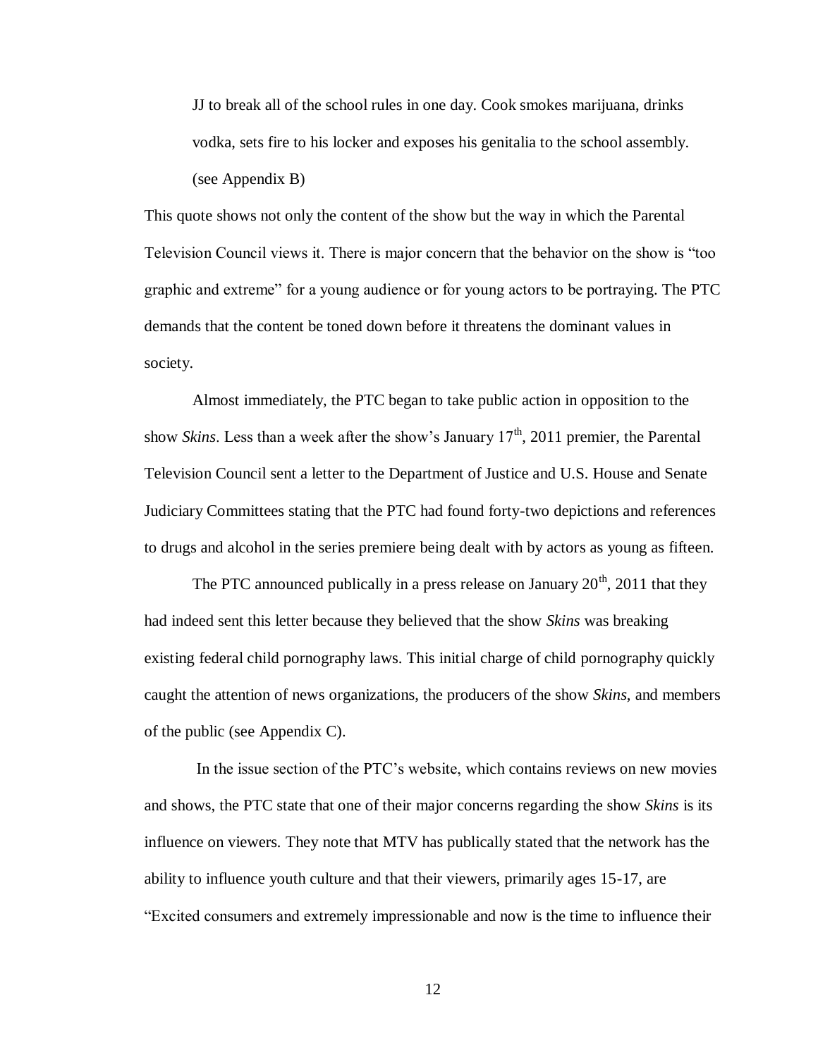> JJ to break all of the school rules in one day. Cook smokes marijuana, drinks vodka, sets fire to his locker and exposes his genitalia to the school assembly. (see Appendix B)

This quote shows not only the content of the show but the way in which the Parental Television Council views it. There is major concern that the behavior on the show is "too graphic and extreme" for a young audience or for young actors to be portraying. The PTC demands that the content be toned down before it threatens the dominant values in society.

Almost immediately, the PTC began to take public action in opposition to the show *Skins*. Less than a week after the show's January 17th, 2011 premier, the Parental Television Council sent a letter to the Department of Justice and U.S. House and Senate Judiciary Committees stating that the PTC had found forty-two depictions and references to drugs and alcohol in the series premiere being dealt with by actors as young as fifteen.

The PTC announced publically in a press release on January 20th, 2011 that they had indeed sent this letter because they believed that the show *Skins* was breaking existing federal child pornography laws. This initial charge of child pornography quickly caught the attention of news organizations, the producers of the show *Skins*, and members of the public (see Appendix C).

In the issue section of the PTC's website, which contains reviews on new movies and shows, the PTC state that one of their major concerns regarding the show *Skins* is its influence on viewers. They note that MTV has publically stated that the network has the ability to influence youth culture and that their viewers, primarily ages 15-17, are "Excited consumers and extremely impressionable and now is the time to influence their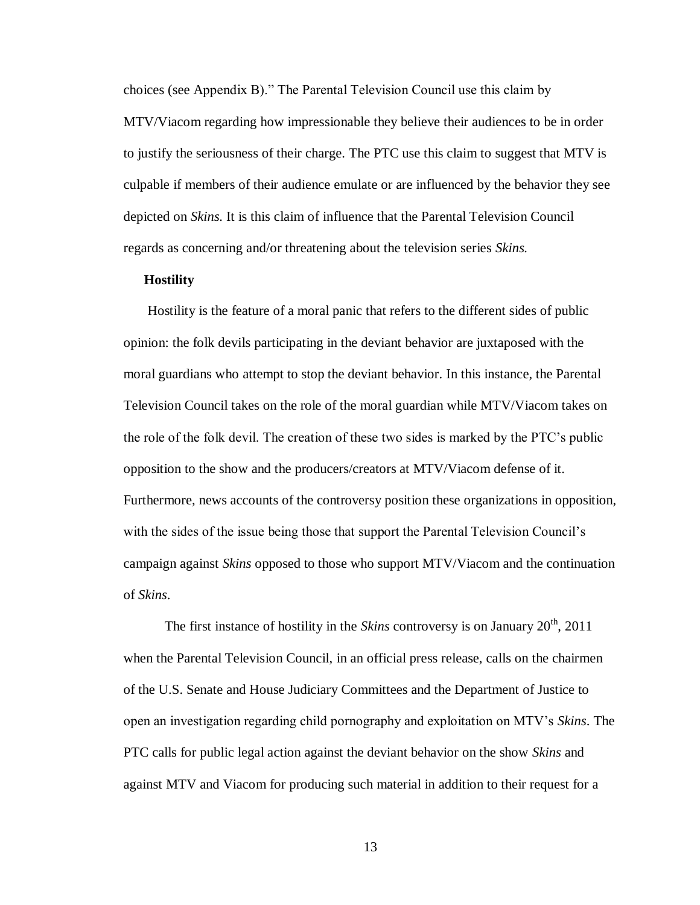choices (see Appendix B)." The Parental Television Council use this claim by MTV/Viacom regarding how impressionable they believe their audiences to be in order to justify the seriousness of their charge. The PTC use this claim to suggest that MTV is culpable if members of their audience emulate or are influenced by the behavior they see depicted on *Skins.* It is this claim of influence that the Parental Television Council regards as concerning and/or threatening about the television series *Skins.*

**Hostility**

Hostility is the feature of a moral panic that refers to the different sides of public opinion: the folk devils participating in the deviant behavior are juxtaposed with the moral guardians who attempt to stop the deviant behavior. In this instance, the Parental Television Council takes on the role of the moral guardian while MTV/Viacom takes on the role of the folk devil. The creation of these two sides is marked by the PTC's public opposition to the show and the producers/creators at MTV/Viacom defense of it. Furthermore, news accounts of the controversy position these organizations in opposition, with the sides of the issue being those that support the Parental Television Council's campaign against *Skins* opposed to those who support MTV/Viacom and the continuation of *Skins*.

The first instance of hostility in the *Skins* controversy is on January 20th, 2011 when the Parental Television Council, in an official press release, calls on the chairmen of the U.S. Senate and House Judiciary Committees and the Department of Justice to open an investigation regarding child pornography and exploitation on MTV's *Skins*. The PTC calls for public legal action against the deviant behavior on the show *Skins* and against MTV and Viacom for producing such material in addition to their request for a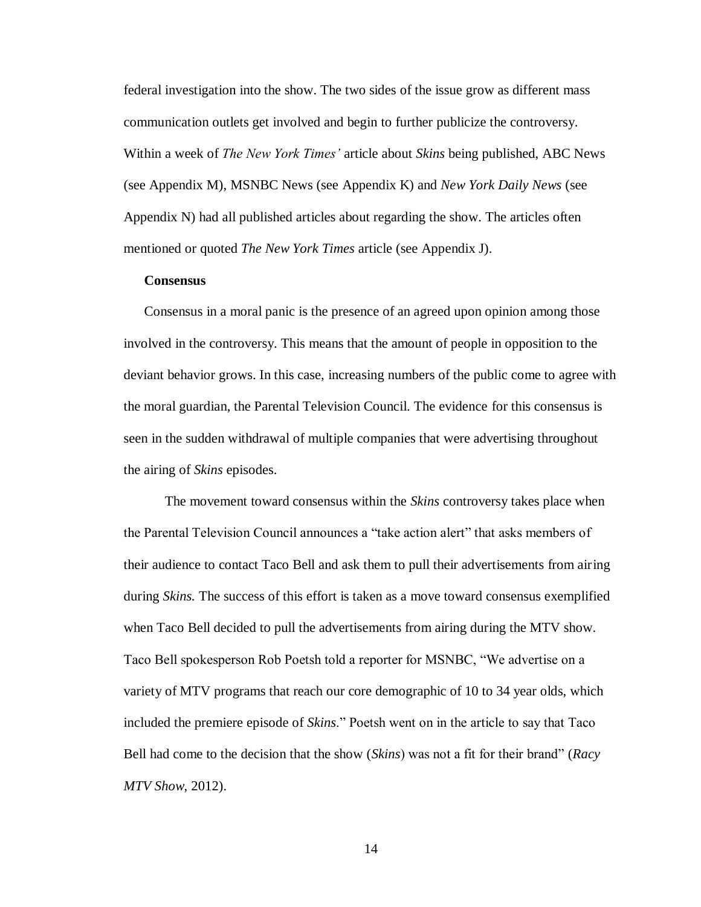federal investigation into the show. The two sides of the issue grow as different mass communication outlets get involved and begin to further publicize the controversy. Within a week of *The New York Times'* article about *Skins* being published, ABC News (see Appendix M), MSNBC News (see Appendix K) and *New York Daily News* (see Appendix N) had all published articles about regarding the show. The articles often mentioned or quoted *The New York Times* article (see Appendix J).

**Consensus**

Consensus in a moral panic is the presence of an agreed upon opinion among those involved in the controversy. This means that the amount of people in opposition to the deviant behavior grows. In this case, increasing numbers of the public come to agree with the moral guardian, the Parental Television Council. The evidence for this consensus is seen in the sudden withdrawal of multiple companies that were advertising throughout the airing of *Skins* episodes.

The movement toward consensus within the *Skins* controversy takes place when the Parental Television Council announces a "take action alert" that asks members of their audience to contact Taco Bell and ask them to pull their advertisements from airing during *Skins.* The success of this effort is taken as a move toward consensus exemplified when Taco Bell decided to pull the advertisements from airing during the MTV show. Taco Bell spokesperson Rob Poetsh told a reporter for MSNBC, "We advertise on a variety of MTV programs that reach our core demographic of 10 to 34 year olds, which included the premiere episode of *Skins*." Poetsh went on in the article to say that Taco Bell had come to the decision that the show (*Skins*) was not a fit for their brand" (*Racy MTV Show*, 2012).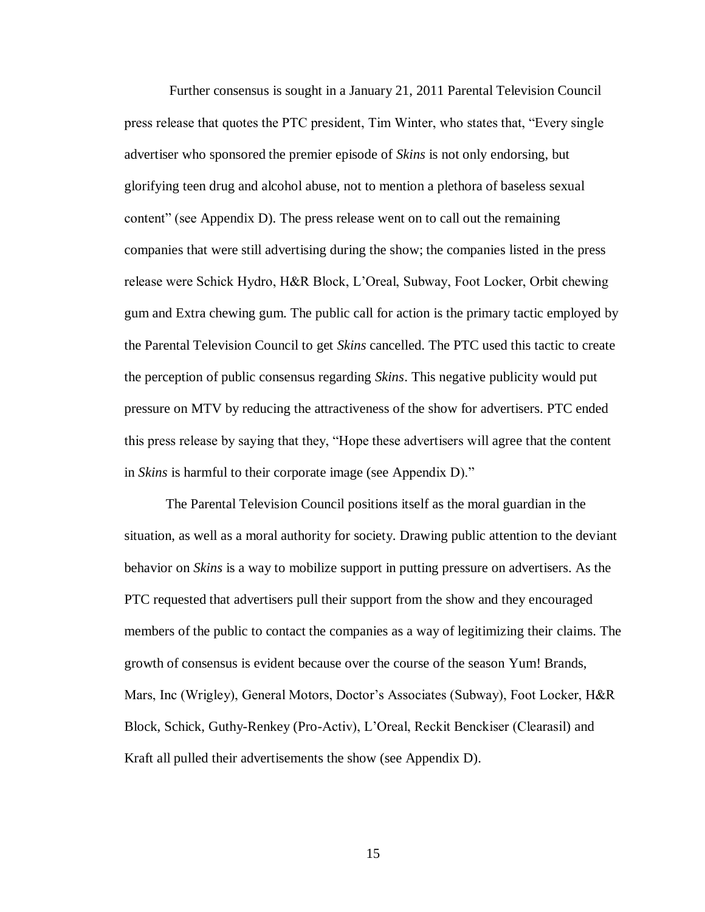Further consensus is sought in a January 21, 2011 Parental Television Council press release that quotes the PTC president, Tim Winter, who states that, "Every single advertiser who sponsored the premier episode of *Skins* is not only endorsing, but glorifying teen drug and alcohol abuse, not to mention a plethora of baseless sexual content" (see Appendix D). The press release went on to call out the remaining companies that were still advertising during the show; the companies listed in the press release were Schick Hydro, H&R Block, L'Oreal, Subway, Foot Locker, Orbit chewing gum and Extra chewing gum. The public call for action is the primary tactic employed by the Parental Television Council to get *Skins* cancelled. The PTC used this tactic to create the perception of public consensus regarding *Skins*. This negative publicity would put pressure on MTV by reducing the attractiveness of the show for advertisers. PTC ended this press release by saying that they, "Hope these advertisers will agree that the content in *Skins* is harmful to their corporate image (see Appendix D)."

The Parental Television Council positions itself as the moral guardian in the situation, as well as a moral authority for society. Drawing public attention to the deviant behavior on *Skins* is a way to mobilize support in putting pressure on advertisers. As the PTC requested that advertisers pull their support from the show and they encouraged members of the public to contact the companies as a way of legitimizing their claims. The growth of consensus is evident because over the course of the season Yum! Brands, Mars, Inc (Wrigley), General Motors, Doctor's Associates (Subway), Foot Locker, H&R Block, Schick, Guthy-Renkey (Pro-Activ), L'Oreal, Reckit Benckiser (Clearasil) and Kraft all pulled their advertisements the show (see Appendix D).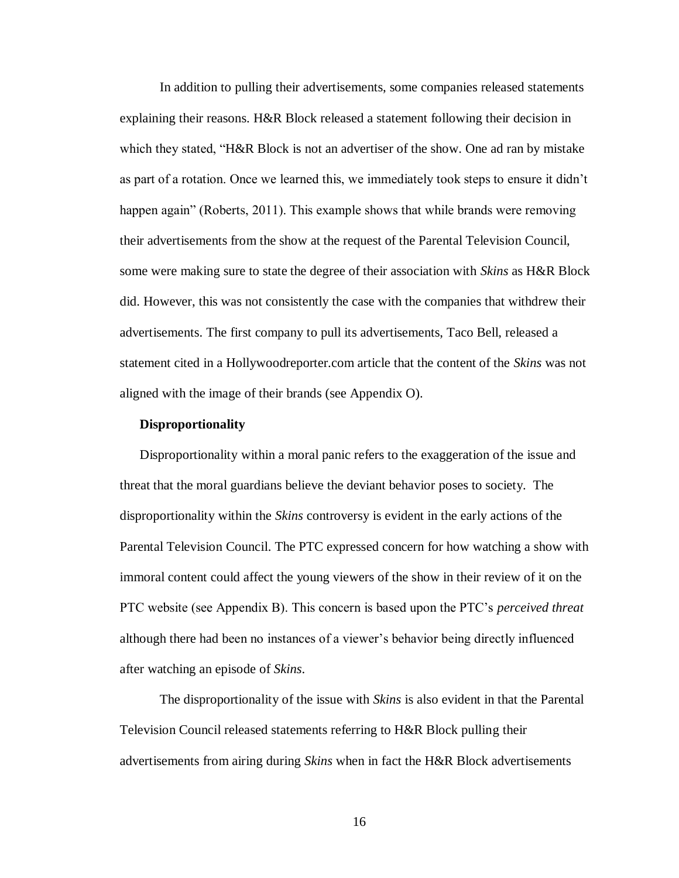In addition to pulling their advertisements, some companies released statements explaining their reasons. H&R Block released a statement following their decision in which they stated, "H&R Block is not an advertiser of the show. One ad ran by mistake as part of a rotation. Once we learned this, we immediately took steps to ensure it didn't happen again" (Roberts, 2011). This example shows that while brands were removing their advertisements from the show at the request of the Parental Television Council, some were making sure to state the degree of their association with *Skins* as H&R Block did. However, this was not consistently the case with the companies that withdrew their advertisements. The first company to pull its advertisements, Taco Bell, released a statement cited in a Hollywoodreporter.com article that the content of the *Skins* was not aligned with the image of their brands (see Appendix O).

**Disproportionality**

Disproportionality within a moral panic refers to the exaggeration of the issue and threat that the moral guardians believe the deviant behavior poses to society. The disproportionality within the *Skins* controversy is evident in the early actions of the Parental Television Council. The PTC expressed concern for how watching a show with immoral content could affect the young viewers of the show in their review of it on the PTC website (see Appendix B). This concern is based upon the PTC's *perceived threat* although there had been no instances of a viewer's behavior being directly influenced after watching an episode of *Skins*.

The disproportionality of the issue with *Skins* is also evident in that the Parental Television Council released statements referring to H&R Block pulling their advertisements from airing during *Skins* when in fact the H&R Block advertisements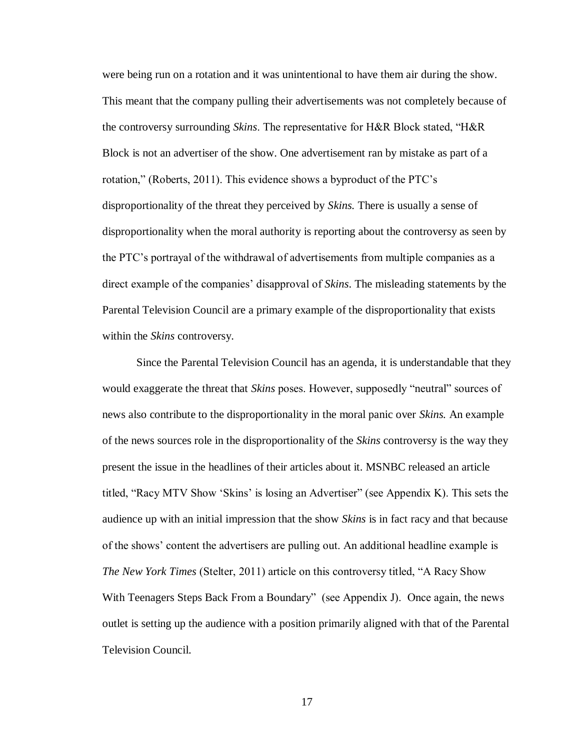were being run on a rotation and it was unintentional to have them air during the show. This meant that the company pulling their advertisements was not completely because of the controversy surrounding *Skins*. The representative for H&R Block stated, "H&R Block is not an advertiser of the show. One advertisement ran by mistake as part of a rotation," (Roberts, 2011). This evidence shows a byproduct of the PTC's disproportionality of the threat they perceived by *Skins.* There is usually a sense of disproportionality when the moral authority is reporting about the controversy as seen by the PTC's portrayal of the withdrawal of advertisements from multiple companies as a direct example of the companies' disapproval of *Skins*. The misleading statements by the Parental Television Council are a primary example of the disproportionality that exists within the *Skins* controversy.

Since the Parental Television Council has an agenda, it is understandable that they would exaggerate the threat that *Skins* poses. However, supposedly "neutral" sources of news also contribute to the disproportionality in the moral panic over *Skins.* An example of the news sources role in the disproportionality of the *Skins* controversy is the way they present the issue in the headlines of their articles about it. MSNBC released an article titled, "Racy MTV Show 'Skins' is losing an Advertiser" (see Appendix K). This sets the audience up with an initial impression that the show *Skins* is in fact racy and that because of the shows' content the advertisers are pulling out. An additional headline example is *The New York Times* (Stelter, 2011) article on this controversy titled, "A Racy Show With Teenagers Steps Back From a Boundary" (see Appendix J). Once again, the news outlet is setting up the audience with a position primarily aligned with that of the Parental Television Council.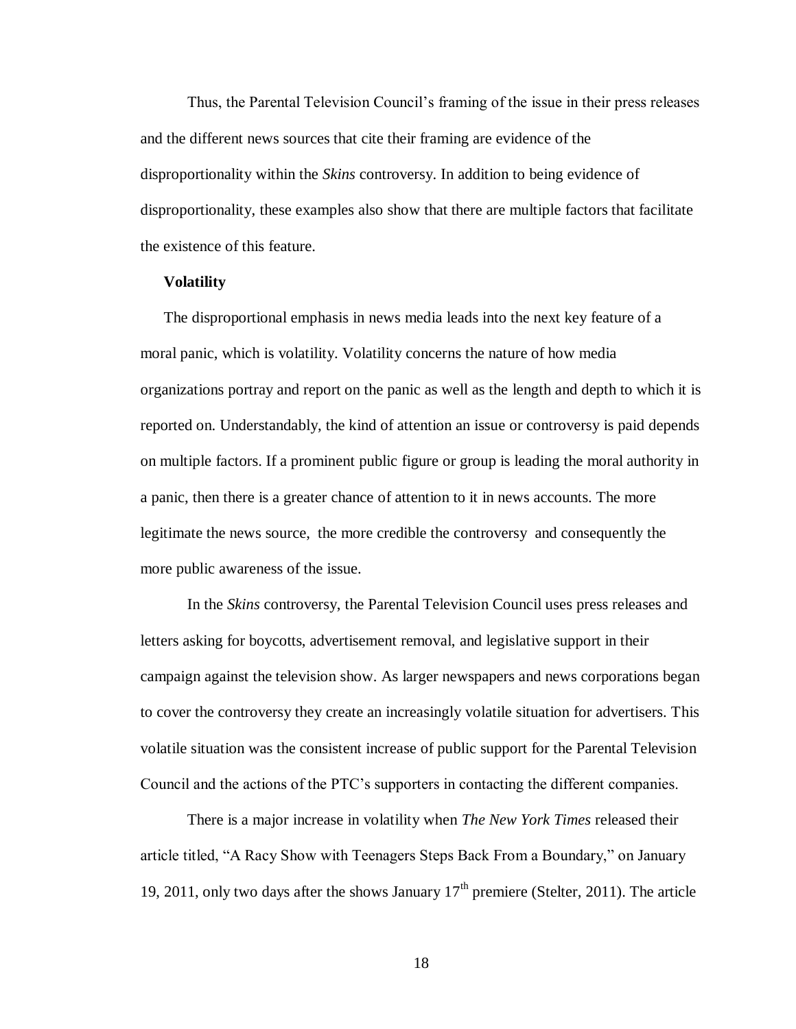Thus, the Parental Television Council's framing of the issue in their press releases and the different news sources that cite their framing are evidence of the disproportionality within the *Skins* controversy. In addition to being evidence of disproportionality, these examples also show that there are multiple factors that facilitate the existence of this feature.

**Volatility**

The disproportional emphasis in news media leads into the next key feature of a moral panic, which is volatility. Volatility concerns the nature of how media organizations portray and report on the panic as well as the length and depth to which it is reported on. Understandably, the kind of attention an issue or controversy is paid depends on multiple factors. If a prominent public figure or group is leading the moral authority in a panic, then there is a greater chance of attention to it in news accounts. The more legitimate the news source, the more credible the controversy and consequently the more public awareness of the issue.

In the *Skins* controversy, the Parental Television Council uses press releases and letters asking for boycotts, advertisement removal, and legislative support in their campaign against the television show. As larger newspapers and news corporations began to cover the controversy they create an increasingly volatile situation for advertisers. This volatile situation was the consistent increase of public support for the Parental Television Council and the actions of the PTC's supporters in contacting the different companies.

There is a major increase in volatility when *The New York Times* released their article titled, "A Racy Show with Teenagers Steps Back From a Boundary," on January 19, 2011, only two days after the shows January 17th premiere (Stelter, 2011). The article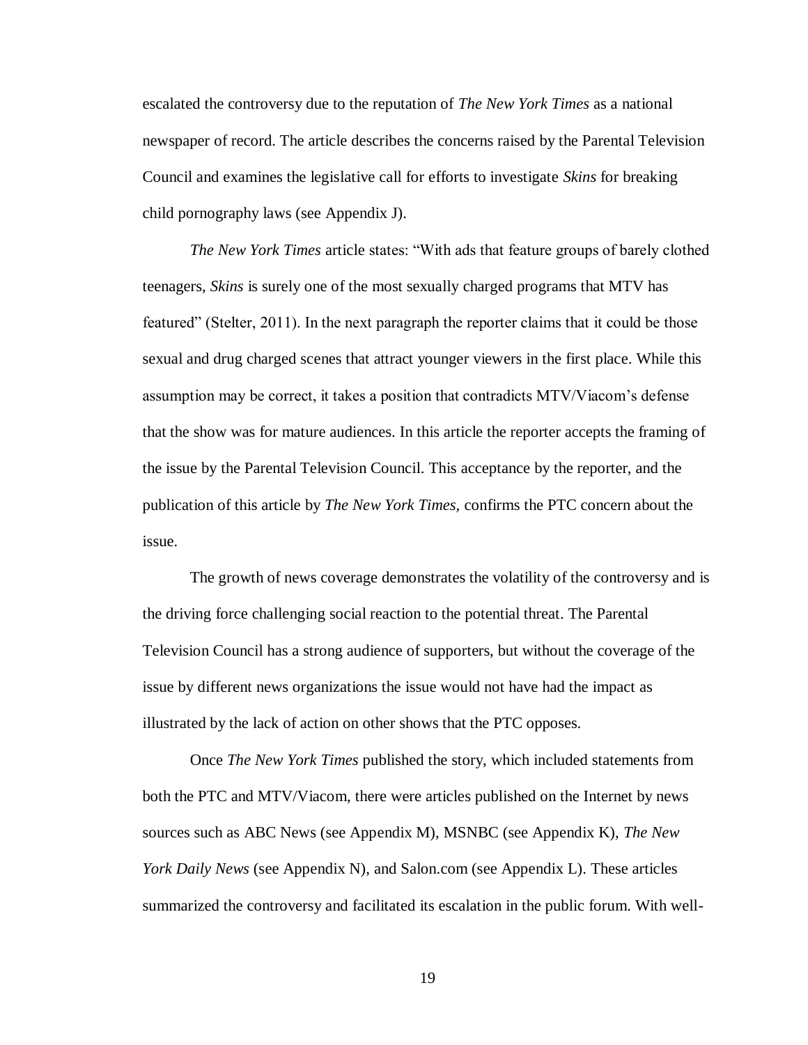escalated the controversy due to the reputation of *The New York Times* as a national newspaper of record. The article describes the concerns raised by the Parental Television Council and examines the legislative call for efforts to investigate *Skins* for breaking child pornography laws (see Appendix J).

*The New York Times* article states: "With ads that feature groups of barely clothed teenagers, *Skins* is surely one of the most sexually charged programs that MTV has featured" (Stelter, 2011). In the next paragraph the reporter claims that it could be those sexual and drug charged scenes that attract younger viewers in the first place. While this assumption may be correct, it takes a position that contradicts MTV/Viacom's defense that the show was for mature audiences. In this article the reporter accepts the framing of the issue by the Parental Television Council. This acceptance by the reporter, and the publication of this article by *The New York Times,* confirms the PTC concern about the issue.

The growth of news coverage demonstrates the volatility of the controversy and is the driving force challenging social reaction to the potential threat. The Parental Television Council has a strong audience of supporters, but without the coverage of the issue by different news organizations the issue would not have had the impact as illustrated by the lack of action on other shows that the PTC opposes.

Once *The New York Times* published the story, which included statements from both the PTC and MTV/Viacom, there were articles published on the Internet by news sources such as ABC News (see Appendix M), MSNBC (see Appendix K), *The New York Daily News* (see Appendix N), and Salon.com (see Appendix L). These articles summarized the controversy and facilitated its escalation in the public forum. With well-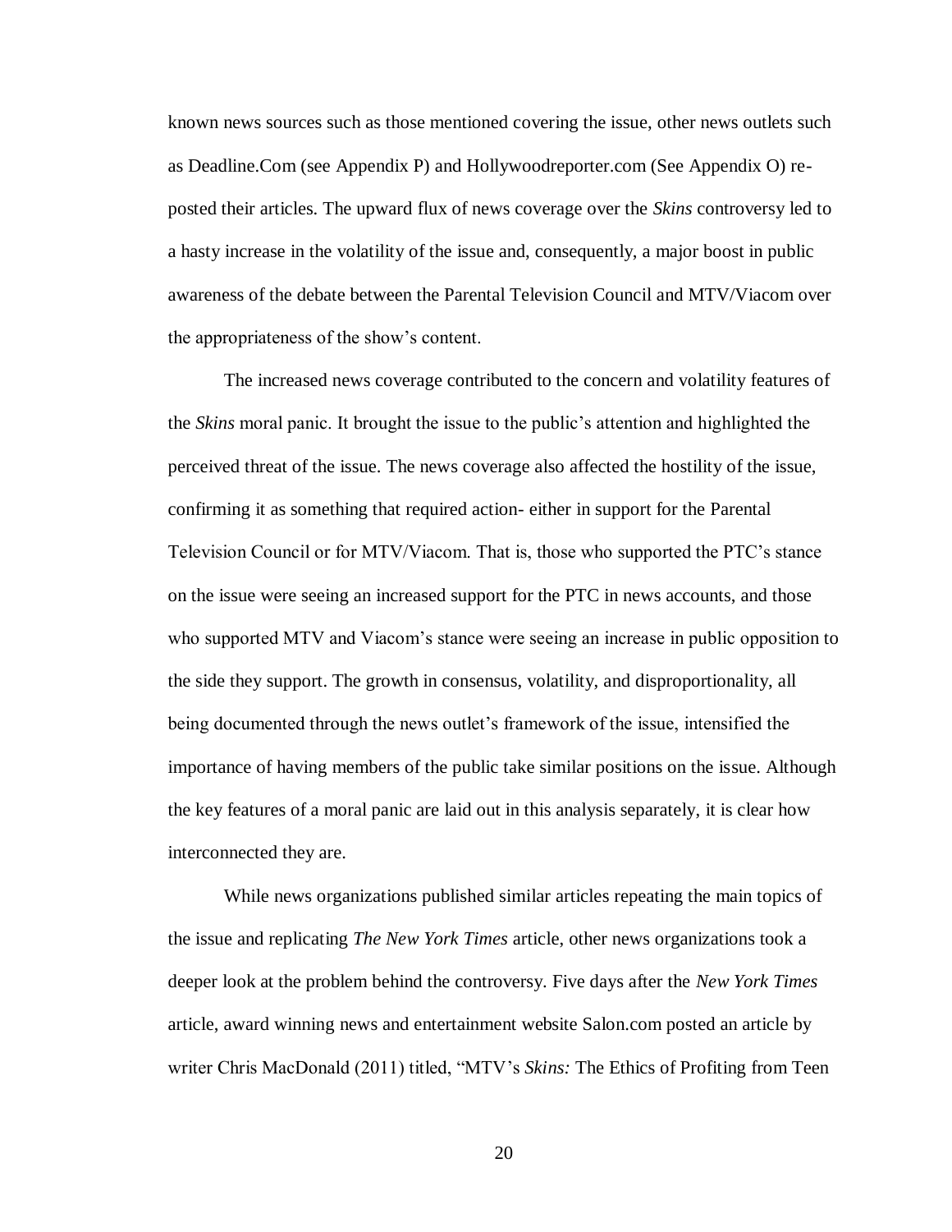known news sources such as those mentioned covering the issue, other news outlets such as Deadline.Com (see Appendix P) and Hollywoodreporter.com (See Appendix O) re-posted their articles. The upward flux of news coverage over the *Skins* controversy led to a hasty increase in the volatility of the issue and, consequently, a major boost in public awareness of the debate between the Parental Television Council and MTV/Viacom over the appropriateness of the show's content.

The increased news coverage contributed to the concern and volatility features of the *Skins* moral panic. It brought the issue to the public's attention and highlighted the perceived threat of the issue. The news coverage also affected the hostility of the issue, confirming it as something that required action- either in support for the Parental Television Council or for MTV/Viacom. That is, those who supported the PTC's stance on the issue were seeing an increased support for the PTC in news accounts, and those who supported MTV and Viacom's stance were seeing an increase in public opposition to the side they support. The growth in consensus, volatility, and disproportionality, all being documented through the news outlet's framework of the issue, intensified the importance of having members of the public take similar positions on the issue. Although the key features of a moral panic are laid out in this analysis separately, it is clear how interconnected they are.

While news organizations published similar articles repeating the main topics of the issue and replicating *The New York Times* article, other news organizations took a deeper look at the problem behind the controversy. Five days after the *New York Times* article, award winning news and entertainment website Salon.com posted an article by writer Chris MacDonald (2011) titled, "MTV's *Skins:* The Ethics of Profiting from Teen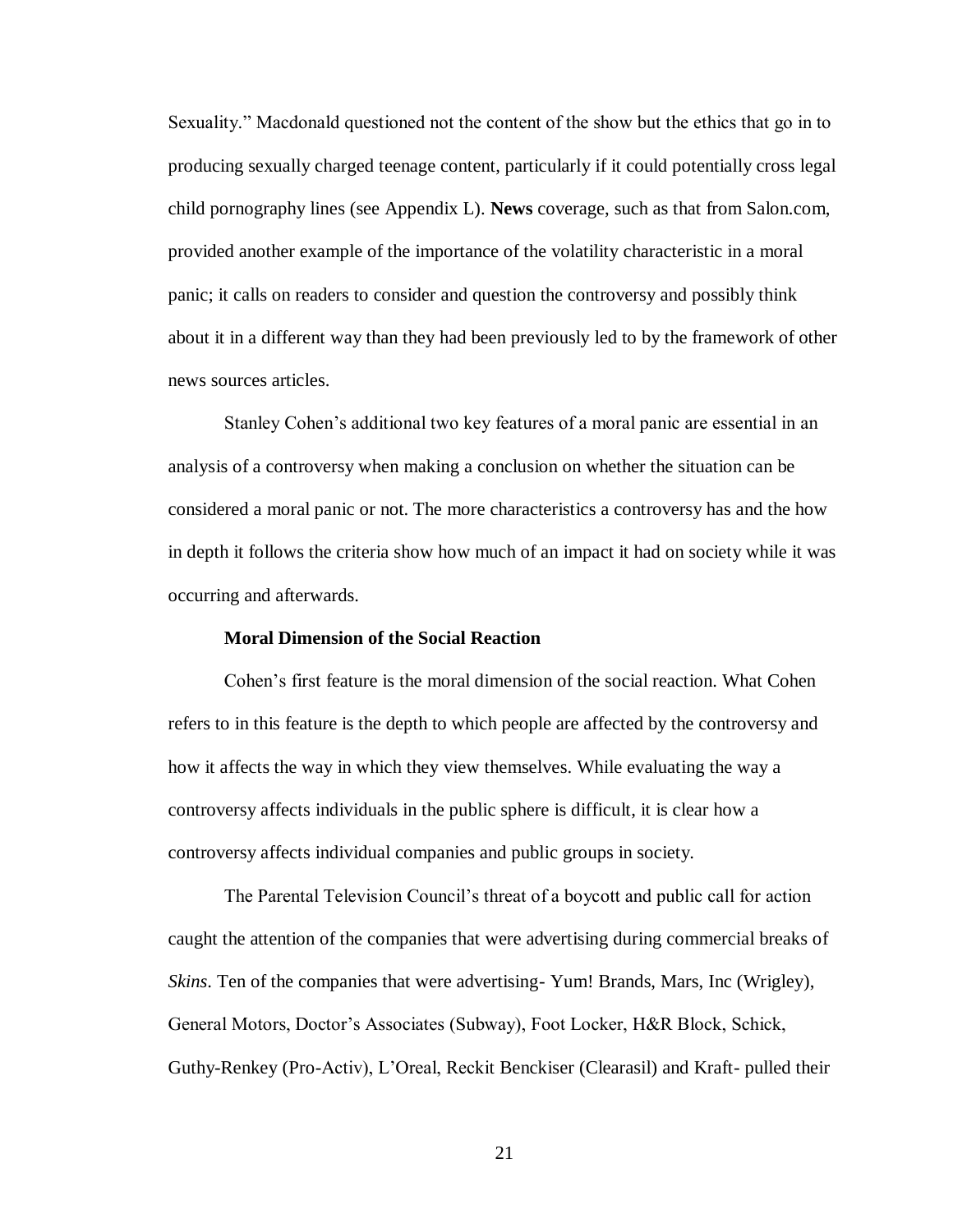Sexuality." Macdonald questioned not the content of the show but the ethics that go in to producing sexually charged teenage content, particularly if it could potentially cross legal child pornography lines (see Appendix L). **News** coverage, such as that from Salon.com, provided another example of the importance of the volatility characteristic in a moral panic; it calls on readers to consider and question the controversy and possibly think about it in a different way than they had been previously led to by the framework of other news sources articles.

Stanley Cohen's additional two key features of a moral panic are essential in an analysis of a controversy when making a conclusion on whether the situation can be considered a moral panic or not. The more characteristics a controversy has and the how in depth it follows the criteria show how much of an impact it had on society while it was occurring and afterwards.

### Moral Dimension of the Social Reaction

Cohen's first feature is the moral dimension of the social reaction. What Cohen refers to in this feature is the depth to which people are affected by the controversy and how it affects the way in which they view themselves. While evaluating the way a controversy affects individuals in the public sphere is difficult, it is clear how a controversy affects individual companies and public groups in society.

The Parental Television Council's threat of a boycott and public call for action caught the attention of the companies that were advertising during commercial breaks of *Skins*. Ten of the companies that were advertising- Yum! Brands, Mars, Inc (Wrigley), General Motors, Doctor's Associates (Subway), Foot Locker, H&R Block, Schick, Guthy-Renkey (Pro-Activ), L'Oreal, Reckit Benckiser (Clearasil) and Kraft- pulled their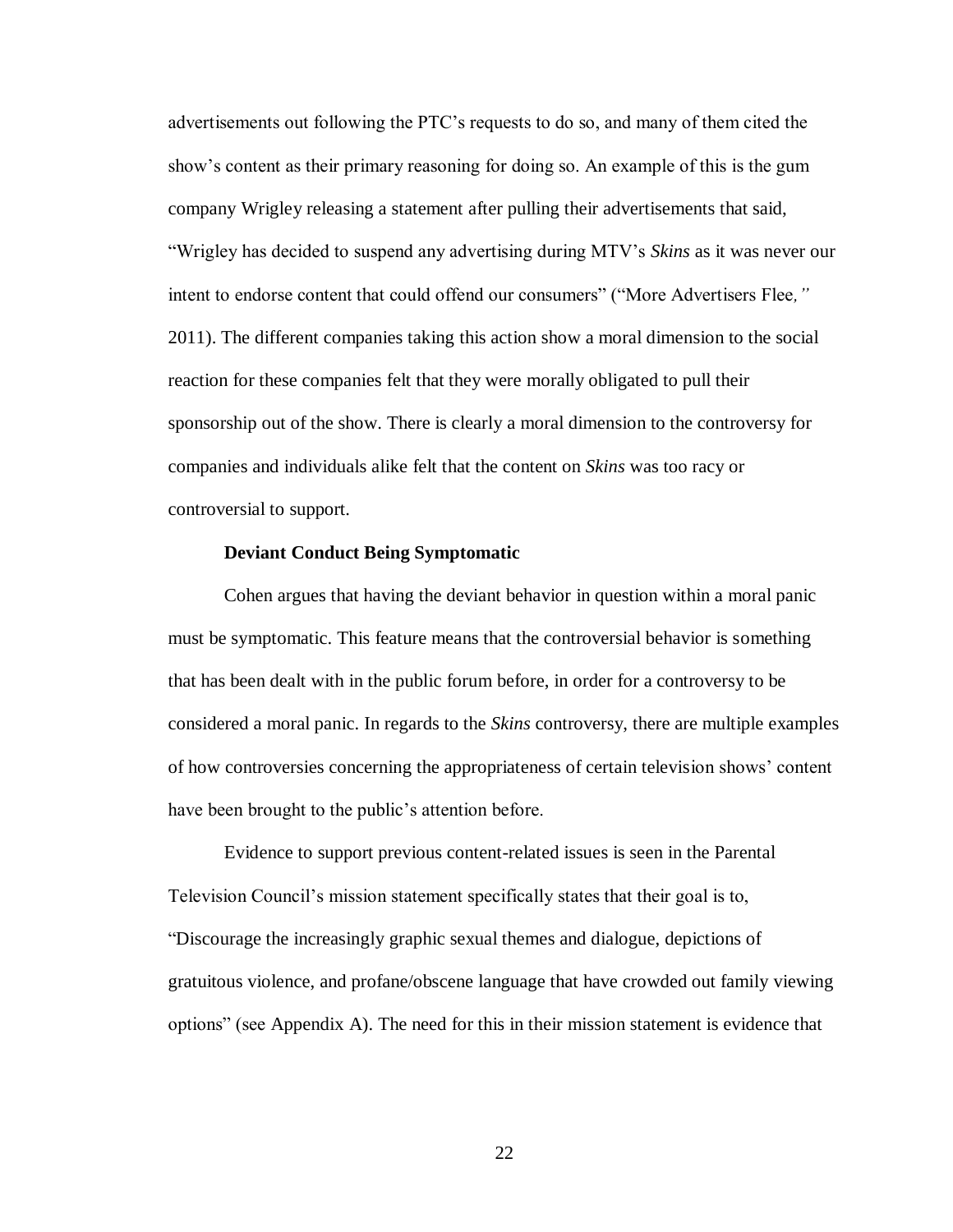advertisements out following the PTC's requests to do so, and many of them cited the show's content as their primary reasoning for doing so. An example of this is the gum company Wrigley releasing a statement after pulling their advertisements that said, "Wrigley has decided to suspend any advertising during MTV's *Skins* as it was never our intent to endorse content that could offend our consumers" ("More Advertisers Flee*,"* 2011). The different companies taking this action show a moral dimension to the social reaction for these companies felt that they were morally obligated to pull their sponsorship out of the show. There is clearly a moral dimension to the controversy for companies and individuals alike felt that the content on *Skins* was too racy or controversial to support.

**Deviant Conduct Being Symptomatic**

Cohen argues that having the deviant behavior in question within a moral panic must be symptomatic. This feature means that the controversial behavior is something that has been dealt with in the public forum before, in order for a controversy to be considered a moral panic. In regards to the *Skins* controversy, there are multiple examples of how controversies concerning the appropriateness of certain television shows' content have been brought to the public's attention before.

Evidence to support previous content-related issues is seen in the Parental Television Council's mission statement specifically states that their goal is to, "Discourage the increasingly graphic sexual themes and dialogue, depictions of gratuitous violence, and profane/obscene language that have crowded out family viewing options" (see Appendix A). The need for this in their mission statement is evidence that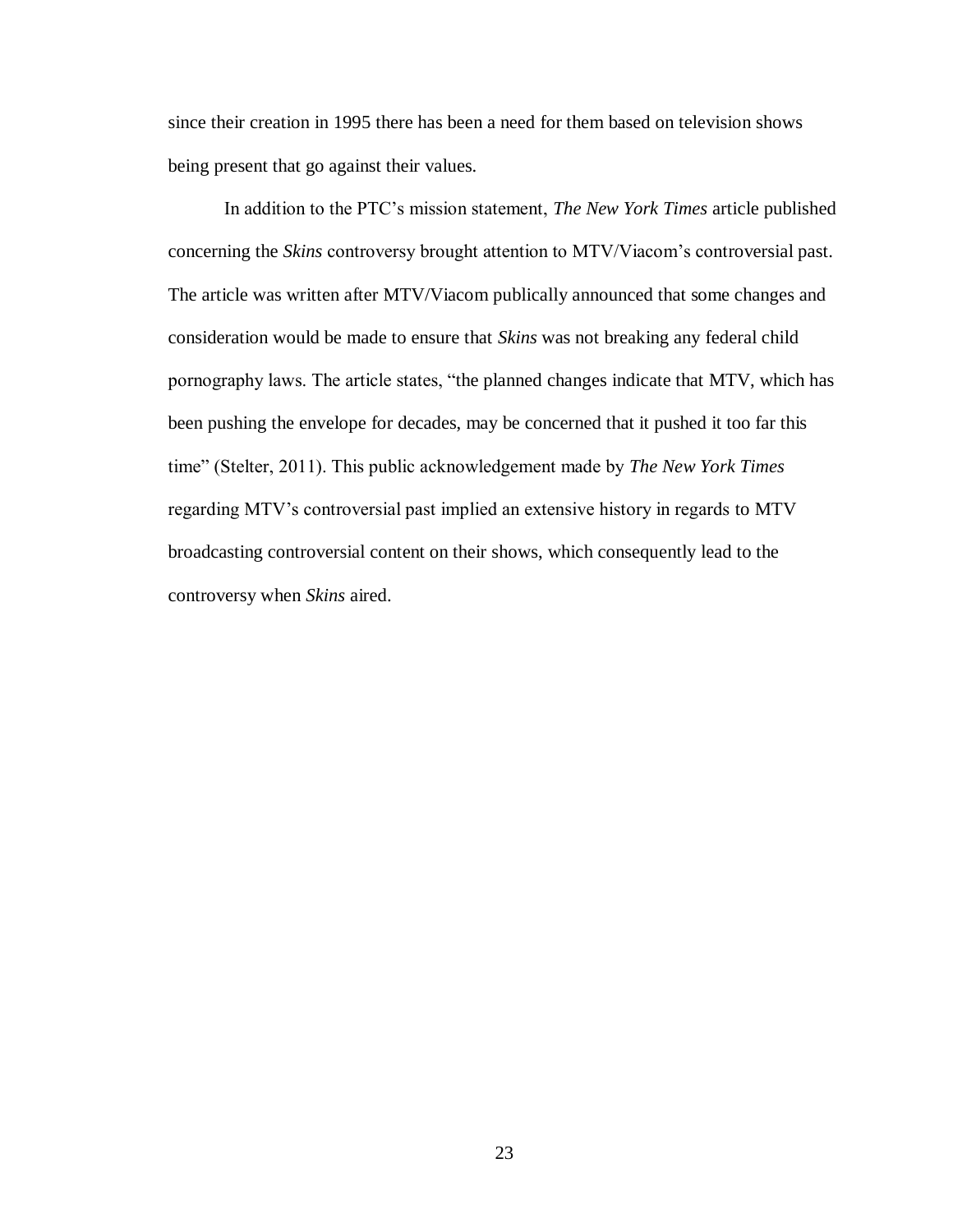since their creation in 1995 there has been a need for them based on television shows being present that go against their values.

In addition to the PTC's mission statement, *The New York Times* article published concerning the *Skins* controversy brought attention to MTV/Viacom's controversial past. The article was written after MTV/Viacom publically announced that some changes and consideration would be made to ensure that *Skins* was not breaking any federal child pornography laws. The article states, "the planned changes indicate that MTV, which has been pushing the envelope for decades, may be concerned that it pushed it too far this time" (Stelter, 2011). This public acknowledgement made by *The New York Times* regarding MTV's controversial past implied an extensive history in regards to MTV broadcasting controversial content on their shows, which consequently lead to the controversy when *Skins* aired.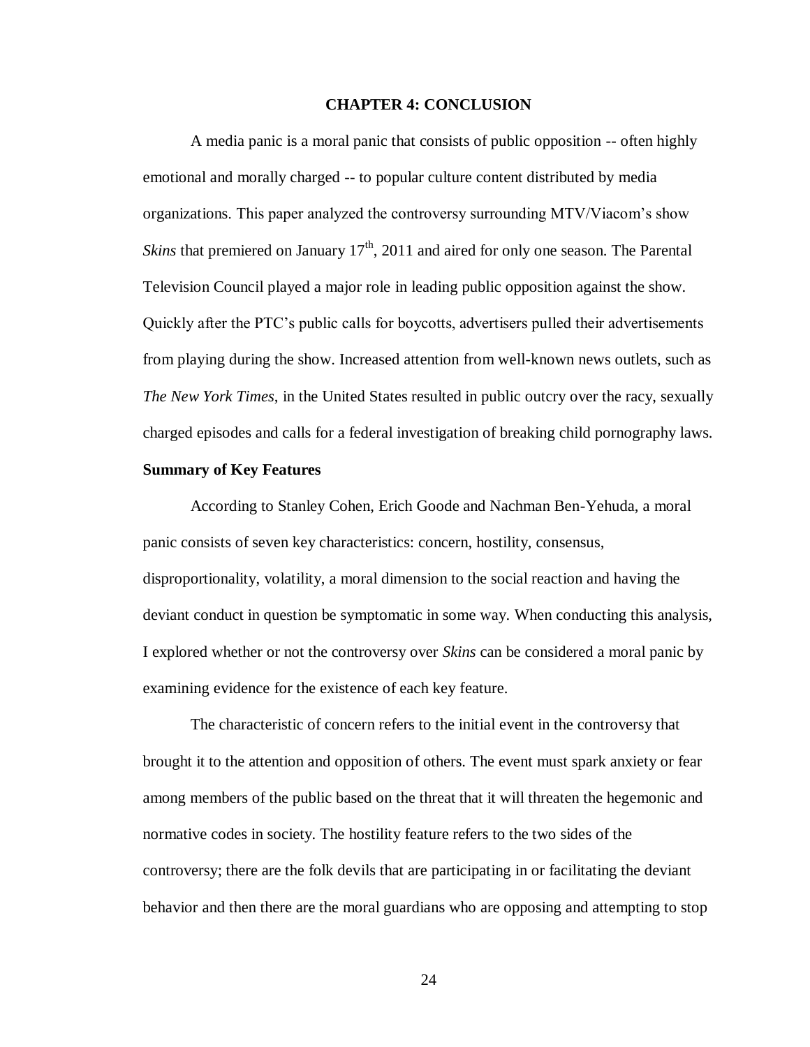## CHAPTER 4: CONCLUSION

A media panic is a moral panic that consists of public opposition -- often highly emotional and morally charged -- to popular culture content distributed by media organizations. This paper analyzed the controversy surrounding MTV/Viacom's show *Skins* that premiered on January 17th, 2011 and aired for only one season. The Parental Television Council played a major role in leading public opposition against the show. Quickly after the PTC's public calls for boycotts, advertisers pulled their advertisements from playing during the show. Increased attention from well-known news outlets, such as *The New York Times*, in the United States resulted in public outcry over the racy, sexually charged episodes and calls for a federal investigation of breaking child pornography laws.

### Summary of Key Features

According to Stanley Cohen, Erich Goode and Nachman Ben-Yehuda, a moral panic consists of seven key characteristics: concern, hostility, consensus, disproportionality, volatility, a moral dimension to the social reaction and having the deviant conduct in question be symptomatic in some way. When conducting this analysis, I explored whether or not the controversy over *Skins* can be considered a moral panic by examining evidence for the existence of each key feature.

The characteristic of concern refers to the initial event in the controversy that brought it to the attention and opposition of others. The event must spark anxiety or fear among members of the public based on the threat that it will threaten the hegemonic and normative codes in society. The hostility feature refers to the two sides of the controversy; there are the folk devils that are participating in or facilitating the deviant behavior and then there are the moral guardians who are opposing and attempting to stop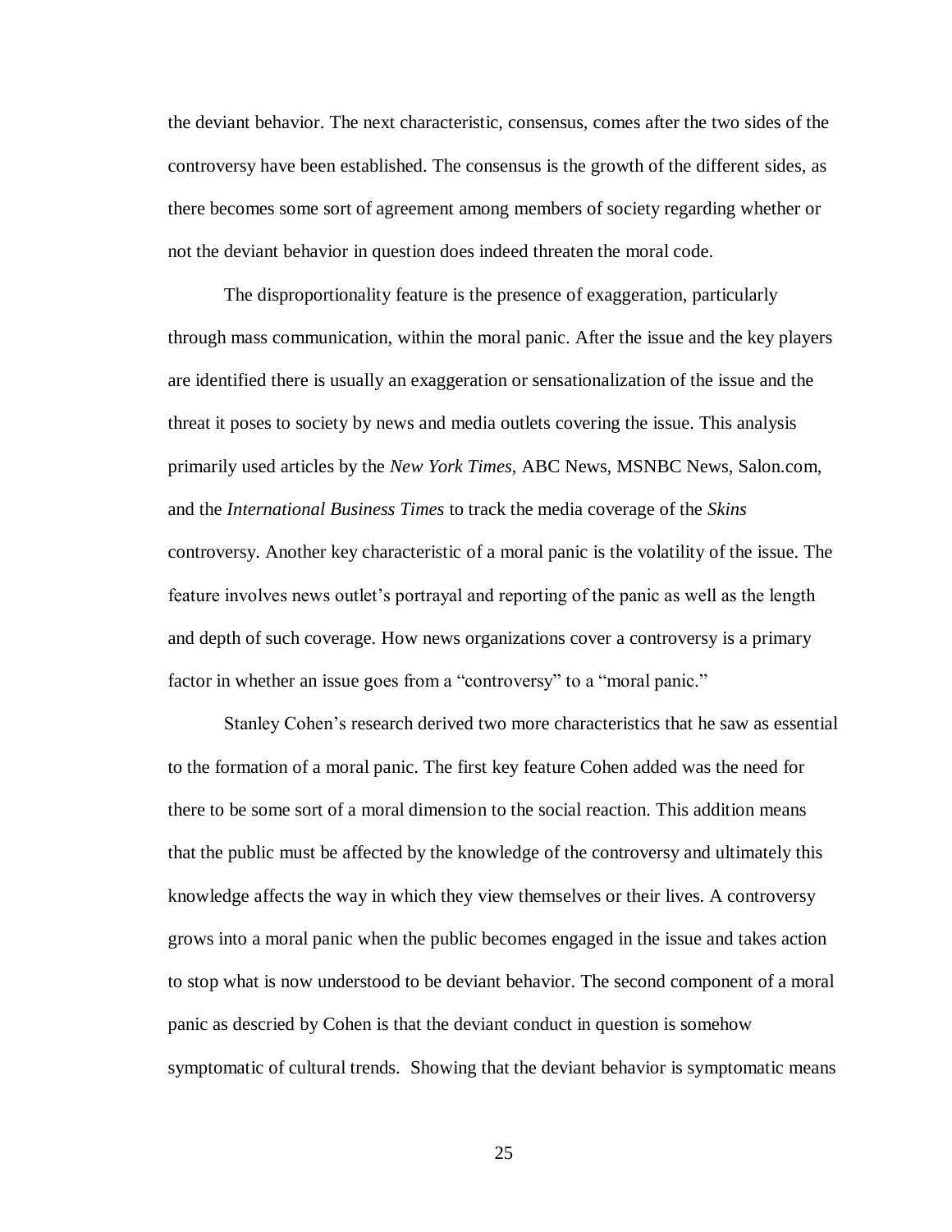the deviant behavior. The next characteristic, consensus, comes after the two sides of the controversy have been established. The consensus is the growth of the different sides, as there becomes some sort of agreement among members of society regarding whether or not the deviant behavior in question does indeed threaten the moral code.

The disproportionality feature is the presence of exaggeration, particularly through mass communication, within the moral panic. After the issue and the key players are identified there is usually an exaggeration or sensationalization of the issue and the threat it poses to society by news and media outlets covering the issue. This analysis primarily used articles by the *New York Times*, ABC News, MSNBC News, Salon.com, and the *International Business Times* to track the media coverage of the *Skins* controversy. Another key characteristic of a moral panic is the volatility of the issue. The feature involves news outlet's portrayal and reporting of the panic as well as the length and depth of such coverage. How news organizations cover a controversy is a primary factor in whether an issue goes from a "controversy" to a "moral panic."

Stanley Cohen's research derived two more characteristics that he saw as essential to the formation of a moral panic. The first key feature Cohen added was the need for there to be some sort of a moral dimension to the social reaction. This addition means that the public must be affected by the knowledge of the controversy and ultimately this knowledge affects the way in which they view themselves or their lives. A controversy grows into a moral panic when the public becomes engaged in the issue and takes action to stop what is now understood to be deviant behavior. The second component of a moral panic as descried by Cohen is that the deviant conduct in question is somehow symptomatic of cultural trends. Showing that the deviant behavior is symptomatic means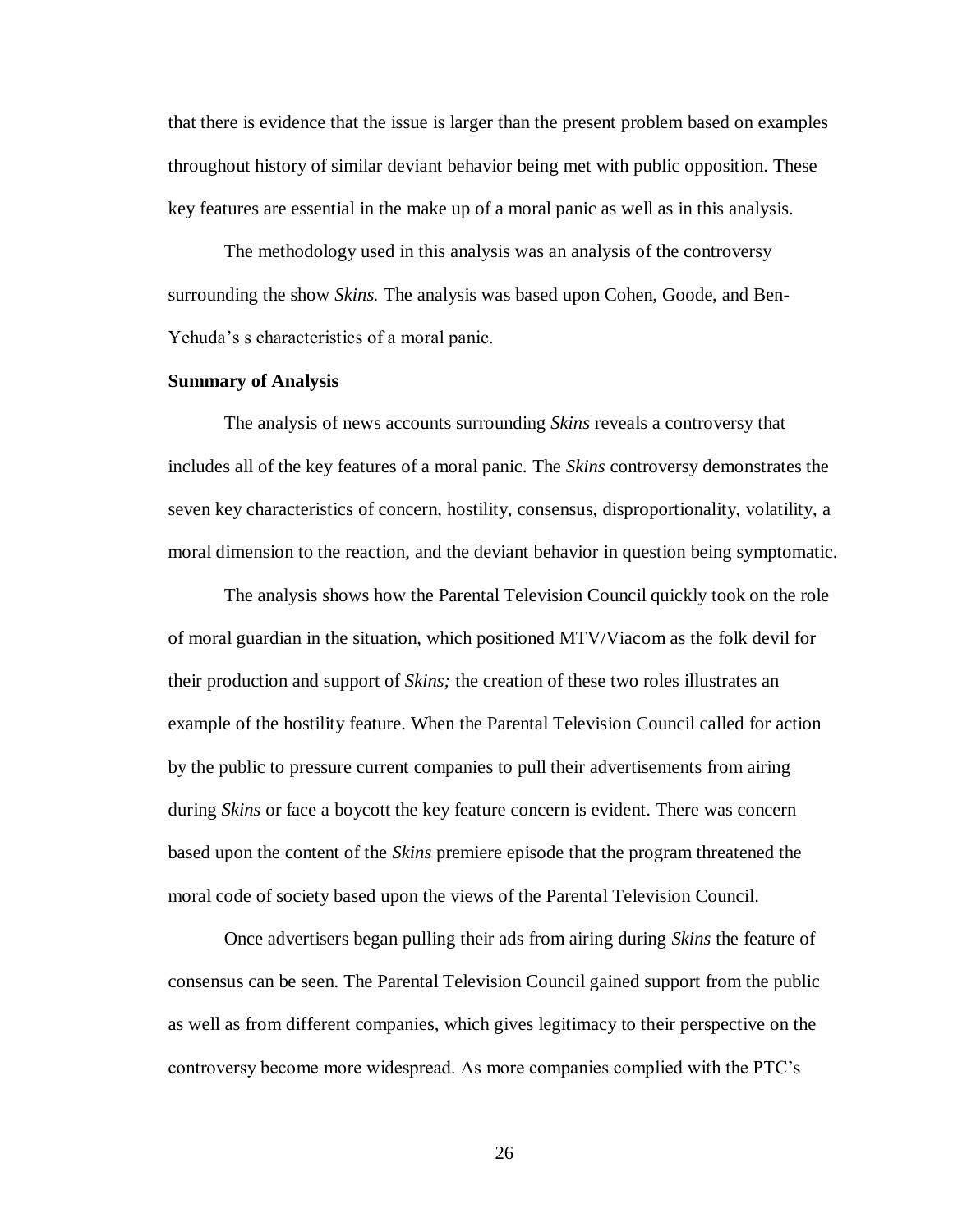that there is evidence that the issue is larger than the present problem based on examples throughout history of similar deviant behavior being met with public opposition. These key features are essential in the make up of a moral panic as well as in this analysis.

The methodology used in this analysis was an analysis of the controversy surrounding the show *Skins.* The analysis was based upon Cohen, Goode, and Ben-Yehuda's s characteristics of a moral panic.

**Summary of Analysis**

The analysis of news accounts surrounding *Skins* reveals a controversy that includes all of the key features of a moral panic. The *Skins* controversy demonstrates the seven key characteristics of concern, hostility, consensus, disproportionality, volatility, a moral dimension to the reaction, and the deviant behavior in question being symptomatic.

The analysis shows how the Parental Television Council quickly took on the role of moral guardian in the situation, which positioned MTV/Viacom as the folk devil for their production and support of *Skins;* the creation of these two roles illustrates an example of the hostility feature. When the Parental Television Council called for action by the public to pressure current companies to pull their advertisements from airing during *Skins* or face a boycott the key feature concern is evident. There was concern based upon the content of the *Skins* premiere episode that the program threatened the moral code of society based upon the views of the Parental Television Council.

Once advertisers began pulling their ads from airing during *Skins* the feature of consensus can be seen. The Parental Television Council gained support from the public as well as from different companies, which gives legitimacy to their perspective on the controversy become more widespread. As more companies complied with the PTC's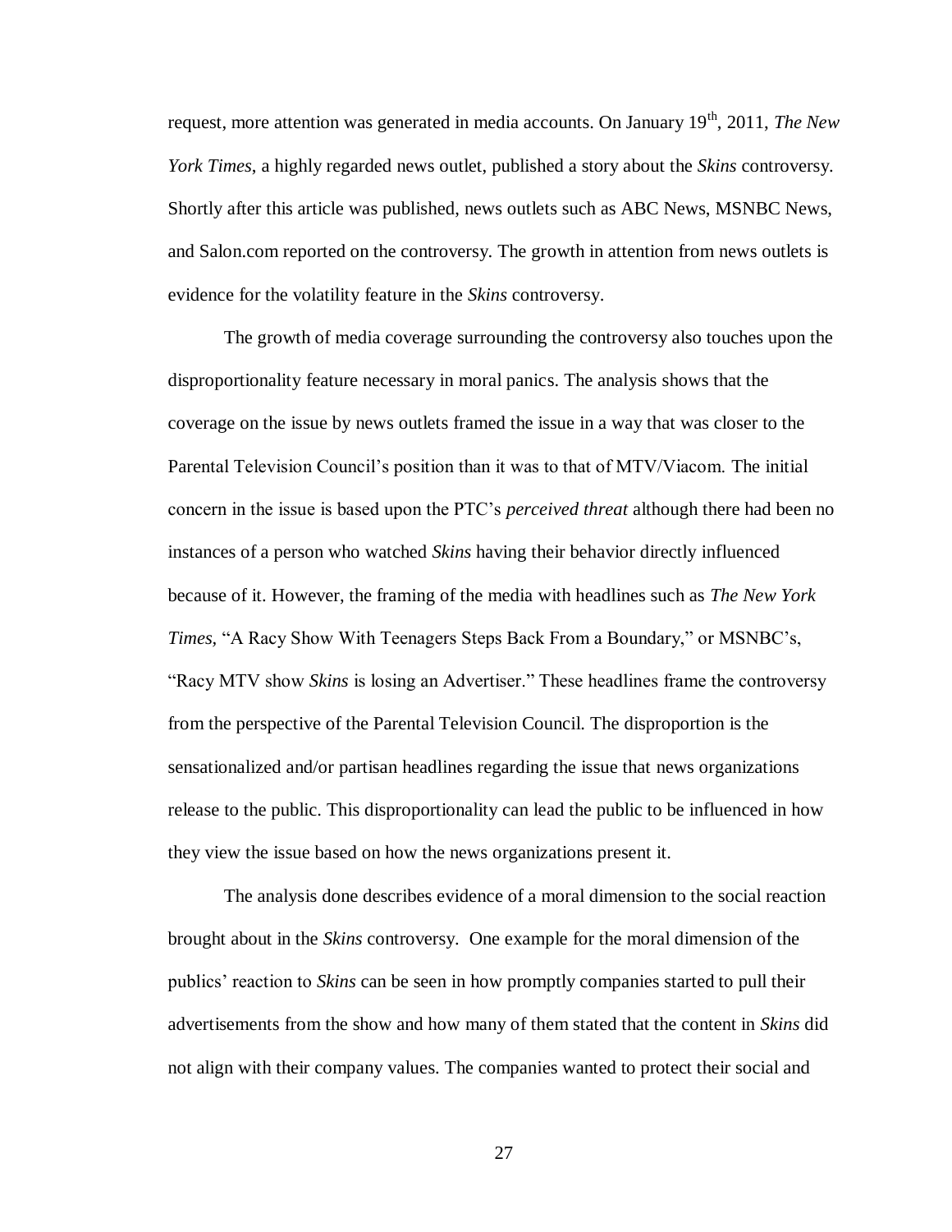request, more attention was generated in media accounts. On January 19th, 2011, *The New York Times*, a highly regarded news outlet, published a story about the *Skins* controversy. Shortly after this article was published, news outlets such as ABC News, MSNBC News, and Salon.com reported on the controversy. The growth in attention from news outlets is evidence for the volatility feature in the *Skins* controversy.

The growth of media coverage surrounding the controversy also touches upon the disproportionality feature necessary in moral panics. The analysis shows that the coverage on the issue by news outlets framed the issue in a way that was closer to the Parental Television Council's position than it was to that of MTV/Viacom. The initial concern in the issue is based upon the PTC's *perceived threat* although there had been no instances of a person who watched *Skins* having their behavior directly influenced because of it. However, the framing of the media with headlines such as *The New York Times,* "A Racy Show With Teenagers Steps Back From a Boundary," or MSNBC's, "Racy MTV show *Skins* is losing an Advertiser." These headlines frame the controversy from the perspective of the Parental Television Council. The disproportion is the sensationalized and/or partisan headlines regarding the issue that news organizations release to the public. This disproportionality can lead the public to be influenced in how they view the issue based on how the news organizations present it.

The analysis done describes evidence of a moral dimension to the social reaction brought about in the *Skins* controversy. One example for the moral dimension of the publics' reaction to *Skins* can be seen in how promptly companies started to pull their advertisements from the show and how many of them stated that the content in *Skins* did not align with their company values. The companies wanted to protect their social and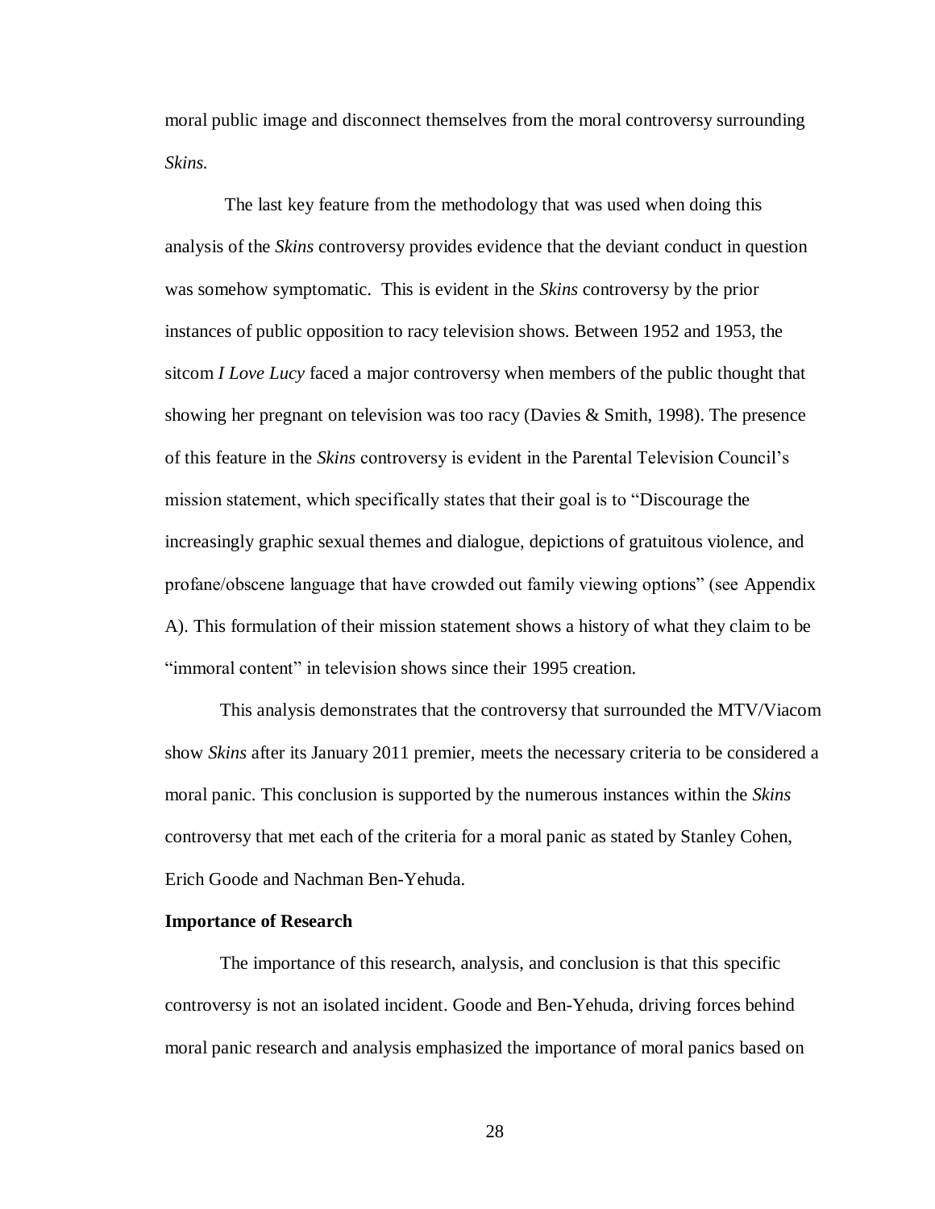moral public image and disconnect themselves from the moral controversy surrounding *Skins.*

The last key feature from the methodology that was used when doing this analysis of the *Skins* controversy provides evidence that the deviant conduct in question was somehow symptomatic. This is evident in the *Skins* controversy by the prior instances of public opposition to racy television shows. Between 1952 and 1953, the sitcom *I Love Lucy* faced a major controversy when members of the public thought that showing her pregnant on television was too racy (Davies & Smith, 1998). The presence of this feature in the *Skins* controversy is evident in the Parental Television Council's mission statement, which specifically states that their goal is to "Discourage the increasingly graphic sexual themes and dialogue, depictions of gratuitous violence, and profane/obscene language that have crowded out family viewing options" (see Appendix A). This formulation of their mission statement shows a history of what they claim to be "immoral content" in television shows since their 1995 creation.

This analysis demonstrates that the controversy that surrounded the MTV/Viacom show *Skins* after its January 2011 premier, meets the necessary criteria to be considered a moral panic. This conclusion is supported by the numerous instances within the *Skins* controversy that met each of the criteria for a moral panic as stated by Stanley Cohen, Erich Goode and Nachman Ben-Yehuda.

**Importance of Research**

The importance of this research, analysis, and conclusion is that this specific controversy is not an isolated incident. Goode and Ben-Yehuda, driving forces behind moral panic research and analysis emphasized the importance of moral panics based on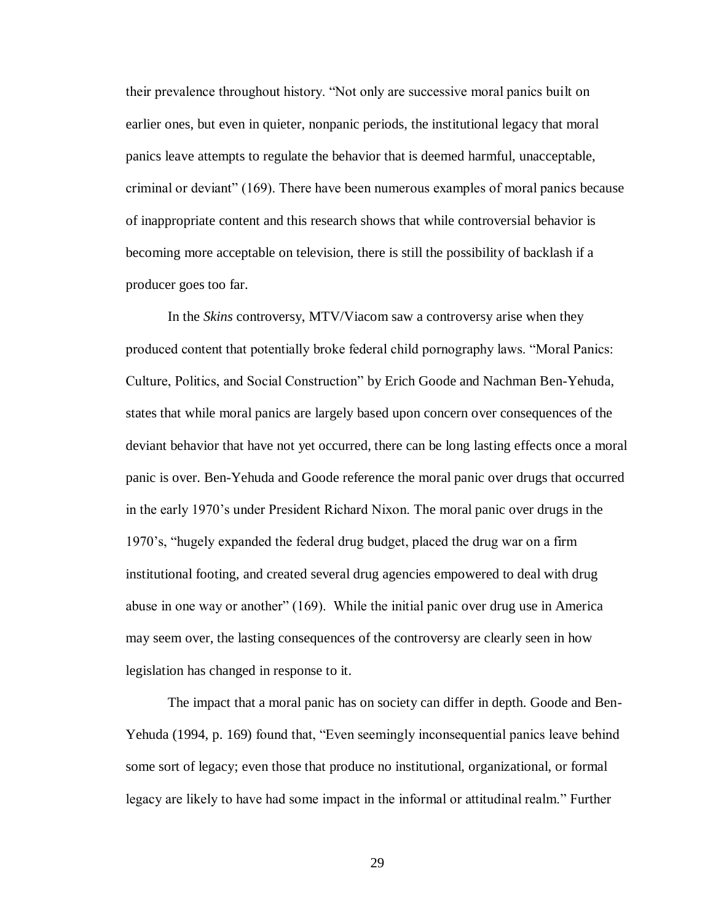their prevalence throughout history. “Not only are successive moral panics built on earlier ones, but even in quieter, nonpanic periods, the institutional legacy that moral panics leave attempts to regulate the behavior that is deemed harmful, unacceptable, criminal or deviant” (169). There have been numerous examples of moral panics because of inappropriate content and this research shows that while controversial behavior is becoming more acceptable on television, there is still the possibility of backlash if a producer goes too far.

In the *Skins* controversy, MTV/Viacom saw a controversy arise when they produced content that potentially broke federal child pornography laws. “Moral Panics: Culture, Politics, and Social Construction” by Erich Goode and Nachman Ben-Yehuda, states that while moral panics are largely based upon concern over consequences of the deviant behavior that have not yet occurred, there can be long lasting effects once a moral panic is over. Ben-Yehuda and Goode reference the moral panic over drugs that occurred in the early 1970’s under President Richard Nixon. The moral panic over drugs in the 1970’s, “hugely expanded the federal drug budget, placed the drug war on a firm institutional footing, and created several drug agencies empowered to deal with drug abuse in one way or another” (169). While the initial panic over drug use in America may seem over, the lasting consequences of the controversy are clearly seen in how legislation has changed in response to it.

The impact that a moral panic has on society can differ in depth. Goode and Ben-Yehuda (1994, p. 169) found that, “Even seemingly inconsequential panics leave behind some sort of legacy; even those that produce no institutional, organizational, or formal legacy are likely to have had some impact in the informal or attitudinal realm.” Further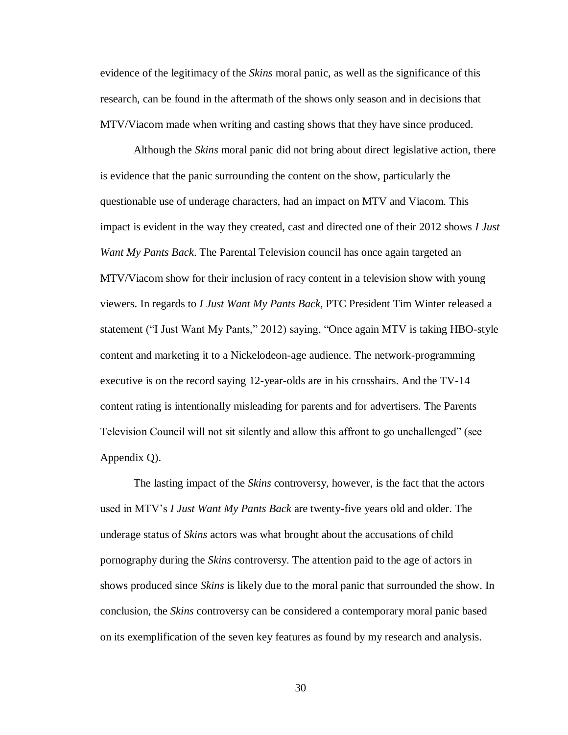evidence of the legitimacy of the *Skins* moral panic, as well as the significance of this research, can be found in the aftermath of the shows only season and in decisions that MTV/Viacom made when writing and casting shows that they have since produced.

Although the *Skins* moral panic did not bring about direct legislative action, there is evidence that the panic surrounding the content on the show, particularly the questionable use of underage characters, had an impact on MTV and Viacom. This impact is evident in the way they created, cast and directed one of their 2012 shows *I Just Want My Pants Back*. The Parental Television council has once again targeted an MTV/Viacom show for their inclusion of racy content in a television show with young viewers. In regards to *I Just Want My Pants Back,* PTC President Tim Winter released a statement ("I Just Want My Pants," 2012) saying, "Once again MTV is taking HBO-style content and marketing it to a Nickelodeon-age audience. The network-programming executive is on the record saying 12-year-olds are in his crosshairs. And the TV-14 content rating is intentionally misleading for parents and for advertisers. The Parents Television Council will not sit silently and allow this affront to go unchallenged" (see Appendix Q).

The lasting impact of the *Skins* controversy, however, is the fact that the actors used in MTV's *I Just Want My Pants Back* are twenty-five years old and older. The underage status of *Skins* actors was what brought about the accusations of child pornography during the *Skins* controversy. The attention paid to the age of actors in shows produced since *Skins* is likely due to the moral panic that surrounded the show. In conclusion, the *Skins* controversy can be considered a contemporary moral panic based on its exemplification of the seven key features as found by my research and analysis.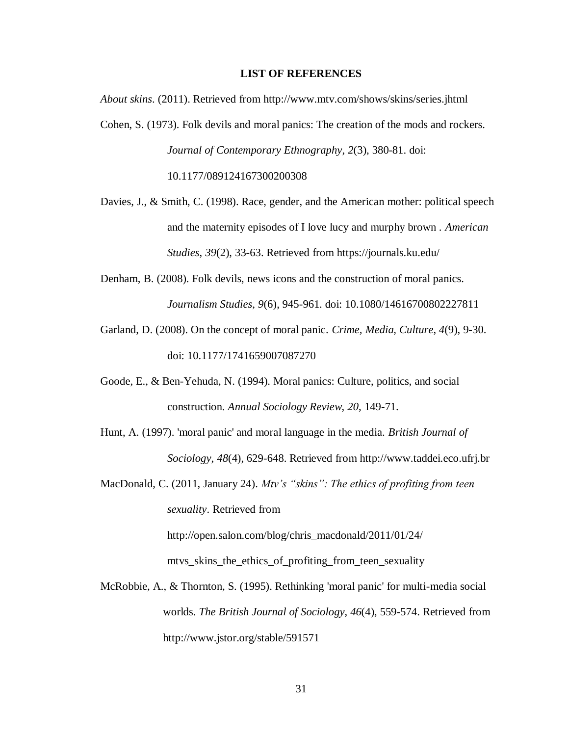**LIST OF REFERENCES**

*About skins*. (2011). Retrieved from http://www.mtv.com/shows/skins/series.jhtml

Cohen, S. (1973). Folk devils and moral panics: The creation of the mods and rockers. *Journal of Contemporary Ethnography*, *2*(3), 380-81. doi: 10.1177/089124167300200308

Davies, J., & Smith, C. (1998). Race, gender, and the American mother: political speech and the maternity episodes of I love lucy and murphy brown . *American Studies*, *39*(2), 33-63. Retrieved from https://journals.ku.edu/

Denham, B. (2008). Folk devils, news icons and the construction of moral panics. *Journalism Studies*, *9*(6), 945-961. doi: 10.1080/14616700802227811

Garland, D. (2008). On the concept of moral panic. *Crime, Media, Culture*, *4*(9), 9-30. doi: 10.1177/1741659007087270

Goode, E., & Ben-Yehuda, N. (1994). Moral panics: Culture, politics, and social construction. *Annual Sociology Review*, *20*, 149-71.

Hunt, A. (1997). 'moral panic' and moral language in the media. *British Journal of Sociology*, *48*(4), 629-648. Retrieved from http://www.taddei.eco.ufrj.br

MacDonald, C. (2011, January 24). *Mtv's "skins": The ethics of profiting from teen sexuality*. Retrieved from http://open.salon.com/blog/chris_macdonald/2011/01/24/mtvs_skins_the_ethics_of_profiting_from_teen_sexuality

McRobbie, A., & Thornton, S. (1995). Rethinking 'moral panic' for multi-media social worlds. *The British Journal of Sociology*, *46*(4), 559-574. Retrieved from http://www.jstor.org/stable/591571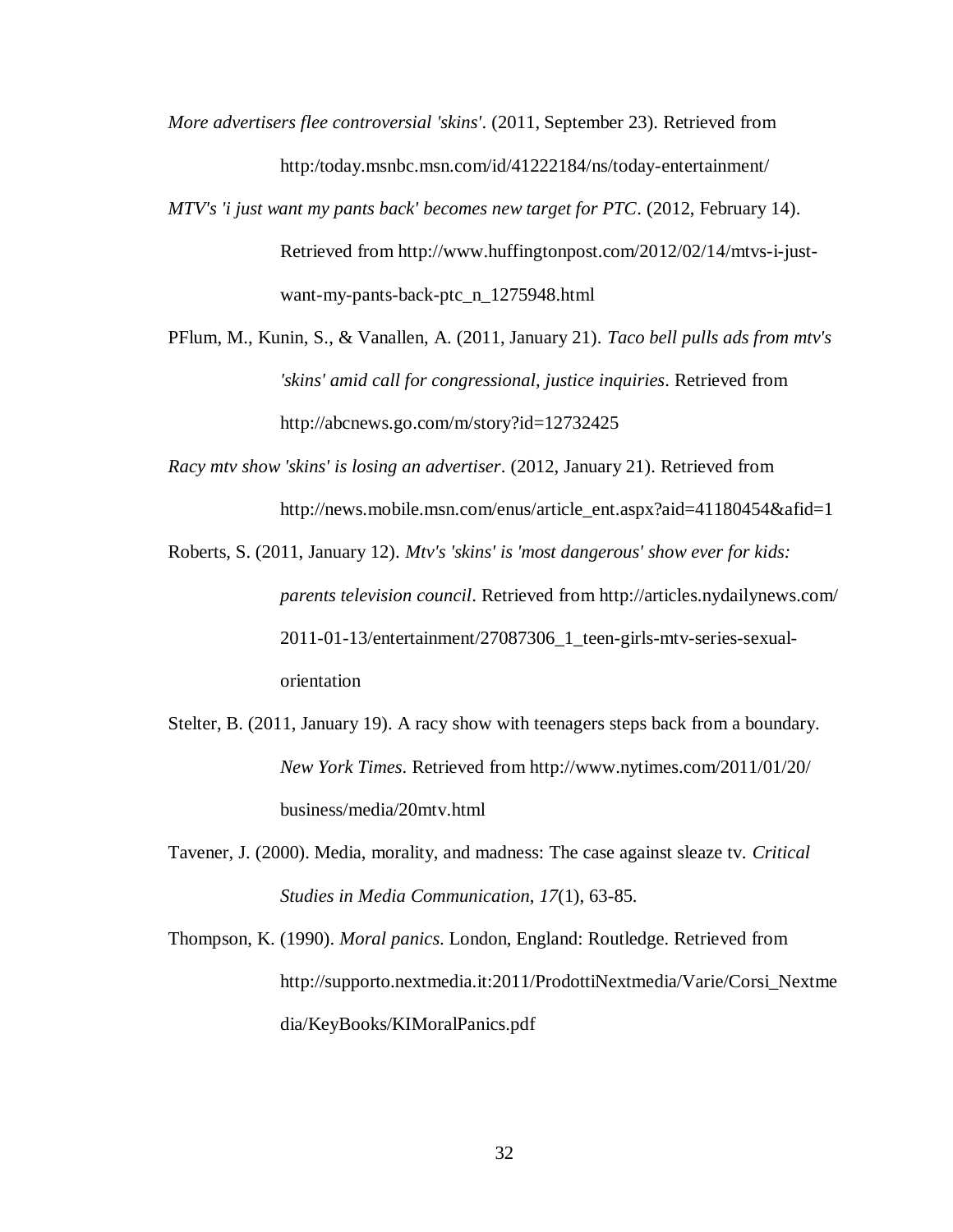*More advertisers flee controversial 'skins'*. (2011, September 23). Retrieved from http:/today.msnbc.msn.com/id/41222184/ns/today-entertainment/

*MTV's 'i just want my pants back' becomes new target for PTC*. (2012, February 14). Retrieved from http://www.huffingtonpost.com/2012/02/14/mtvs-i-just-want-my-pants-back-ptc_n_1275948.html

PFlum, M., Kunin, S., & Vanallen, A. (2011, January 21). *Taco bell pulls ads from mtv's 'skins' amid call for congressional, justice inquiries*. Retrieved from http://abcnews.go.com/m/story?id=12732425

*Racy mtv show 'skins' is losing an advertiser*. (2012, January 21). Retrieved from http://news.mobile.msn.com/enus/article_ent.aspx?aid=41180454&afid=1

Roberts, S. (2011, January 12). *Mtv's 'skins' is 'most dangerous' show ever for kids: parents television council*. Retrieved from http://articles.nydailynews.com/2011-01-13/entertainment/27087306_1_teen-girls-mtv-series-sexual-orientation

Stelter, B. (2011, January 19). A racy show with teenagers steps back from a boundary. *New York Times*. Retrieved from http://www.nytimes.com/2011/01/20/business/media/20mtv.html

Tavener, J. (2000). Media, morality, and madness: The case against sleaze tv. *Critical Studies in Media Communication*, *17*(1), 63-85.

Thompson, K. (1990). *Moral panics*. London, England: Routledge. Retrieved from http://supporto.nextmedia.it:2011/ProdottiNextmedia/Varie/Corsi_Nextmedia/KeyBooks/KIMoralPanics.pdf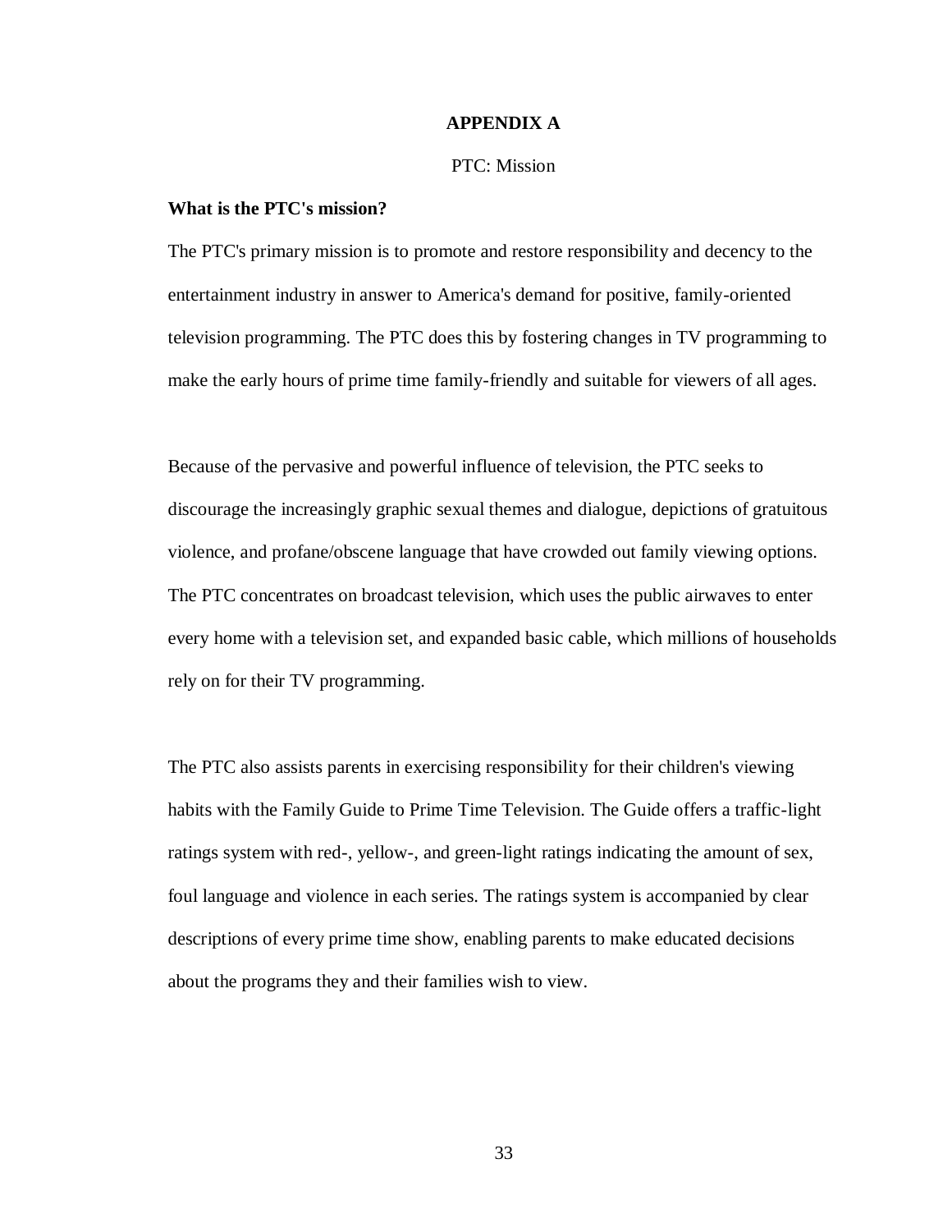# APPENDIX A

PTC: Mission

**What is the PTC's mission?**

The PTC's primary mission is to promote and restore responsibility and decency to the entertainment industry in answer to America's demand for positive, family-oriented television programming. The PTC does this by fostering changes in TV programming to make the early hours of prime time family-friendly and suitable for viewers of all ages.

Because of the pervasive and powerful influence of television, the PTC seeks to discourage the increasingly graphic sexual themes and dialogue, depictions of gratuitous violence, and profane/obscene language that have crowded out family viewing options. The PTC concentrates on broadcast television, which uses the public airwaves to enter every home with a television set, and expanded basic cable, which millions of households rely on for their TV programming.

The PTC also assists parents in exercising responsibility for their children's viewing habits with the Family Guide to Prime Time Television. The Guide offers a traffic-light ratings system with red-, yellow-, and green-light ratings indicating the amount of sex, foul language and violence in each series. The ratings system is accompanied by clear descriptions of every prime time show, enabling parents to make educated decisions about the programs they and their families wish to view.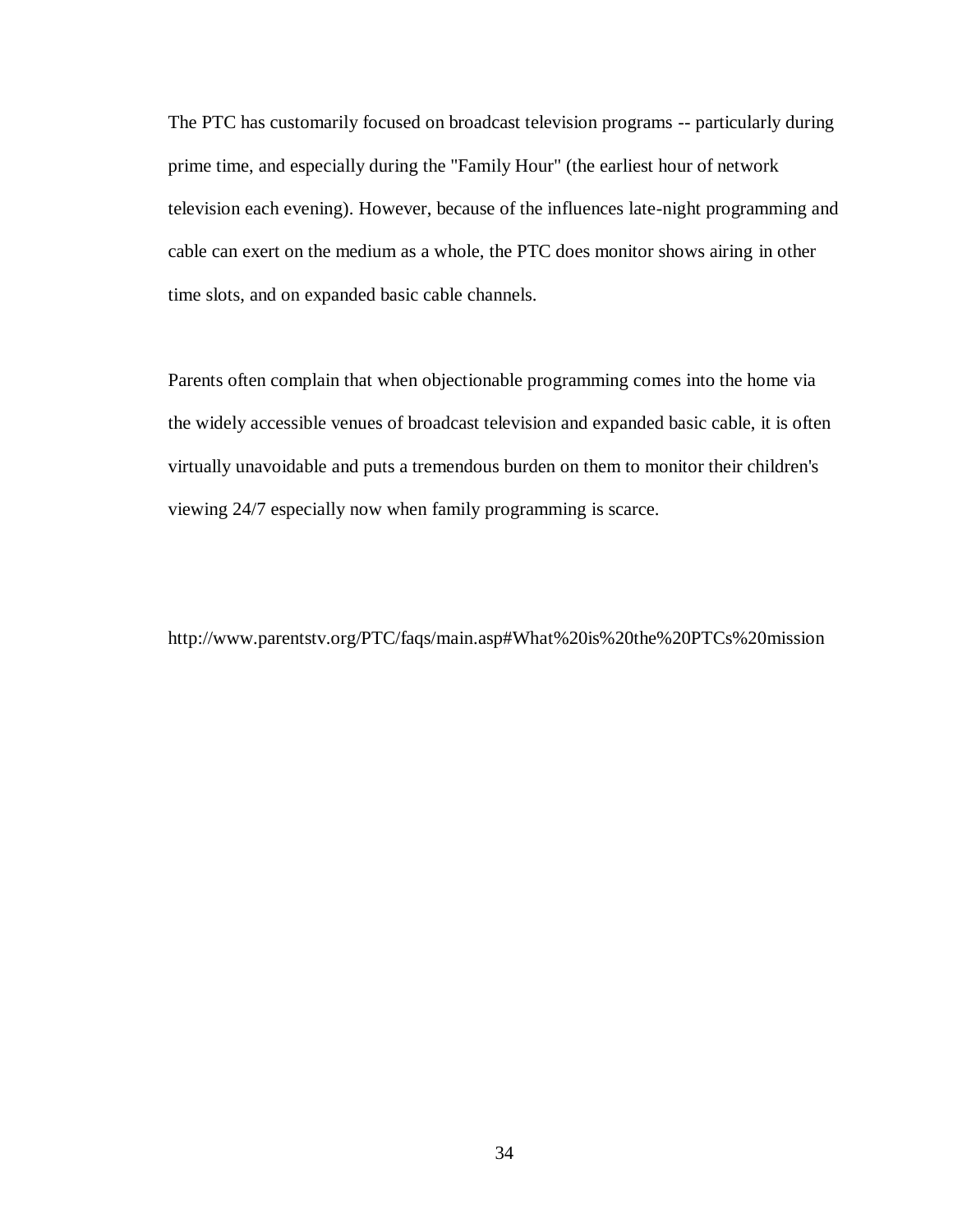The PTC has customarily focused on broadcast television programs -- particularly during prime time, and especially during the "Family Hour" (the earliest hour of network television each evening). However, because of the influences late-night programming and cable can exert on the medium as a whole, the PTC does monitor shows airing in other time slots, and on expanded basic cable channels.

Parents often complain that when objectionable programming comes into the home via the widely accessible venues of broadcast television and expanded basic cable, it is often virtually unavoidable and puts a tremendous burden on them to monitor their children's viewing 24/7 especially now when family programming is scarce.

http://www.parentstv.org/PTC/faqs/main.asp#What%20is%20the%20PTCs%20mission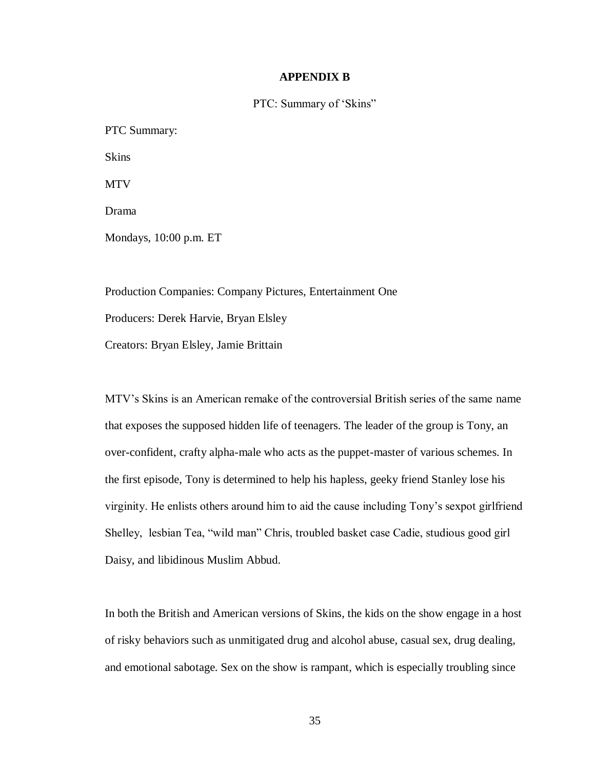# APPENDIX B

PTC: Summary of 'Skins"

PTC Summary:

Skins

MTV

Drama

Mondays, 10:00 p.m. ET

Production Companies: Company Pictures, Entertainment One

Producers: Derek Harvie, Bryan Elsley

Creators: Bryan Elsley, Jamie Brittain

MTV's Skins is an American remake of the controversial British series of the same name that exposes the supposed hidden life of teenagers. The leader of the group is Tony, an over-confident, crafty alpha-male who acts as the puppet-master of various schemes. In the first episode, Tony is determined to help his hapless, geeky friend Stanley lose his virginity. He enlists others around him to aid the cause including Tony's sexpot girlfriend Shelley, lesbian Tea, "wild man" Chris, troubled basket case Cadie, studious good girl Daisy, and libidinous Muslim Abbud.

In both the British and American versions of Skins, the kids on the show engage in a host of risky behaviors such as unmitigated drug and alcohol abuse, casual sex, drug dealing, and emotional sabotage. Sex on the show is rampant, which is especially troubling since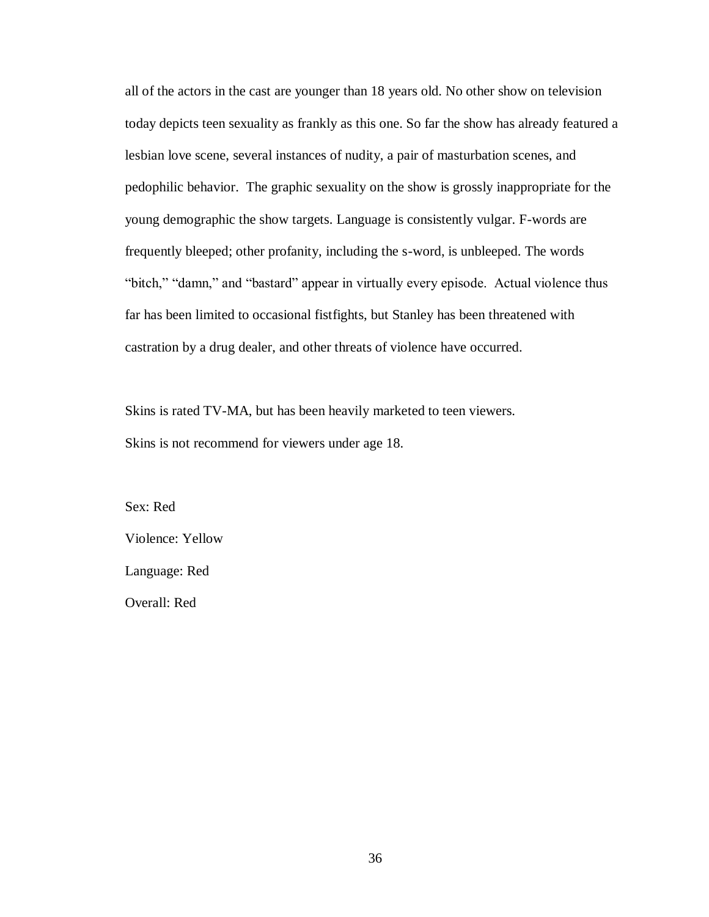all of the actors in the cast are younger than 18 years old. No other show on television today depicts teen sexuality as frankly as this one. So far the show has already featured a lesbian love scene, several instances of nudity, a pair of masturbation scenes, and pedophilic behavior. The graphic sexuality on the show is grossly inappropriate for the young demographic the show targets. Language is consistently vulgar. F-words are frequently bleeped; other profanity, including the s-word, is unbleeped. The words "bitch," "damn," and "bastard" appear in virtually every episode. Actual violence thus far has been limited to occasional fistfights, but Stanley has been threatened with castration by a drug dealer, and other threats of violence have occurred.

Skins is rated TV-MA, but has been heavily marketed to teen viewers.
Skins is not recommend for viewers under age 18.

Sex: Red

Violence: Yellow

Language: Red

Overall: Red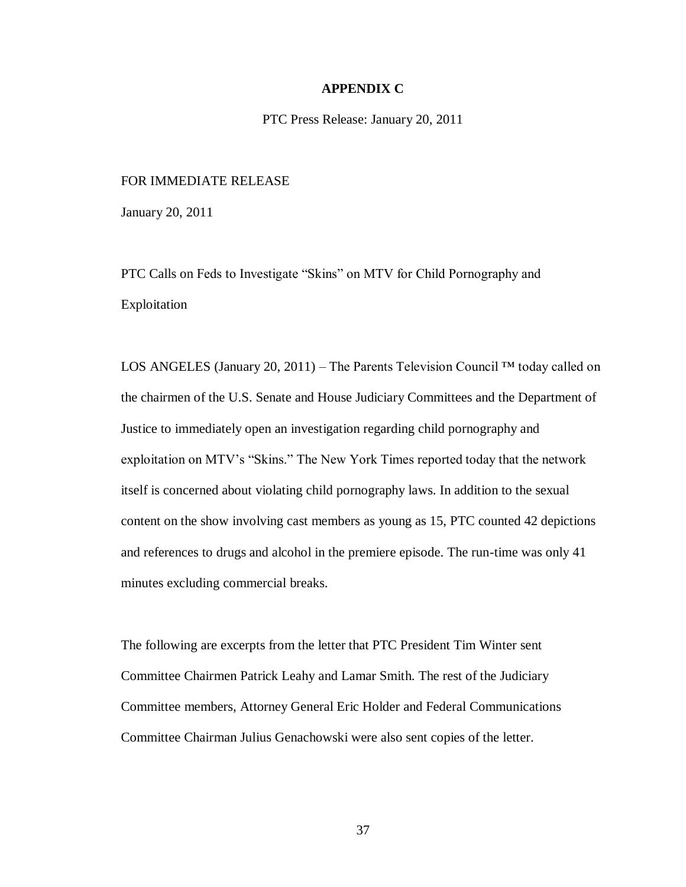**APPENDIX C**

PTC Press Release: January 20, 2011

FOR IMMEDIATE RELEASE

January 20, 2011

PTC Calls on Feds to Investigate "Skins" on MTV for Child Pornography and Exploitation

LOS ANGELES (January 20, 2011) – The Parents Television Council ™ today called on the chairmen of the U.S. Senate and House Judiciary Committees and the Department of Justice to immediately open an investigation regarding child pornography and exploitation on MTV's "Skins." The New York Times reported today that the network itself is concerned about violating child pornography laws. In addition to the sexual content on the show involving cast members as young as 15, PTC counted 42 depictions and references to drugs and alcohol in the premiere episode. The run-time was only 41 minutes excluding commercial breaks.

The following are excerpts from the letter that PTC President Tim Winter sent Committee Chairmen Patrick Leahy and Lamar Smith. The rest of the Judiciary Committee members, Attorney General Eric Holder and Federal Communications Committee Chairman Julius Genachowski were also sent copies of the letter.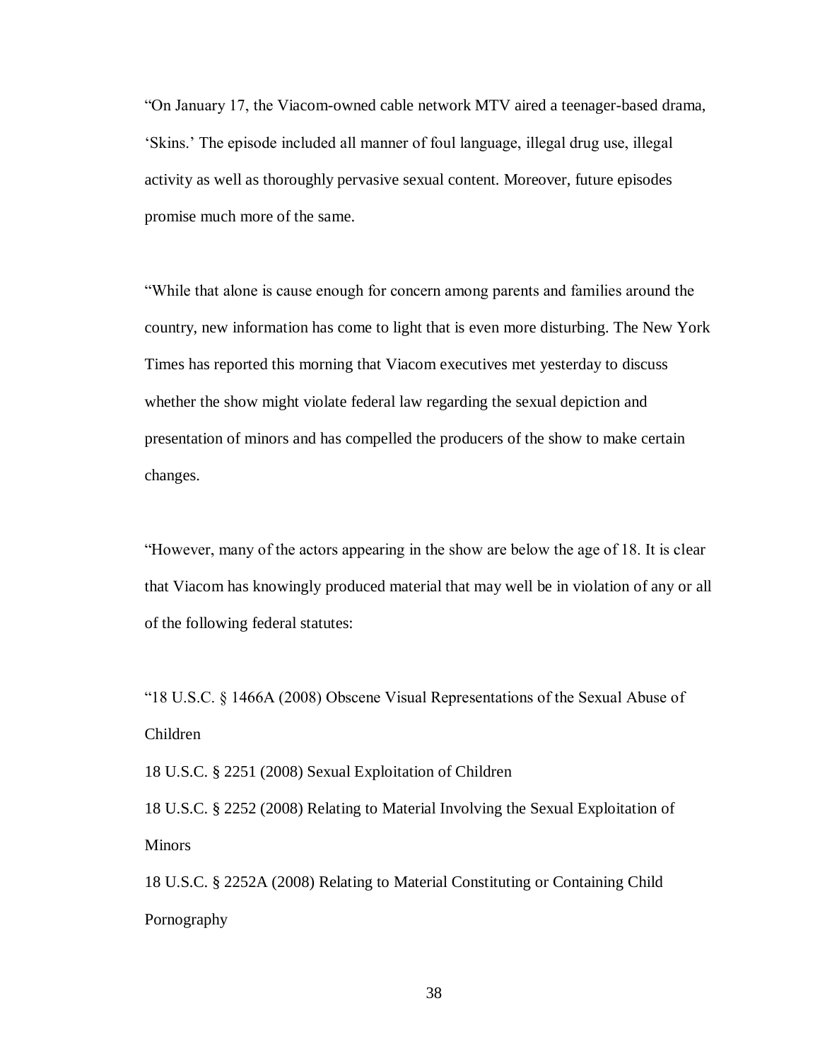"On January 17, the Viacom-owned cable network MTV aired a teenager-based drama, 'Skins.' The episode included all manner of foul language, illegal drug use, illegal activity as well as thoroughly pervasive sexual content. Moreover, future episodes promise much more of the same.

"While that alone is cause enough for concern among parents and families around the country, new information has come to light that is even more disturbing. The New York Times has reported this morning that Viacom executives met yesterday to discuss whether the show might violate federal law regarding the sexual depiction and presentation of minors and has compelled the producers of the show to make certain changes.

"However, many of the actors appearing in the show are below the age of 18. It is clear that Viacom has knowingly produced material that may well be in violation of any or all of the following federal statutes:

"18 U.S.C. § 1466A (2008) Obscene Visual Representations of the Sexual Abuse of Children

18 U.S.C. § 2251 (2008) Sexual Exploitation of Children

18 U.S.C. § 2252 (2008) Relating to Material Involving the Sexual Exploitation of Minors

18 U.S.C. § 2252A (2008) Relating to Material Constituting or Containing Child Pornography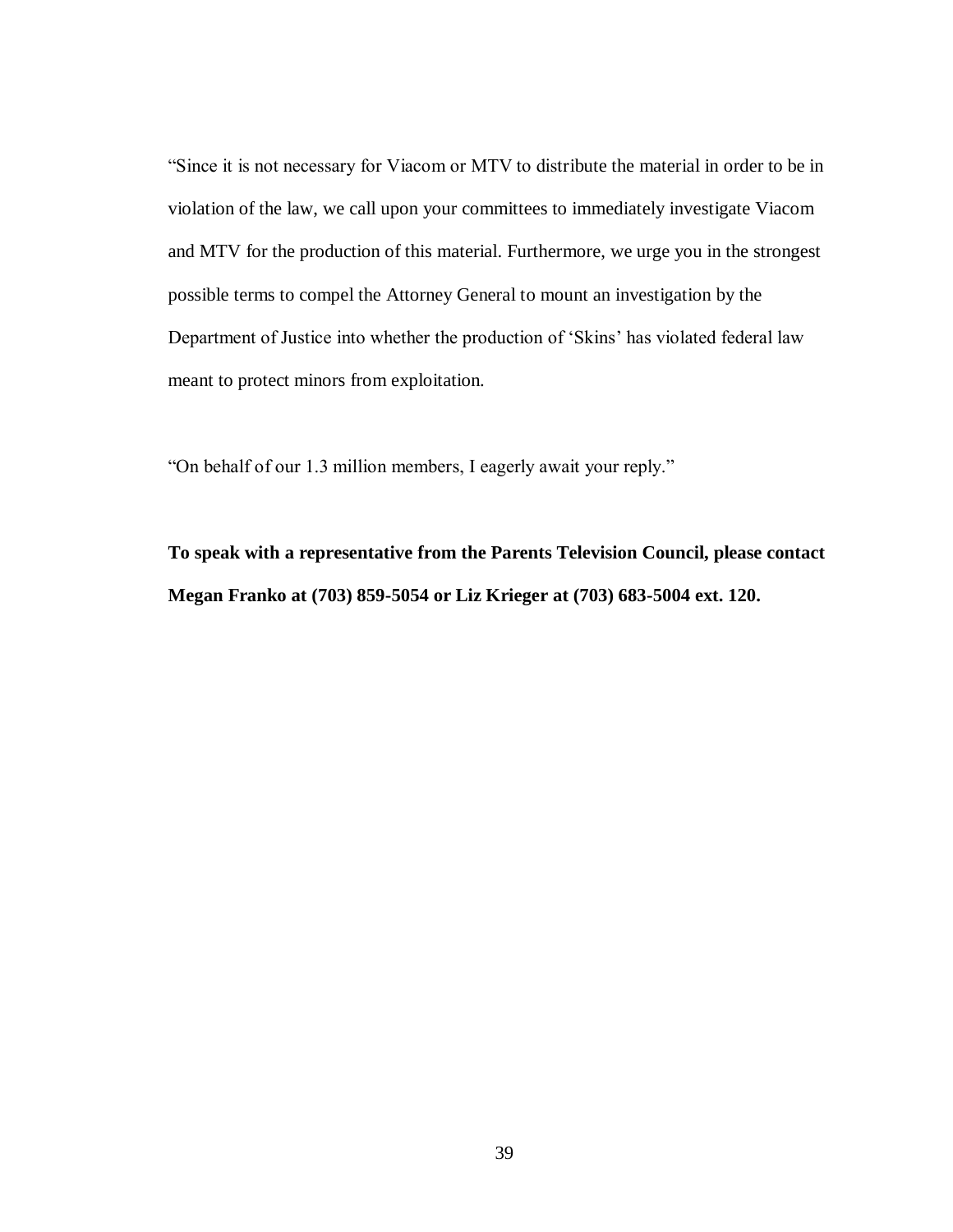"Since it is not necessary for Viacom or MTV to distribute the material in order to be in violation of the law, we call upon your committees to immediately investigate Viacom and MTV for the production of this material. Furthermore, we urge you in the strongest possible terms to compel the Attorney General to mount an investigation by the Department of Justice into whether the production of 'Skins' has violated federal law meant to protect minors from exploitation.

"On behalf of our 1.3 million members, I eagerly await your reply."

**To speak with a representative from the Parents Television Council, please contact Megan Franko at (703) 859-5054 or Liz Krieger at (703) 683-5004 ext. 120.**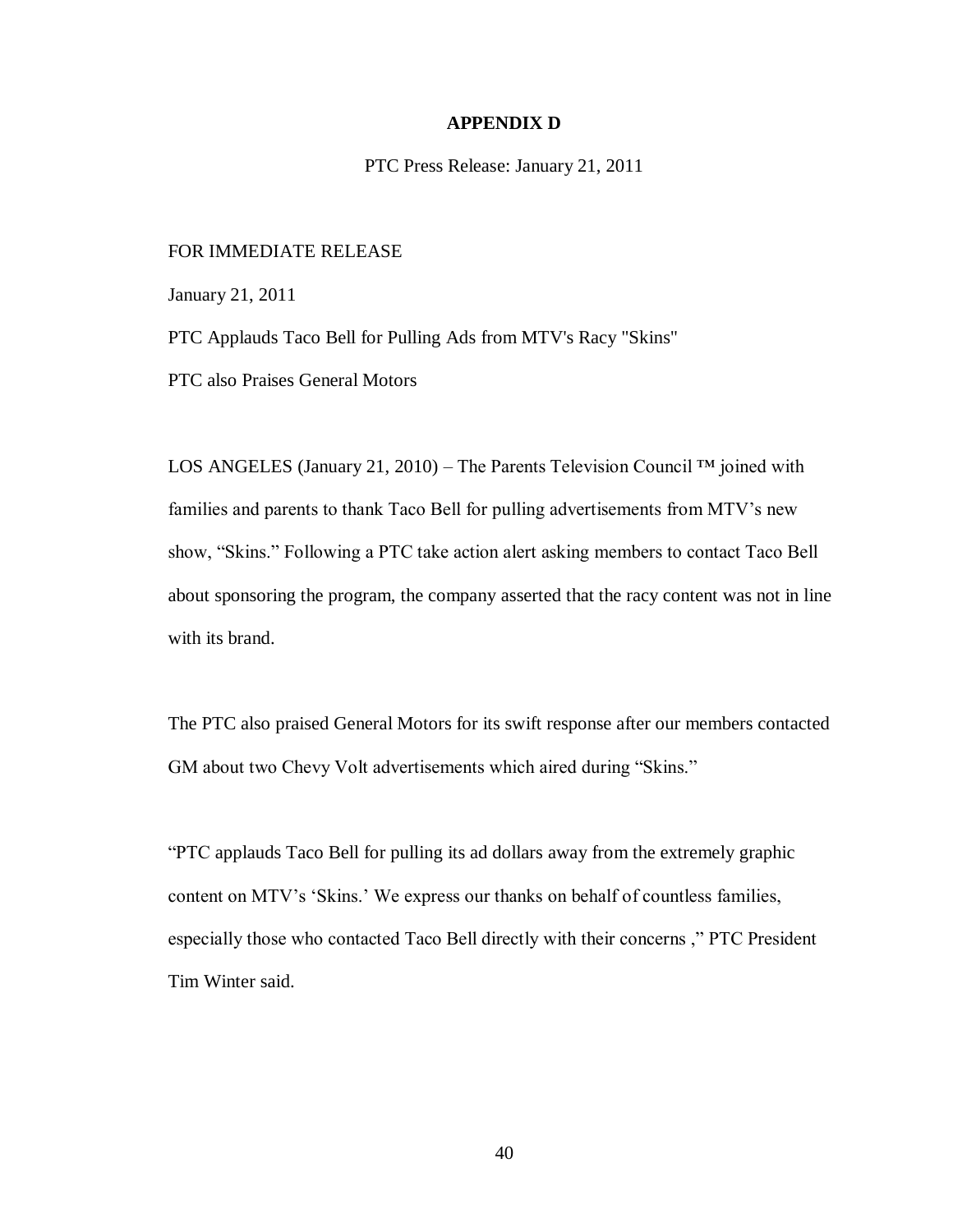# APPENDIX D

PTC Press Release: January 21, 2011

FOR IMMEDIATE RELEASE

January 21, 2011

PTC Applauds Taco Bell for Pulling Ads from MTV's Racy "Skins"

PTC also Praises General Motors

LOS ANGELES (January 21, 2010) – The Parents Television Council ™ joined with families and parents to thank Taco Bell for pulling advertisements from MTV's new show, "Skins." Following a PTC take action alert asking members to contact Taco Bell about sponsoring the program, the company asserted that the racy content was not in line with its brand.

The PTC also praised General Motors for its swift response after our members contacted GM about two Chevy Volt advertisements which aired during "Skins."

"PTC applauds Taco Bell for pulling its ad dollars away from the extremely graphic content on MTV's 'Skins.' We express our thanks on behalf of countless families, especially those who contacted Taco Bell directly with their concerns ," PTC President Tim Winter said.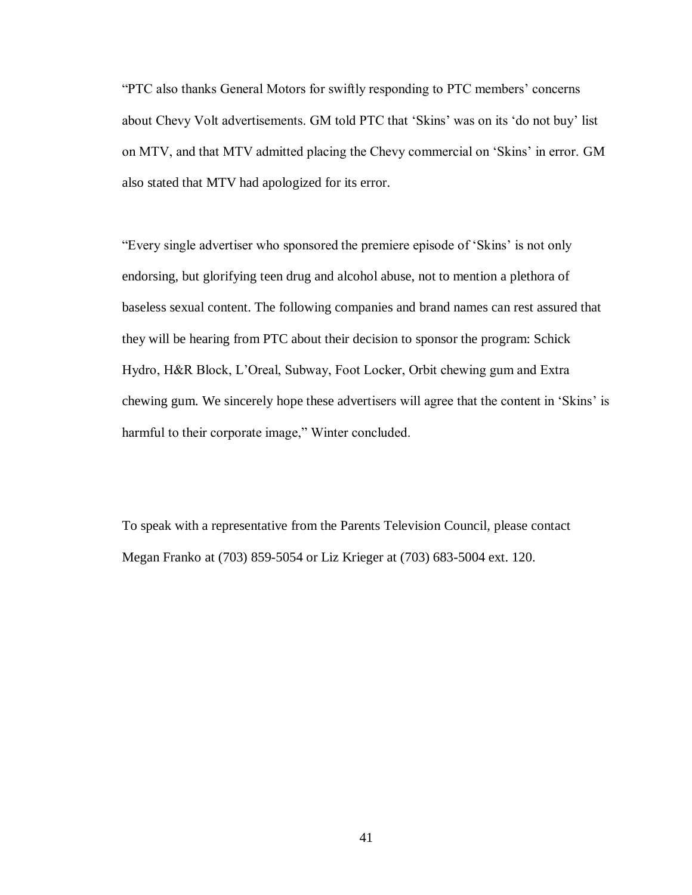"PTC also thanks General Motors for swiftly responding to PTC members' concerns about Chevy Volt advertisements. GM told PTC that 'Skins' was on its 'do not buy' list on MTV, and that MTV admitted placing the Chevy commercial on 'Skins' in error. GM also stated that MTV had apologized for its error.

"Every single advertiser who sponsored the premiere episode of 'Skins' is not only endorsing, but glorifying teen drug and alcohol abuse, not to mention a plethora of baseless sexual content. The following companies and brand names can rest assured that they will be hearing from PTC about their decision to sponsor the program: Schick Hydro, H&R Block, L'Oreal, Subway, Foot Locker, Orbit chewing gum and Extra chewing gum. We sincerely hope these advertisers will agree that the content in 'Skins' is harmful to their corporate image," Winter concluded.

To speak with a representative from the Parents Television Council, please contact Megan Franko at (703) 859-5054 or Liz Krieger at (703) 683-5004 ext. 120.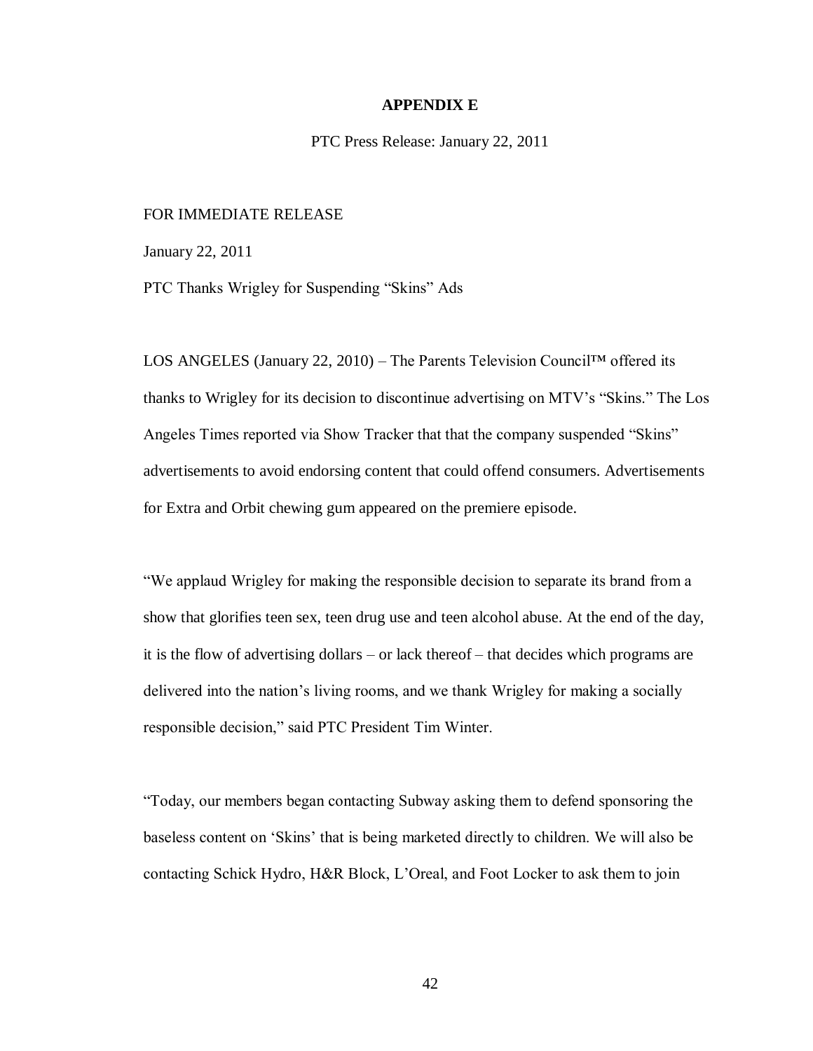## APPENDIX E

PTC Press Release: January 22, 2011

FOR IMMEDIATE RELEASE

January 22, 2011

PTC Thanks Wrigley for Suspending “Skins” Ads

LOS ANGELES (January 22, 2010) – The Parents Television Council™ offered its thanks to Wrigley for its decision to discontinue advertising on MTV’s “Skins.” The Los Angeles Times reported via Show Tracker that that the company suspended “Skins” advertisements to avoid endorsing content that could offend consumers. Advertisements for Extra and Orbit chewing gum appeared on the premiere episode.

“We applaud Wrigley for making the responsible decision to separate its brand from a show that glorifies teen sex, teen drug use and teen alcohol abuse. At the end of the day, it is the flow of advertising dollars – or lack thereof – that decides which programs are delivered into the nation’s living rooms, and we thank Wrigley for making a socially responsible decision,” said PTC President Tim Winter.

“Today, our members began contacting Subway asking them to defend sponsoring the baseless content on ‘Skins’ that is being marketed directly to children. We will also be contacting Schick Hydro, H&R Block, L’Oreal, and Foot Locker to ask them to join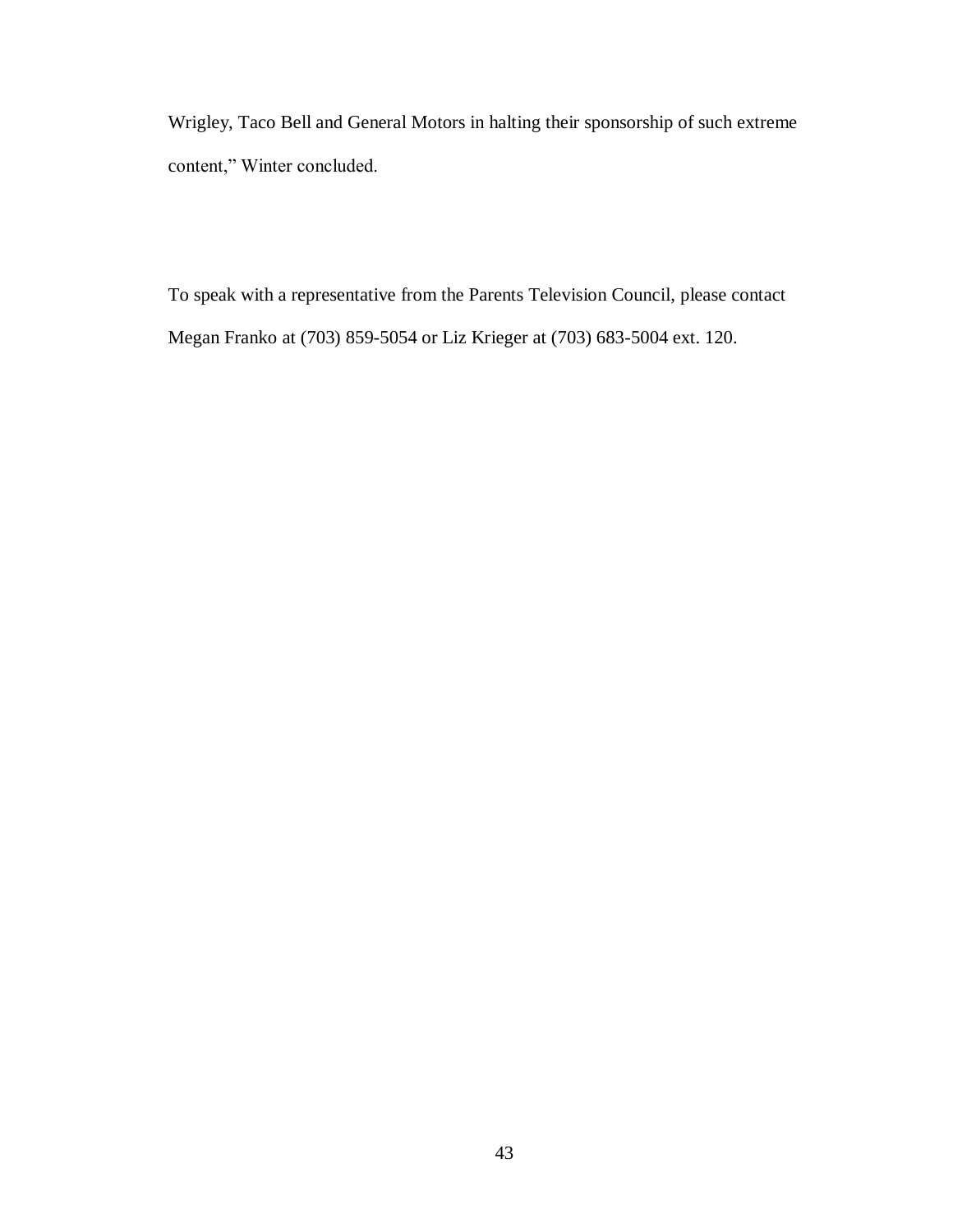Wrigley, Taco Bell and General Motors in halting their sponsorship of such extreme content," Winter concluded.

To speak with a representative from the Parents Television Council, please contact Megan Franko at (703) 859-5054 or Liz Krieger at (703) 683-5004 ext. 120.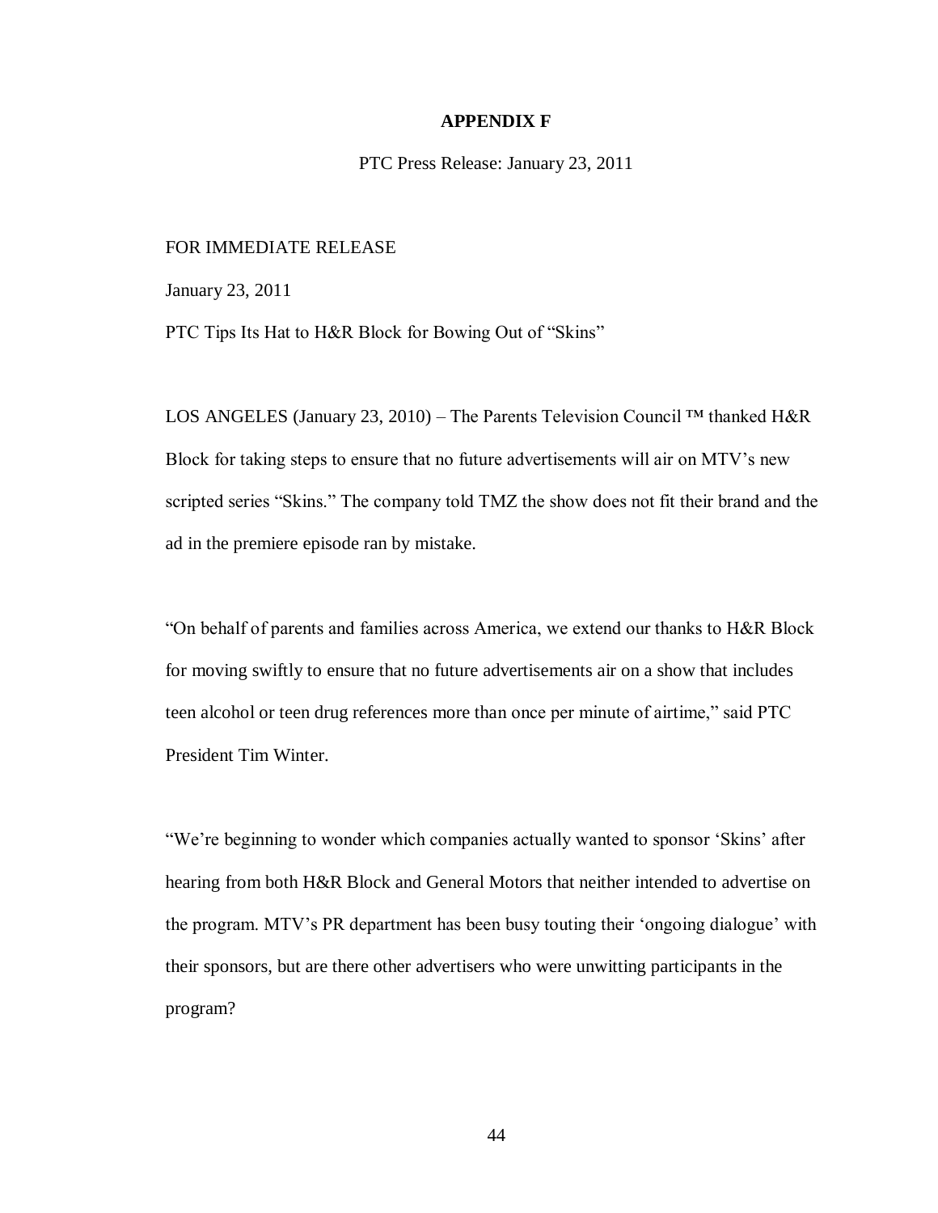# APPENDIX F

PTC Press Release: January 23, 2011

FOR IMMEDIATE RELEASE

January 23, 2011

PTC Tips Its Hat to H&R Block for Bowing Out of "Skins"

LOS ANGELES (January 23, 2010) – The Parents Television Council ™ thanked H&R Block for taking steps to ensure that no future advertisements will air on MTV's new scripted series "Skins." The company told TMZ the show does not fit their brand and the ad in the premiere episode ran by mistake.

"On behalf of parents and families across America, we extend our thanks to H&R Block for moving swiftly to ensure that no future advertisements air on a show that includes teen alcohol or teen drug references more than once per minute of airtime," said PTC President Tim Winter.

"We're beginning to wonder which companies actually wanted to sponsor 'Skins' after hearing from both H&R Block and General Motors that neither intended to advertise on the program. MTV's PR department has been busy touting their 'ongoing dialogue' with their sponsors, but are there other advertisers who were unwitting participants in the program?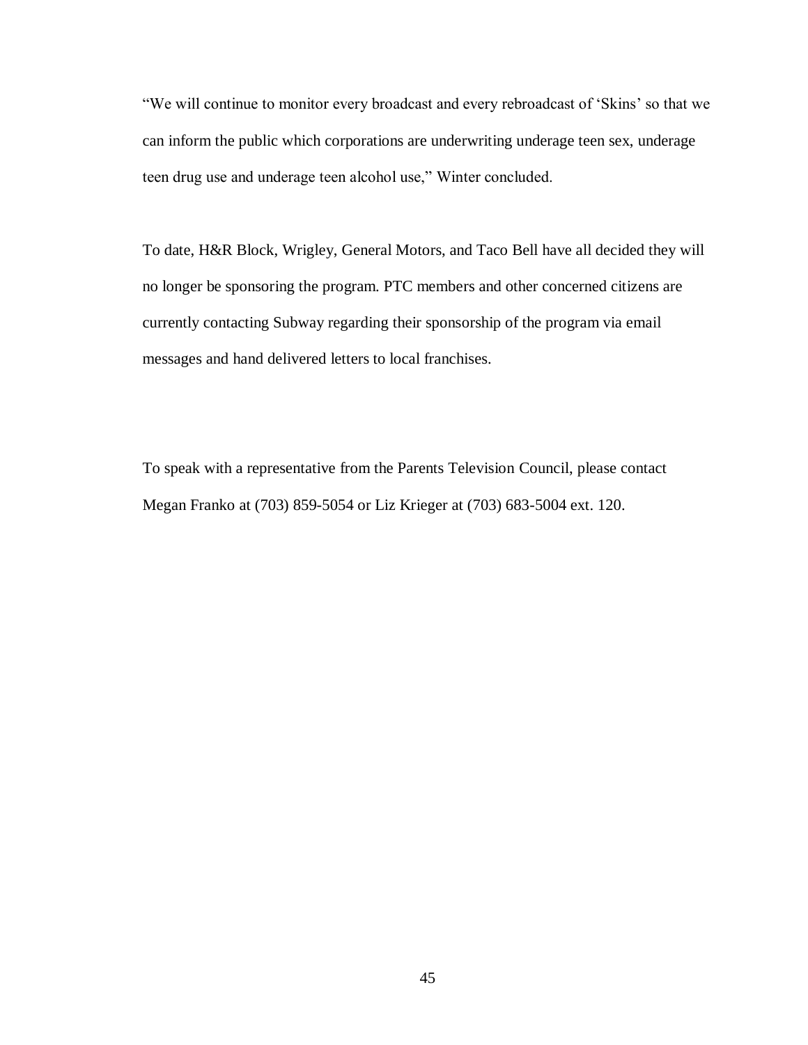"We will continue to monitor every broadcast and every rebroadcast of 'Skins' so that we can inform the public which corporations are underwriting underage teen sex, underage teen drug use and underage teen alcohol use," Winter concluded.

To date, H&R Block, Wrigley, General Motors, and Taco Bell have all decided they will no longer be sponsoring the program. PTC members and other concerned citizens are currently contacting Subway regarding their sponsorship of the program via email messages and hand delivered letters to local franchises.

To speak with a representative from the Parents Television Council, please contact Megan Franko at (703) 859-5054 or Liz Krieger at (703) 683-5004 ext. 120.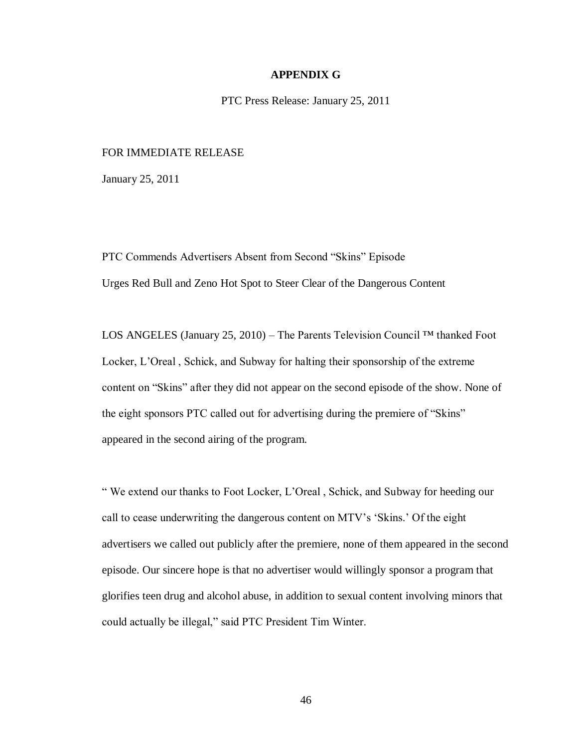## APPENDIX G

PTC Press Release: January 25, 2011

FOR IMMEDIATE RELEASE

January 25, 2011

PTC Commends Advertisers Absent from Second "Skins" Episode

Urges Red Bull and Zeno Hot Spot to Steer Clear of the Dangerous Content

LOS ANGELES (January 25, 2010) – The Parents Television Council ™ thanked Foot Locker, L'Oreal , Schick, and Subway for halting their sponsorship of the extreme content on "Skins" after they did not appear on the second episode of the show. None of the eight sponsors PTC called out for advertising during the premiere of "Skins" appeared in the second airing of the program.

" We extend our thanks to Foot Locker, L'Oreal , Schick, and Subway for heeding our call to cease underwriting the dangerous content on MTV's 'Skins.' Of the eight advertisers we called out publicly after the premiere, none of them appeared in the second episode. Our sincere hope is that no advertiser would willingly sponsor a program that glorifies teen drug and alcohol abuse, in addition to sexual content involving minors that could actually be illegal," said PTC President Tim Winter.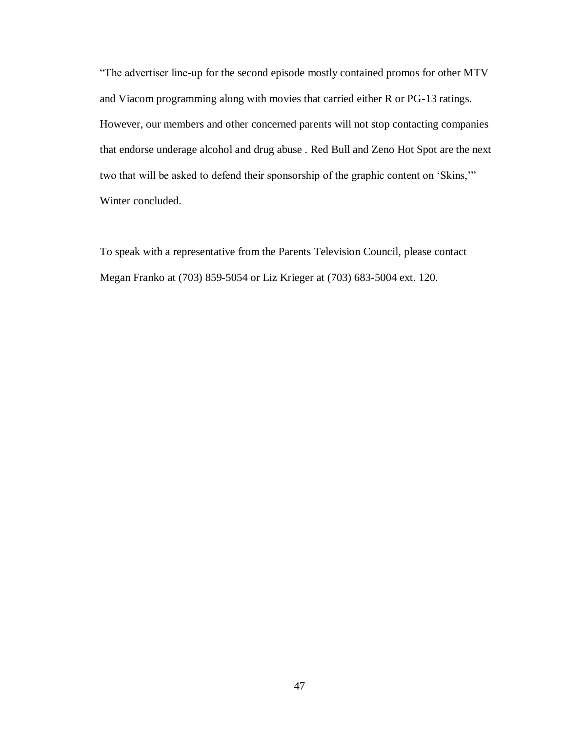"The advertiser line-up for the second episode mostly contained promos for other MTV and Viacom programming along with movies that carried either R or PG-13 ratings. However, our members and other concerned parents will not stop contacting companies that endorse underage alcohol and drug abuse . Red Bull and Zeno Hot Spot are the next two that will be asked to defend their sponsorship of the graphic content on 'Skins,'" Winter concluded.

To speak with a representative from the Parents Television Council, please contact Megan Franko at (703) 859-5054 or Liz Krieger at (703) 683-5004 ext. 120.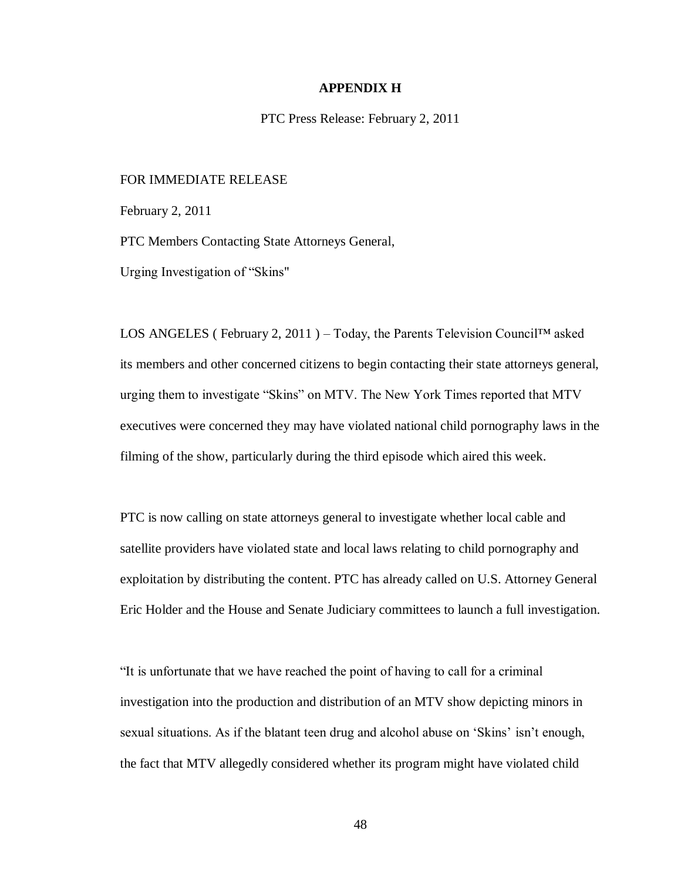## APPENDIX H

PTC Press Release: February 2, 2011

FOR IMMEDIATE RELEASE

February 2, 2011

PTC Members Contacting State Attorneys General,

Urging Investigation of “Skins"

LOS ANGELES ( February 2, 2011 ) – Today, the Parents Television Council™ asked its members and other concerned citizens to begin contacting their state attorneys general, urging them to investigate “Skins” on MTV. The New York Times reported that MTV executives were concerned they may have violated national child pornography laws in the filming of the show, particularly during the third episode which aired this week.

PTC is now calling on state attorneys general to investigate whether local cable and satellite providers have violated state and local laws relating to child pornography and exploitation by distributing the content. PTC has already called on U.S. Attorney General Eric Holder and the House and Senate Judiciary committees to launch a full investigation.

“It is unfortunate that we have reached the point of having to call for a criminal investigation into the production and distribution of an MTV show depicting minors in sexual situations. As if the blatant teen drug and alcohol abuse on ‘Skins’ isn’t enough, the fact that MTV allegedly considered whether its program might have violated child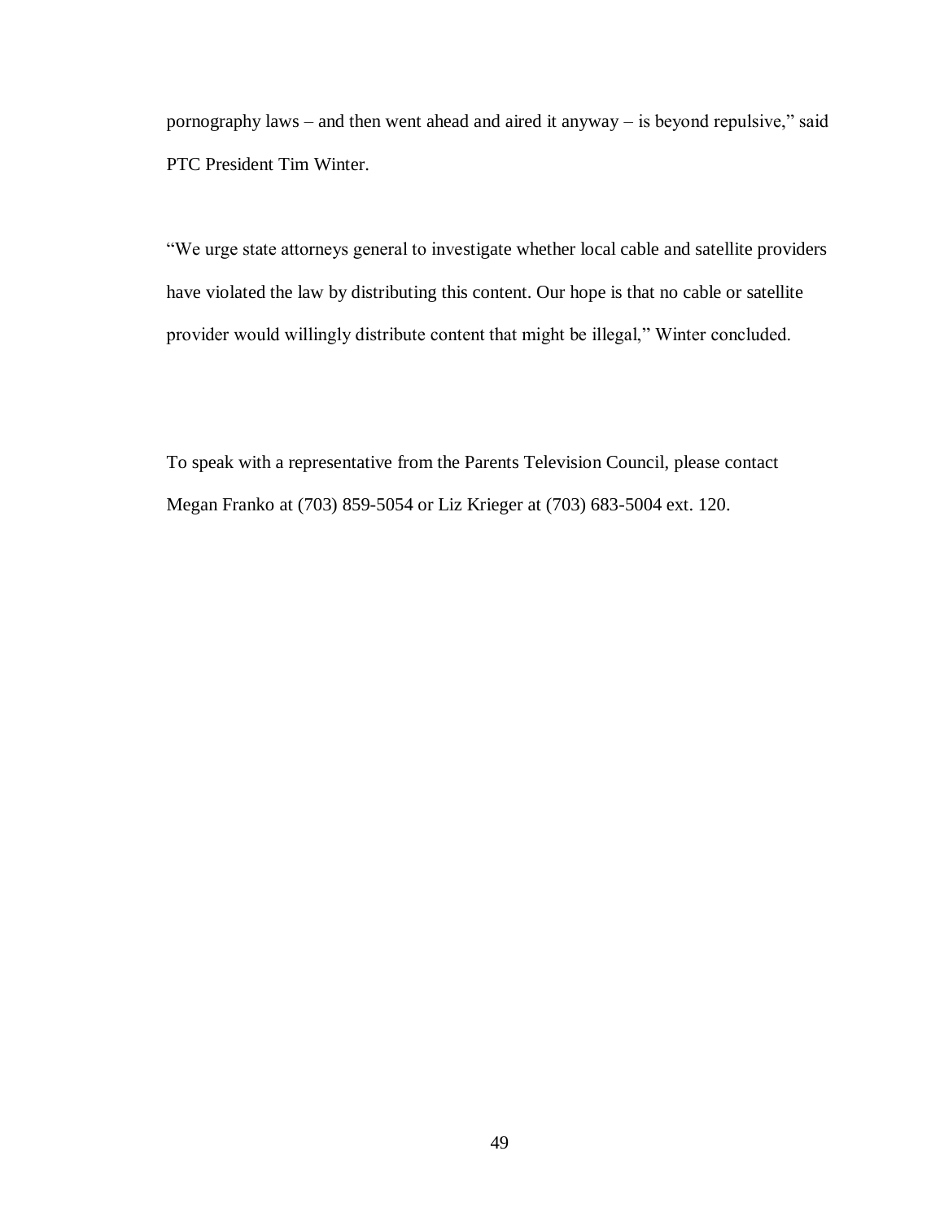pornography laws – and then went ahead and aired it anyway – is beyond repulsive," said PTC President Tim Winter.

"We urge state attorneys general to investigate whether local cable and satellite providers have violated the law by distributing this content. Our hope is that no cable or satellite provider would willingly distribute content that might be illegal," Winter concluded.

To speak with a representative from the Parents Television Council, please contact Megan Franko at (703) 859-5054 or Liz Krieger at (703) 683-5004 ext. 120.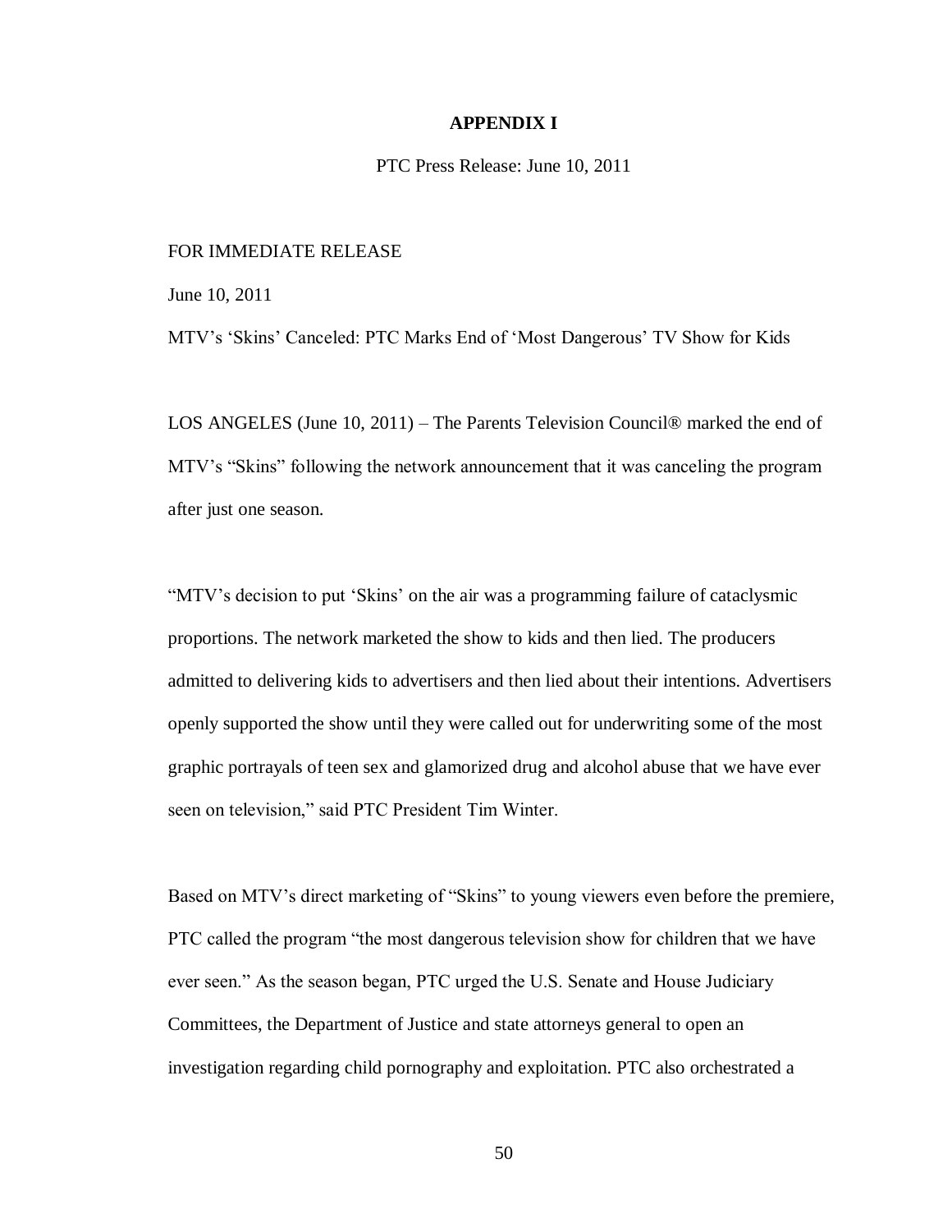# APPENDIX I

PTC Press Release: June 10, 2011

FOR IMMEDIATE RELEASE

June 10, 2011

MTV's 'Skins' Canceled: PTC Marks End of 'Most Dangerous' TV Show for Kids

LOS ANGELES (June 10, 2011) – The Parents Television Council® marked the end of MTV's "Skins" following the network announcement that it was canceling the program after just one season.

"MTV's decision to put 'Skins' on the air was a programming failure of cataclysmic proportions. The network marketed the show to kids and then lied. The producers admitted to delivering kids to advertisers and then lied about their intentions. Advertisers openly supported the show until they were called out for underwriting some of the most graphic portrayals of teen sex and glamorized drug and alcohol abuse that we have ever seen on television," said PTC President Tim Winter.

Based on MTV's direct marketing of "Skins" to young viewers even before the premiere, PTC called the program "the most dangerous television show for children that we have ever seen." As the season began, PTC urged the U.S. Senate and House Judiciary Committees, the Department of Justice and state attorneys general to open an investigation regarding child pornography and exploitation. PTC also orchestrated a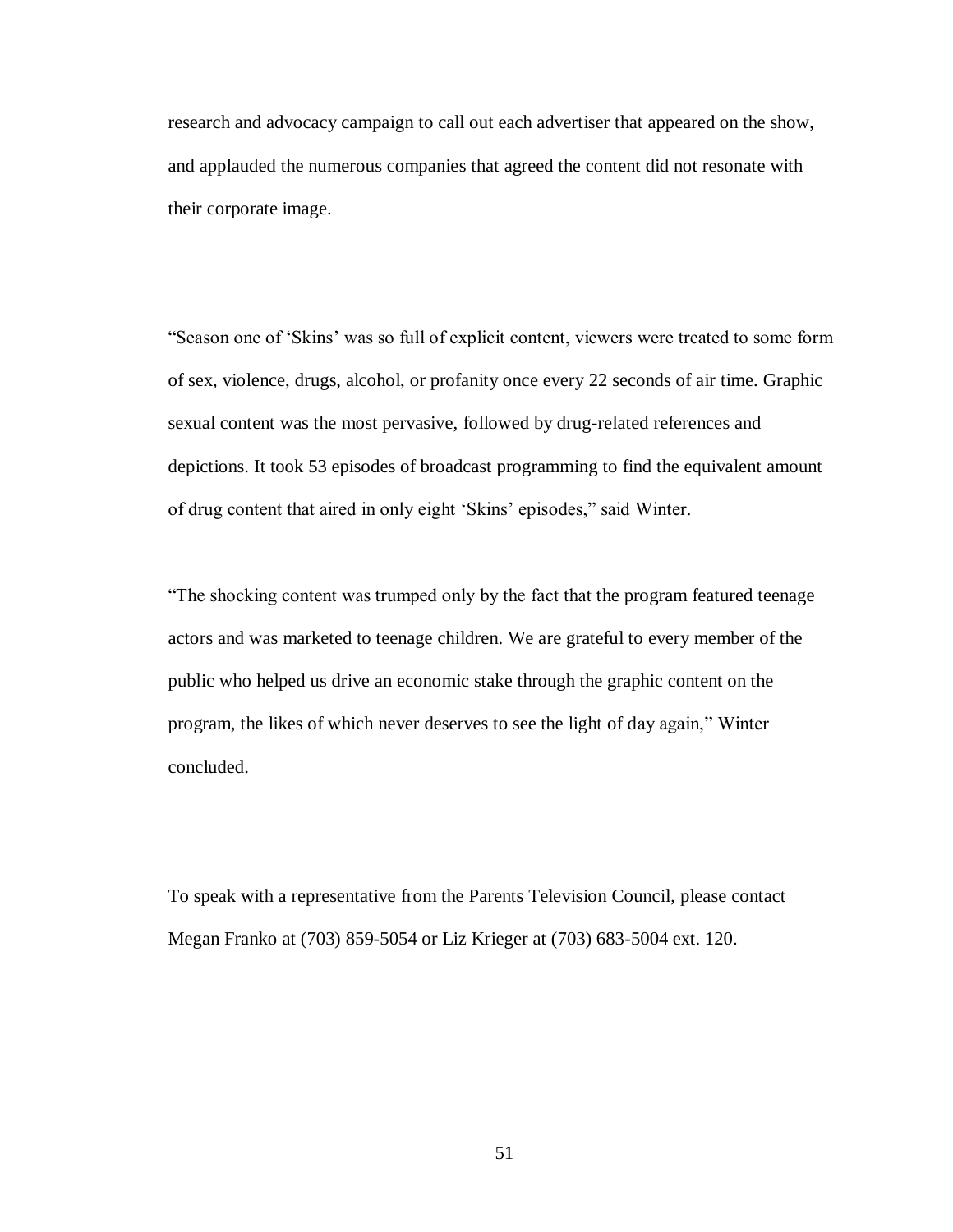research and advocacy campaign to call out each advertiser that appeared on the show, and applauded the numerous companies that agreed the content did not resonate with their corporate image.

"Season one of 'Skins' was so full of explicit content, viewers were treated to some form of sex, violence, drugs, alcohol, or profanity once every 22 seconds of air time. Graphic sexual content was the most pervasive, followed by drug-related references and depictions. It took 53 episodes of broadcast programming to find the equivalent amount of drug content that aired in only eight 'Skins' episodes," said Winter.

"The shocking content was trumped only by the fact that the program featured teenage actors and was marketed to teenage children. We are grateful to every member of the public who helped us drive an economic stake through the graphic content on the program, the likes of which never deserves to see the light of day again," Winter concluded.

To speak with a representative from the Parents Television Council, please contact Megan Franko at (703) 859-5054 or Liz Krieger at (703) 683-5004 ext. 120.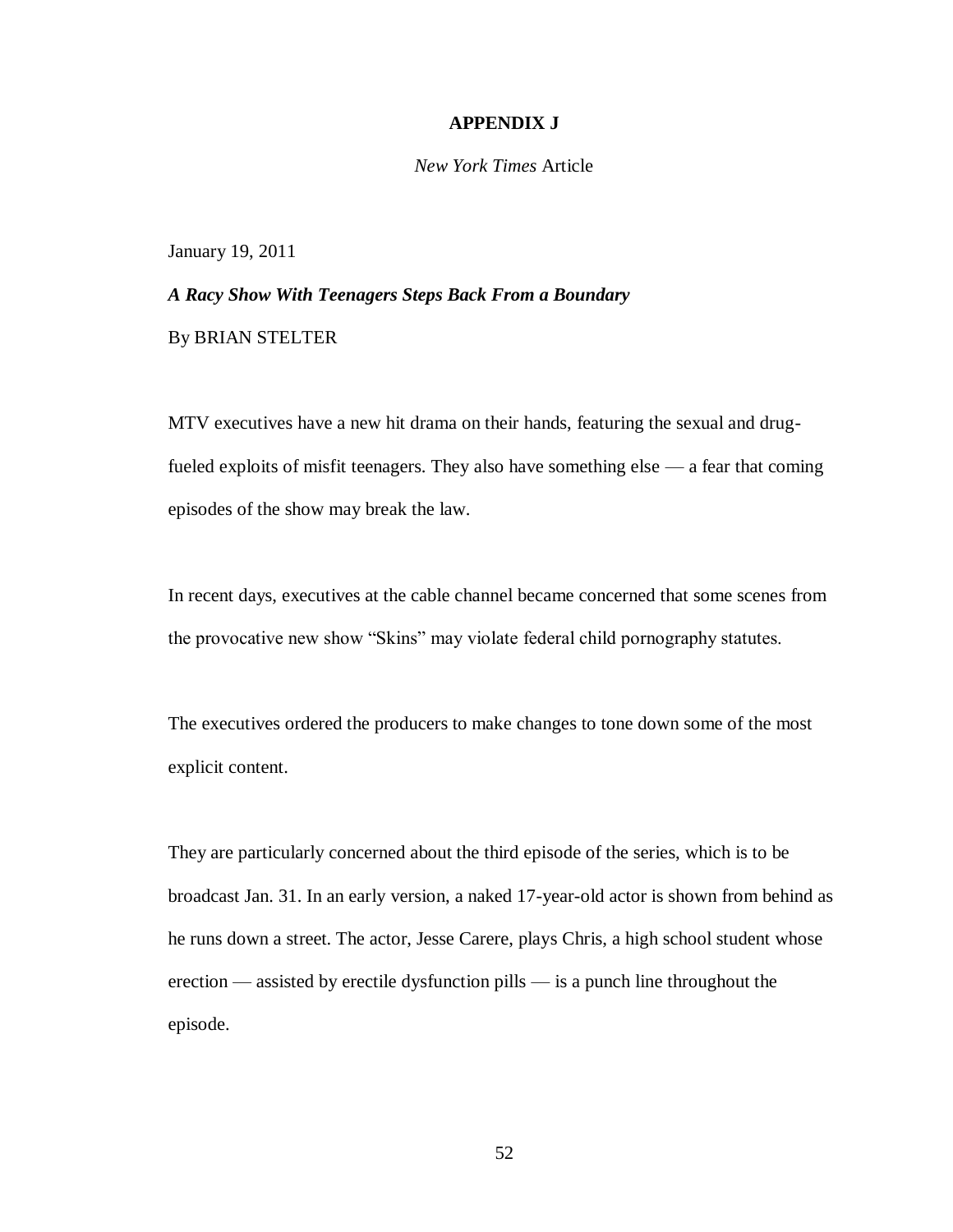## APPENDIX J

*New York Times* Article

January 19, 2011

***A Racy Show With Teenagers Steps Back From a Boundary***

By BRIAN STELTER

MTV executives have a new hit drama on their hands, featuring the sexual and drug-fueled exploits of misfit teenagers. They also have something else — a fear that coming episodes of the show may break the law.

In recent days, executives at the cable channel became concerned that some scenes from the provocative new show "Skins" may violate federal child pornography statutes.

The executives ordered the producers to make changes to tone down some of the most explicit content.

They are particularly concerned about the third episode of the series, which is to be broadcast Jan. 31. In an early version, a naked 17-year-old actor is shown from behind as he runs down a street. The actor, Jesse Carere, plays Chris, a high school student whose erection — assisted by erectile dysfunction pills — is a punch line throughout the episode.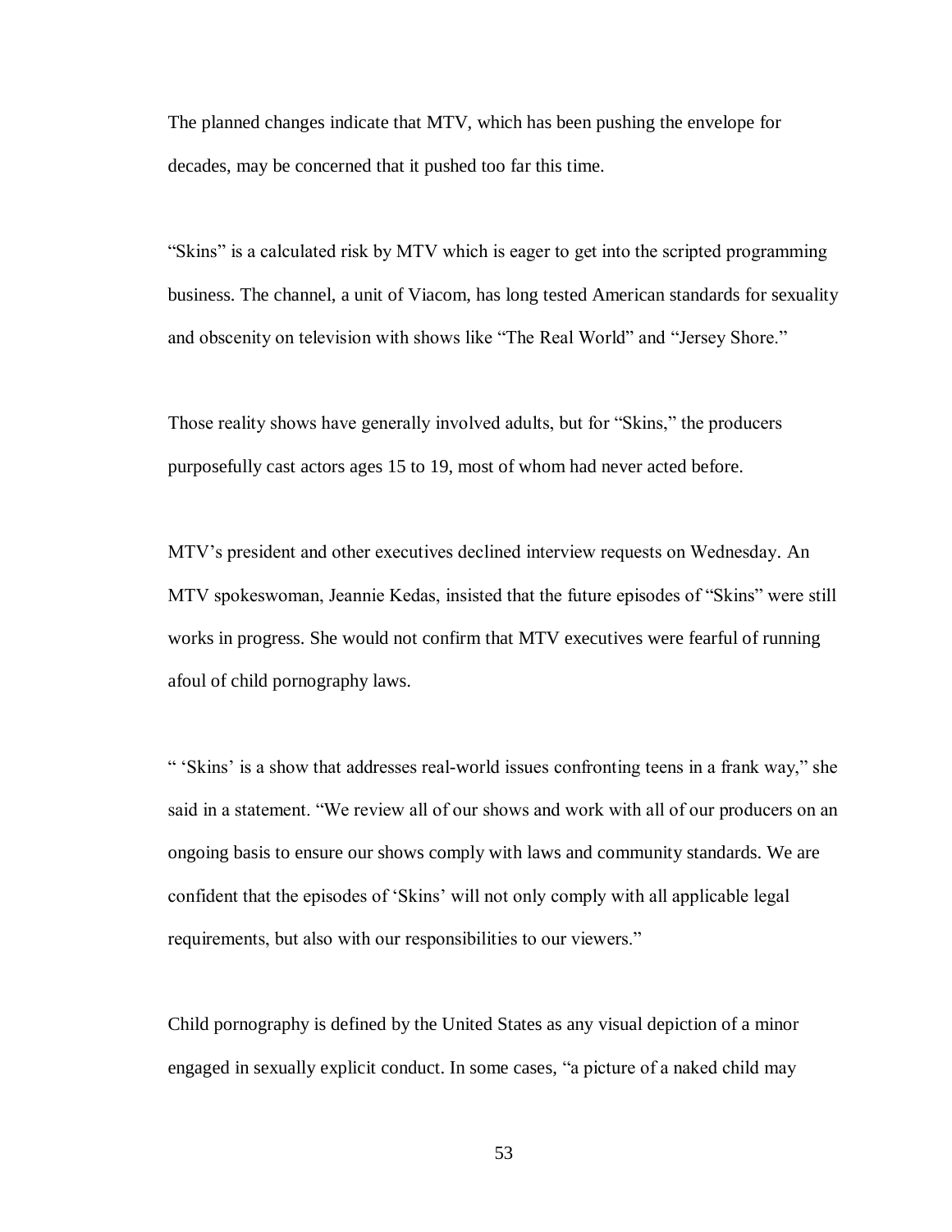The planned changes indicate that MTV, which has been pushing the envelope for decades, may be concerned that it pushed too far this time.

“Skins” is a calculated risk by MTV which is eager to get into the scripted programming business. The channel, a unit of Viacom, has long tested American standards for sexuality and obscenity on television with shows like “The Real World” and “Jersey Shore.”

Those reality shows have generally involved adults, but for “Skins,” the producers purposefully cast actors ages 15 to 19, most of whom had never acted before.

MTV’s president and other executives declined interview requests on Wednesday. An MTV spokeswoman, Jeannie Kedas, insisted that the future episodes of “Skins” were still works in progress. She would not confirm that MTV executives were fearful of running afoul of child pornography laws.

“ ‘Skins’ is a show that addresses real-world issues confronting teens in a frank way,” she said in a statement. “We review all of our shows and work with all of our producers on an ongoing basis to ensure our shows comply with laws and community standards. We are confident that the episodes of ‘Skins’ will not only comply with all applicable legal requirements, but also with our responsibilities to our viewers.”

Child pornography is defined by the United States as any visual depiction of a minor engaged in sexually explicit conduct. In some cases, “a picture of a naked child may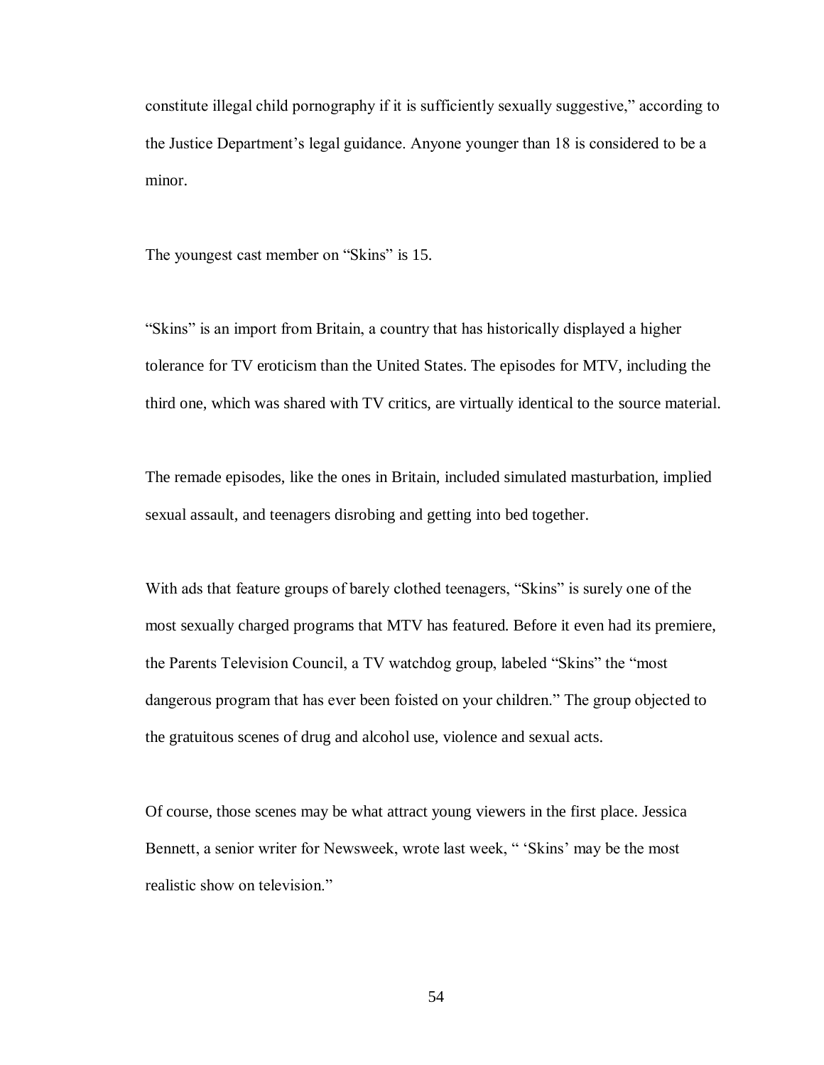constitute illegal child pornography if it is sufficiently sexually suggestive," according to the Justice Department's legal guidance. Anyone younger than 18 is considered to be a minor.

The youngest cast member on "Skins" is 15.

"Skins" is an import from Britain, a country that has historically displayed a higher tolerance for TV eroticism than the United States. The episodes for MTV, including the third one, which was shared with TV critics, are virtually identical to the source material.

The remade episodes, like the ones in Britain, included simulated masturbation, implied sexual assault, and teenagers disrobing and getting into bed together.

With ads that feature groups of barely clothed teenagers, "Skins" is surely one of the most sexually charged programs that MTV has featured. Before it even had its premiere, the Parents Television Council, a TV watchdog group, labeled "Skins" the "most dangerous program that has ever been foisted on your children." The group objected to the gratuitous scenes of drug and alcohol use, violence and sexual acts.

Of course, those scenes may be what attract young viewers in the first place. Jessica Bennett, a senior writer for Newsweek, wrote last week, " 'Skins' may be the most realistic show on television."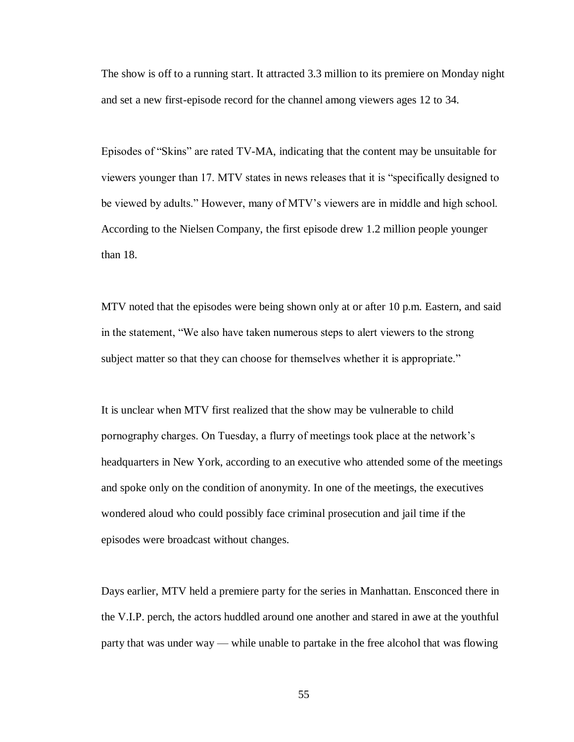The show is off to a running start. It attracted 3.3 million to its premiere on Monday night and set a new first-episode record for the channel among viewers ages 12 to 34.

Episodes of "Skins" are rated TV-MA, indicating that the content may be unsuitable for viewers younger than 17. MTV states in news releases that it is "specifically designed to be viewed by adults." However, many of MTV's viewers are in middle and high school. According to the Nielsen Company, the first episode drew 1.2 million people younger than 18.

MTV noted that the episodes were being shown only at or after 10 p.m. Eastern, and said in the statement, "We also have taken numerous steps to alert viewers to the strong subject matter so that they can choose for themselves whether it is appropriate."

It is unclear when MTV first realized that the show may be vulnerable to child pornography charges. On Tuesday, a flurry of meetings took place at the network's headquarters in New York, according to an executive who attended some of the meetings and spoke only on the condition of anonymity. In one of the meetings, the executives wondered aloud who could possibly face criminal prosecution and jail time if the episodes were broadcast without changes.

Days earlier, MTV held a premiere party for the series in Manhattan. Ensconced there in the V.I.P. perch, the actors huddled around one another and stared in awe at the youthful party that was under way — while unable to partake in the free alcohol that was flowing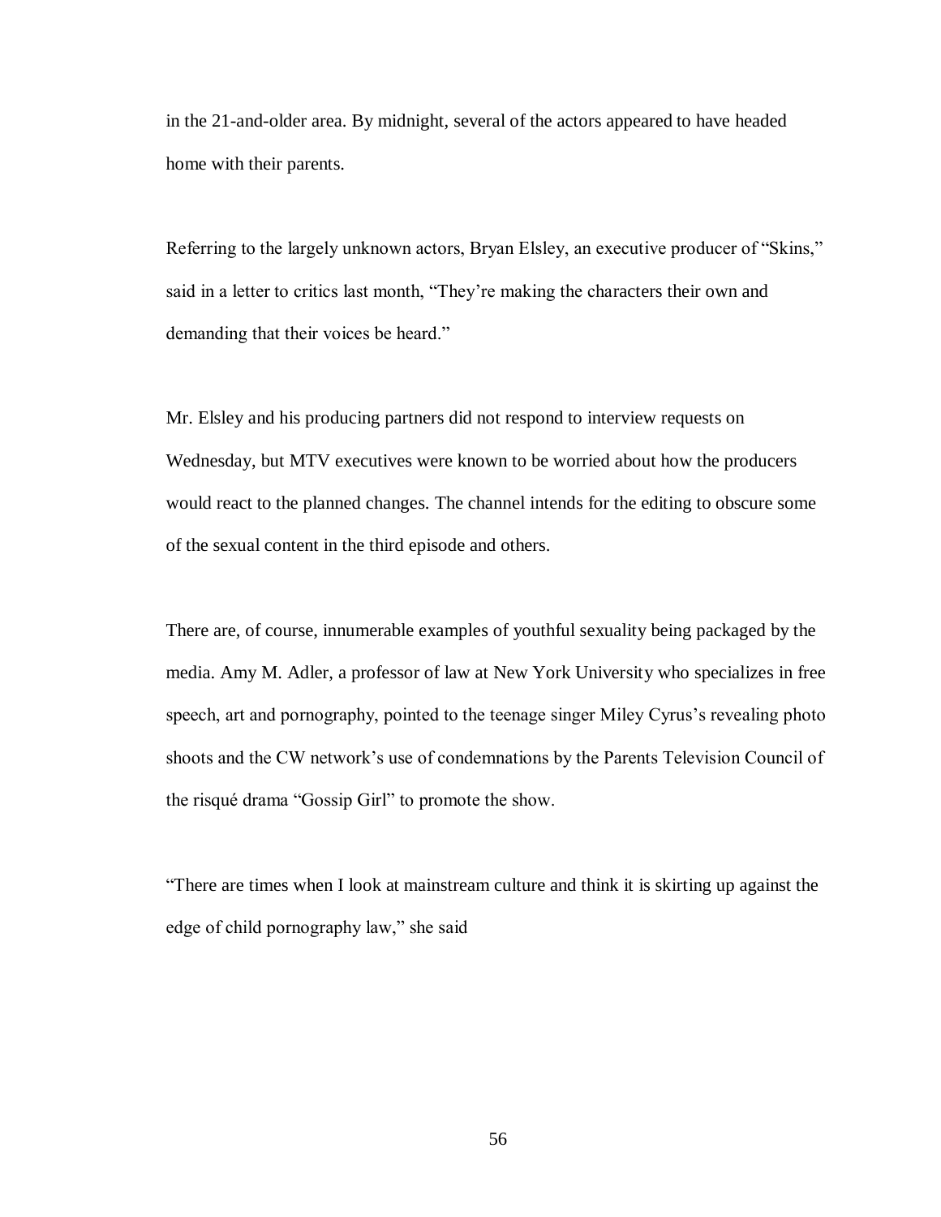in the 21-and-older area. By midnight, several of the actors appeared to have headed home with their parents.

Referring to the largely unknown actors, Bryan Elsley, an executive producer of "Skins," said in a letter to critics last month, "They're making the characters their own and demanding that their voices be heard."

Mr. Elsley and his producing partners did not respond to interview requests on Wednesday, but MTV executives were known to be worried about how the producers would react to the planned changes. The channel intends for the editing to obscure some of the sexual content in the third episode and others.

There are, of course, innumerable examples of youthful sexuality being packaged by the media. Amy M. Adler, a professor of law at New York University who specializes in free speech, art and pornography, pointed to the teenage singer Miley Cyrus's revealing photo shoots and the CW network's use of condemnations by the Parents Television Council of the risqué drama "Gossip Girl" to promote the show.

"There are times when I look at mainstream culture and think it is skirting up against the edge of child pornography law," she said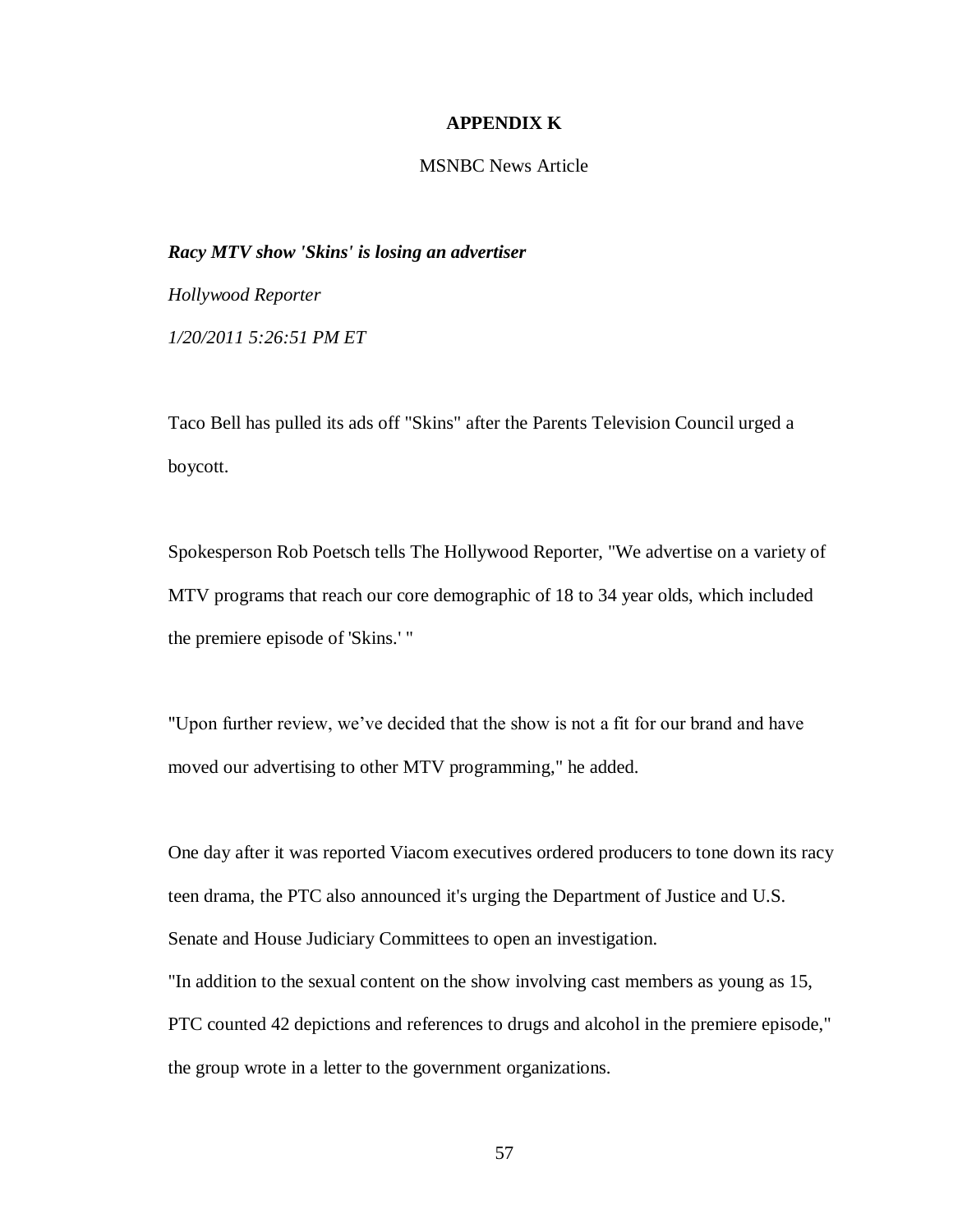# APPENDIX K

MSNBC News Article

***Racy MTV show 'Skins' is losing an advertiser***

*Hollywood Reporter*

*1/20/2011 5:26:51 PM ET*

Taco Bell has pulled its ads off "Skins" after the Parents Television Council urged a boycott.

Spokesperson Rob Poetsch tells The Hollywood Reporter, "We advertise on a variety of MTV programs that reach our core demographic of 18 to 34 year olds, which included the premiere episode of 'Skins.' "

"Upon further review, we've decided that the show is not a fit for our brand and have moved our advertising to other MTV programming," he added.

One day after it was reported Viacom executives ordered producers to tone down its racy teen drama, the PTC also announced it's urging the Department of Justice and U.S. Senate and House Judiciary Committees to open an investigation.

"In addition to the sexual content on the show involving cast members as young as 15, PTC counted 42 depictions and references to drugs and alcohol in the premiere episode," the group wrote in a letter to the government organizations.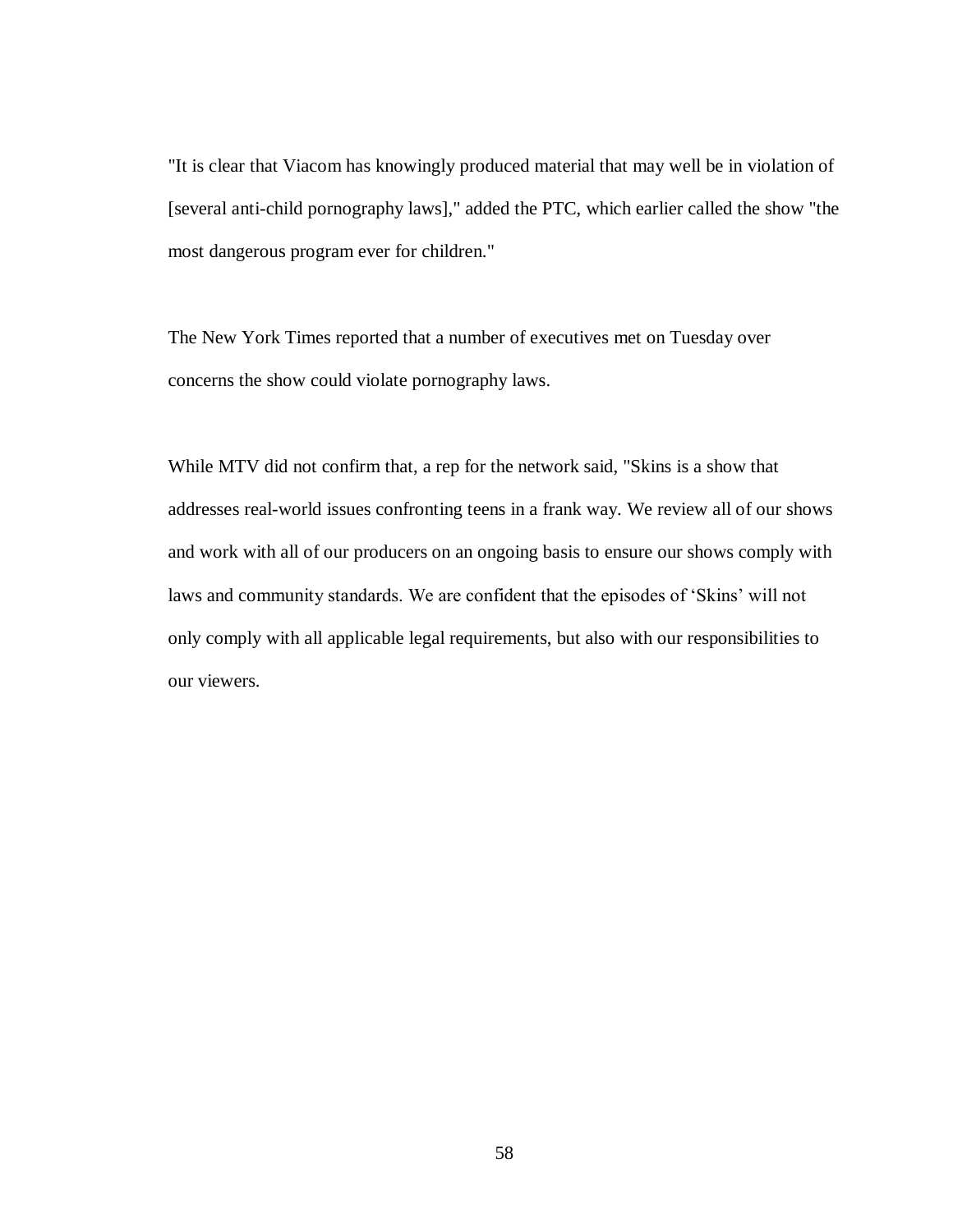"It is clear that Viacom has knowingly produced material that may well be in violation of [several anti-child pornography laws]," added the PTC, which earlier called the show "the most dangerous program ever for children."

The New York Times reported that a number of executives met on Tuesday over concerns the show could violate pornography laws.

While MTV did not confirm that, a rep for the network said, "Skins is a show that addresses real-world issues confronting teens in a frank way. We review all of our shows and work with all of our producers on an ongoing basis to ensure our shows comply with laws and community standards. We are confident that the episodes of 'Skins' will not only comply with all applicable legal requirements, but also with our responsibilities to our viewers.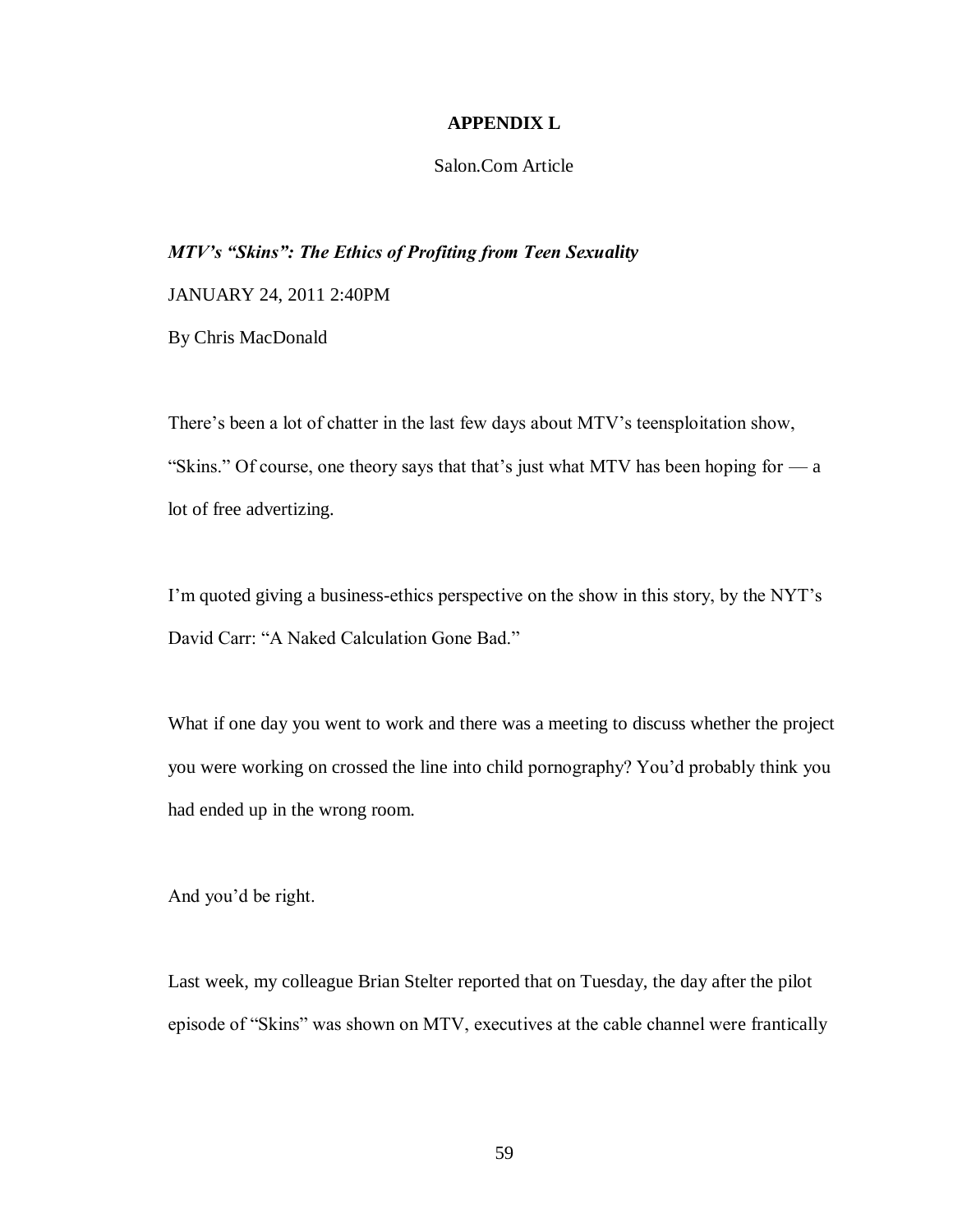## APPENDIX L

Salon.Com Article

***MTV's "Skins": The Ethics of Profiting from Teen Sexuality***

JANUARY 24, 2011 2:40PM

By Chris MacDonald

There's been a lot of chatter in the last few days about MTV's teensploitation show, "Skins." Of course, one theory says that that's just what MTV has been hoping for — a lot of free advertizing.

I'm quoted giving a business-ethics perspective on the show in this story, by the NYT's David Carr: "A Naked Calculation Gone Bad."

What if one day you went to work and there was a meeting to discuss whether the project you were working on crossed the line into child pornography? You'd probably think you had ended up in the wrong room.

And you'd be right.

Last week, my colleague Brian Stelter reported that on Tuesday, the day after the pilot episode of "Skins" was shown on MTV, executives at the cable channel were frantically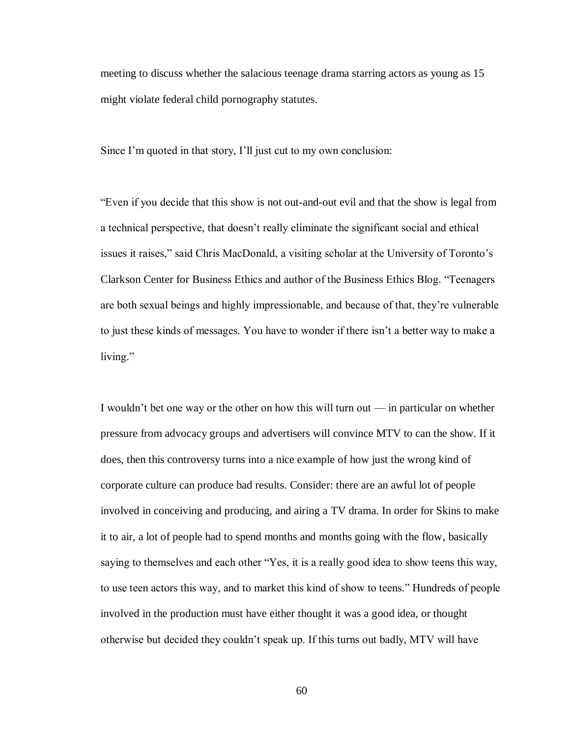meeting to discuss whether the salacious teenage drama starring actors as young as 15 might violate federal child pornography statutes.

Since I'm quoted in that story, I'll just cut to my own conclusion:

"Even if you decide that this show is not out-and-out evil and that the show is legal from a technical perspective, that doesn't really eliminate the significant social and ethical issues it raises," said Chris MacDonald, a visiting scholar at the University of Toronto's Clarkson Center for Business Ethics and author of the Business Ethics Blog. "Teenagers are both sexual beings and highly impressionable, and because of that, they're vulnerable to just these kinds of messages. You have to wonder if there isn't a better way to make a living."

I wouldn't bet one way or the other on how this will turn out — in particular on whether pressure from advocacy groups and advertisers will convince MTV to can the show. If it does, then this controversy turns into a nice example of how just the wrong kind of corporate culture can produce bad results. Consider: there are an awful lot of people involved in conceiving and producing, and airing a TV drama. In order for Skins to make it to air, a lot of people had to spend months and months going with the flow, basically saying to themselves and each other "Yes, it is a really good idea to show teens this way, to use teen actors this way, and to market this kind of show to teens." Hundreds of people involved in the production must have either thought it was a good idea, or thought otherwise but decided they couldn't speak up. If this turns out badly, MTV will have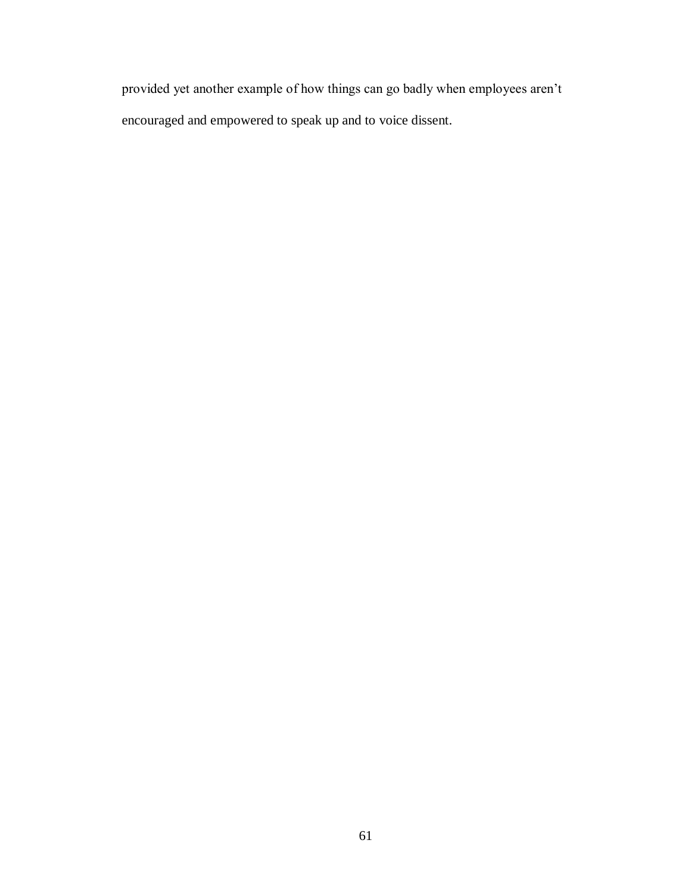provided yet another example of how things can go badly when employees aren't encouraged and empowered to speak up and to voice dissent.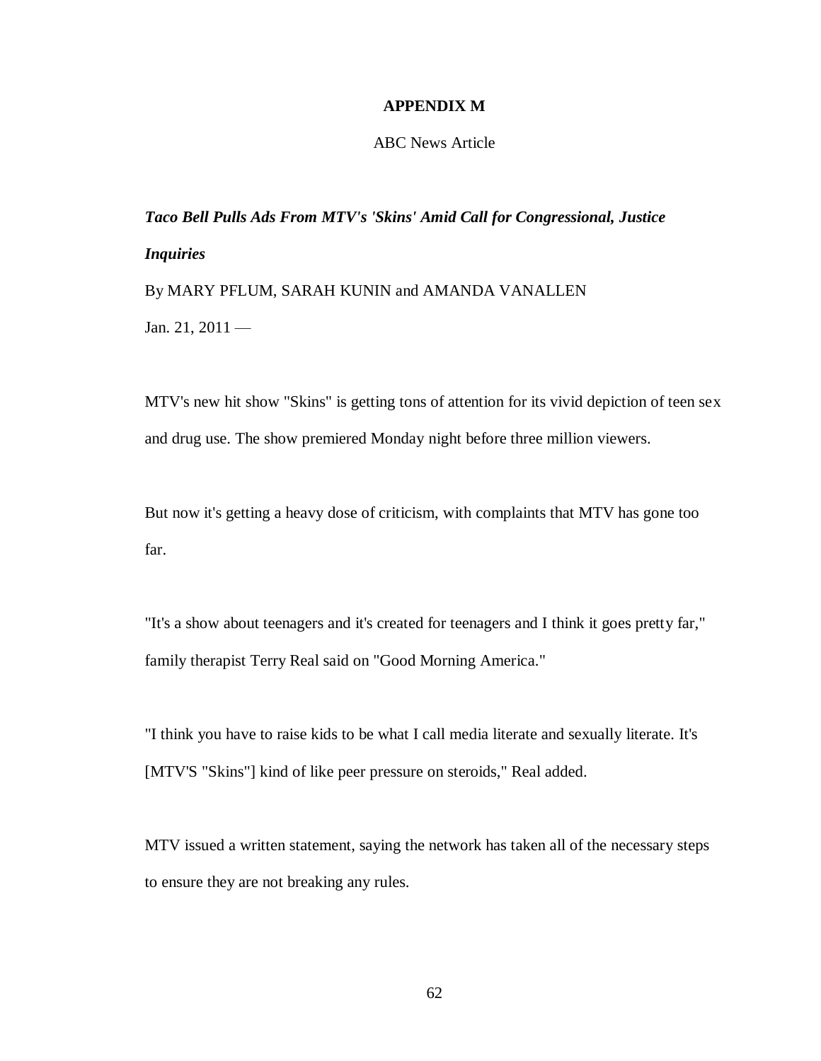# APPENDIX M

ABC News Article

***Taco Bell Pulls Ads From MTV's 'Skins' Amid Call for Congressional, Justice Inquiries***

By MARY PFLUM, SARAH KUNIN and AMANDA VANALLEN

Jan. 21, 2011 —

MTV's new hit show "Skins" is getting tons of attention for its vivid depiction of teen sex and drug use. The show premiered Monday night before three million viewers.

But now it's getting a heavy dose of criticism, with complaints that MTV has gone too far.

"It's a show about teenagers and it's created for teenagers and I think it goes pretty far," family therapist Terry Real said on "Good Morning America."

"I think you have to raise kids to be what I call media literate and sexually literate. It's [MTV'S "Skins"] kind of like peer pressure on steroids," Real added.

MTV issued a written statement, saying the network has taken all of the necessary steps to ensure they are not breaking any rules.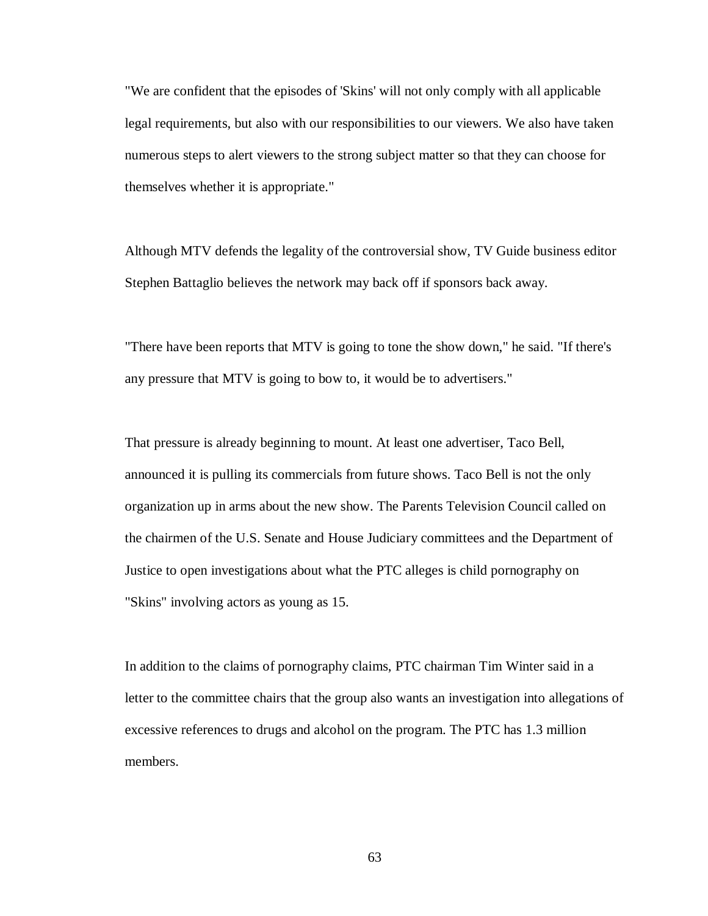"We are confident that the episodes of 'Skins' will not only comply with all applicable legal requirements, but also with our responsibilities to our viewers. We also have taken numerous steps to alert viewers to the strong subject matter so that they can choose for themselves whether it is appropriate."

Although MTV defends the legality of the controversial show, TV Guide business editor Stephen Battaglio believes the network may back off if sponsors back away.

"There have been reports that MTV is going to tone the show down," he said. "If there's any pressure that MTV is going to bow to, it would be to advertisers."

That pressure is already beginning to mount. At least one advertiser, Taco Bell, announced it is pulling its commercials from future shows. Taco Bell is not the only organization up in arms about the new show. The Parents Television Council called on the chairmen of the U.S. Senate and House Judiciary committees and the Department of Justice to open investigations about what the PTC alleges is child pornography on "Skins" involving actors as young as 15.

In addition to the claims of pornography claims, PTC chairman Tim Winter said in a letter to the committee chairs that the group also wants an investigation into allegations of excessive references to drugs and alcohol on the program. The PTC has 1.3 million members.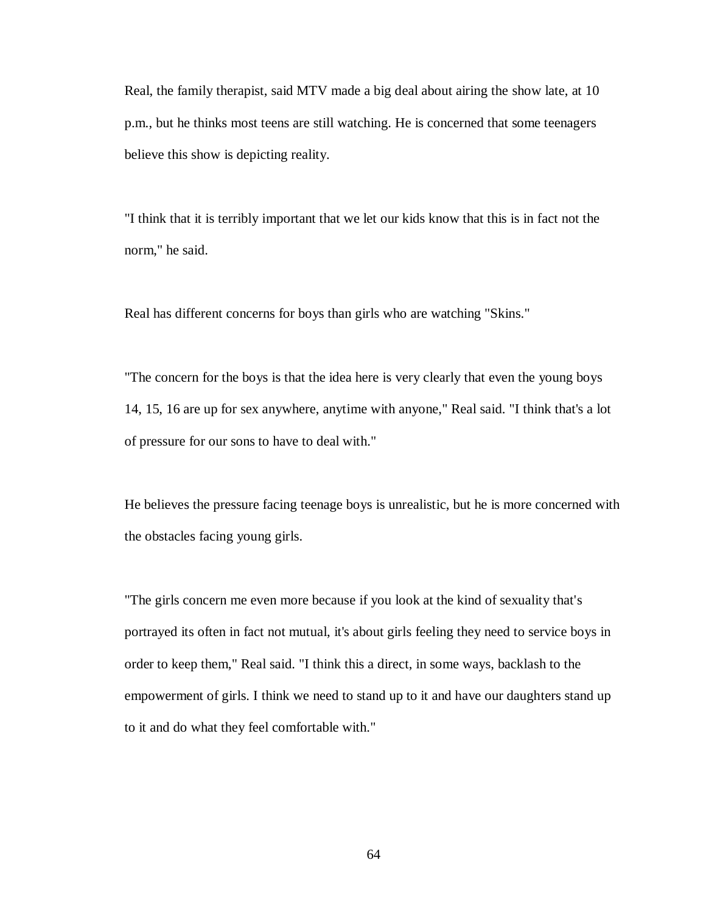Real, the family therapist, said MTV made a big deal about airing the show late, at 10 p.m., but he thinks most teens are still watching. He is concerned that some teenagers believe this show is depicting reality.

"I think that it is terribly important that we let our kids know that this is in fact not the norm," he said.

Real has different concerns for boys than girls who are watching "Skins."

"The concern for the boys is that the idea here is very clearly that even the young boys 14, 15, 16 are up for sex anywhere, anytime with anyone," Real said. "I think that's a lot of pressure for our sons to have to deal with."

He believes the pressure facing teenage boys is unrealistic, but he is more concerned with the obstacles facing young girls.

"The girls concern me even more because if you look at the kind of sexuality that's portrayed its often in fact not mutual, it's about girls feeling they need to service boys in order to keep them," Real said. "I think this a direct, in some ways, backlash to the empowerment of girls. I think we need to stand up to it and have our daughters stand up to it and do what they feel comfortable with."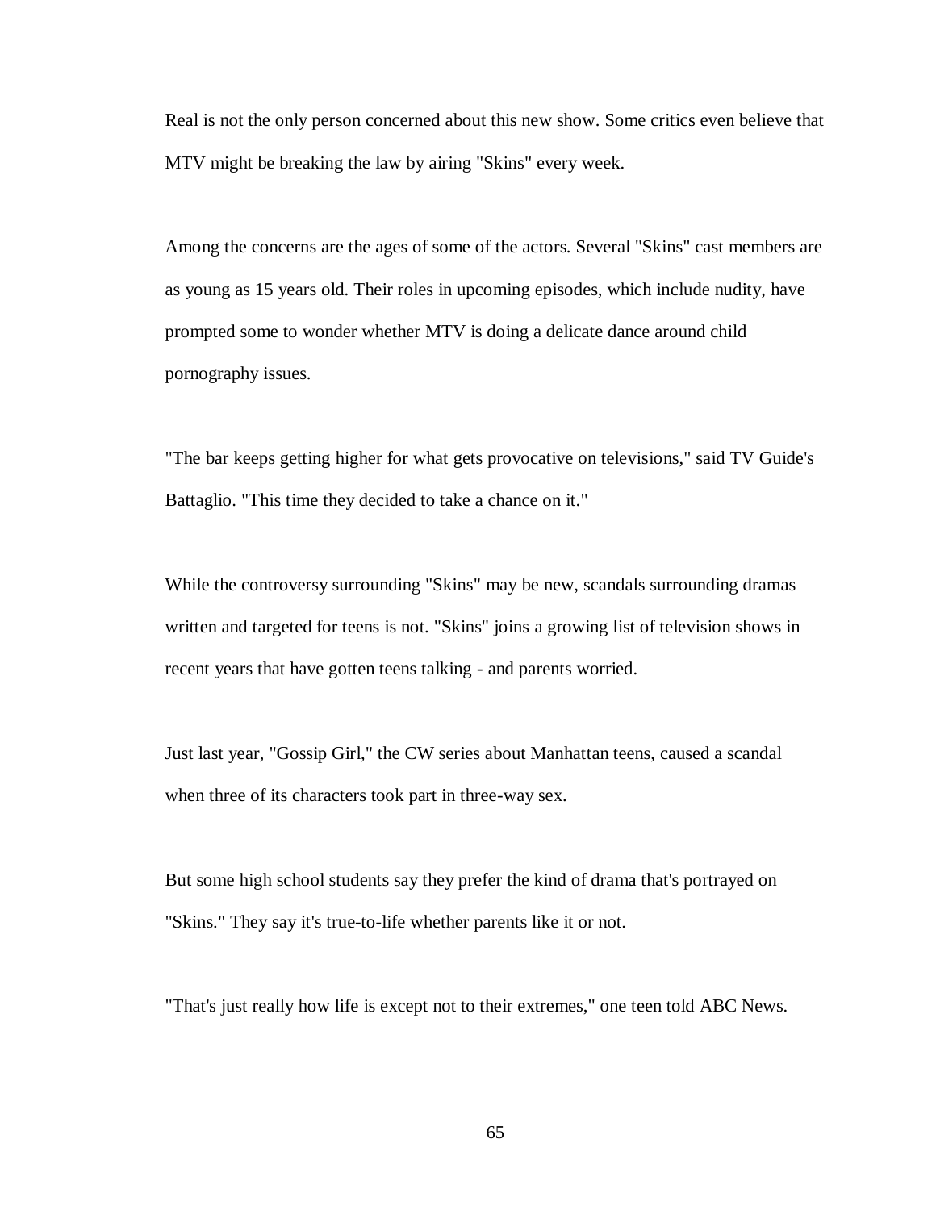Real is not the only person concerned about this new show. Some critics even believe that MTV might be breaking the law by airing "Skins" every week.

Among the concerns are the ages of some of the actors. Several "Skins" cast members are as young as 15 years old. Their roles in upcoming episodes, which include nudity, have prompted some to wonder whether MTV is doing a delicate dance around child pornography issues.

"The bar keeps getting higher for what gets provocative on televisions," said TV Guide's Battaglio. "This time they decided to take a chance on it."

While the controversy surrounding "Skins" may be new, scandals surrounding dramas written and targeted for teens is not. "Skins" joins a growing list of television shows in recent years that have gotten teens talking - and parents worried.

Just last year, "Gossip Girl," the CW series about Manhattan teens, caused a scandal when three of its characters took part in three-way sex.

But some high school students say they prefer the kind of drama that's portrayed on "Skins." They say it's true-to-life whether parents like it or not.

"That's just really how life is except not to their extremes," one teen told ABC News.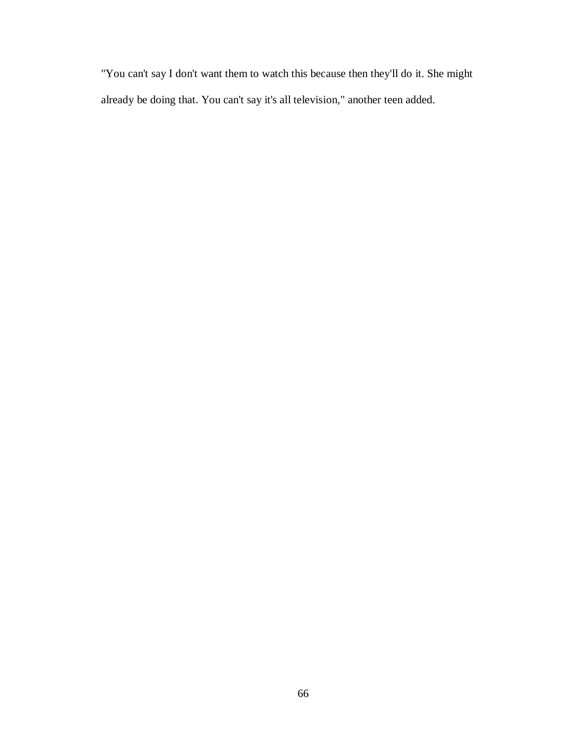"You can't say I don't want them to watch this because then they'll do it. She might already be doing that. You can't say it's all television," another teen added.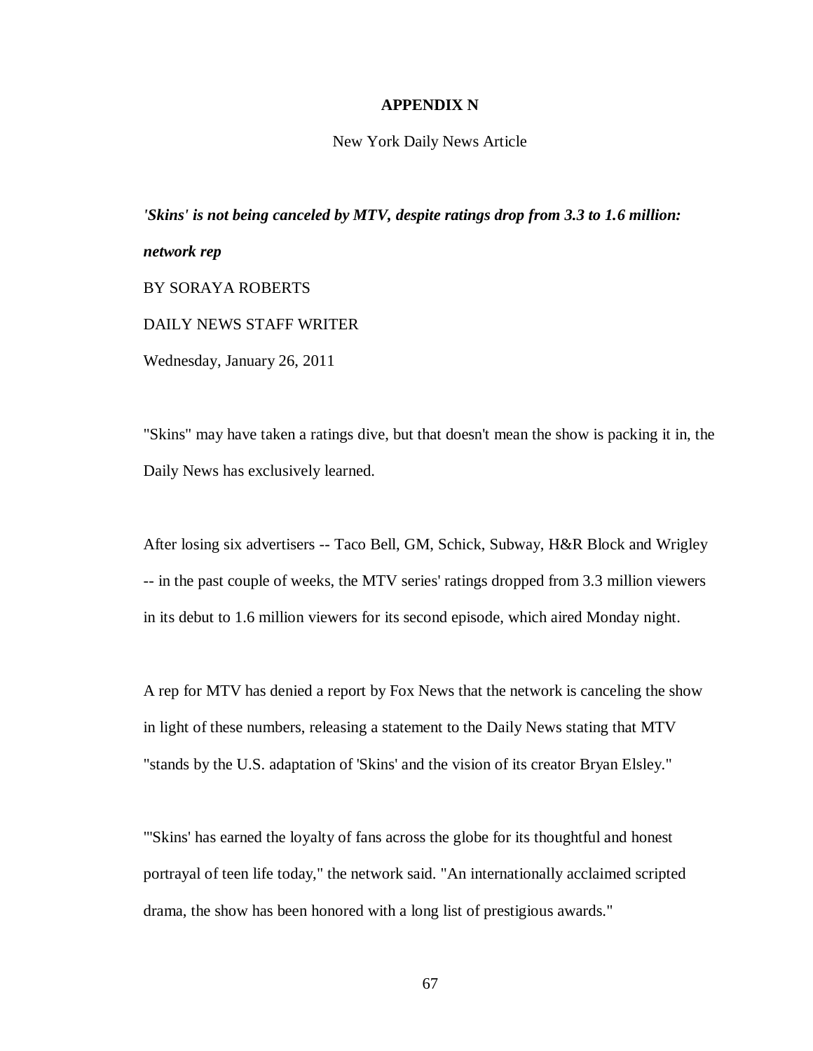# APPENDIX N

New York Daily News Article

***'Skins' is not being canceled by MTV, despite ratings drop from 3.3 to 1.6 million: network rep***

BY SORAYA ROBERTS

DAILY NEWS STAFF WRITER

Wednesday, January 26, 2011

"Skins" may have taken a ratings dive, but that doesn't mean the show is packing it in, the Daily News has exclusively learned.

After losing six advertisers -- Taco Bell, GM, Schick, Subway, H&R Block and Wrigley -- in the past couple of weeks, the MTV series' ratings dropped from 3.3 million viewers in its debut to 1.6 million viewers for its second episode, which aired Monday night.

A rep for MTV has denied a report by Fox News that the network is canceling the show in light of these numbers, releasing a statement to the Daily News stating that MTV "stands by the U.S. adaptation of 'Skins' and the vision of its creator Bryan Elsley."

"'Skins' has earned the loyalty of fans across the globe for its thoughtful and honest portrayal of teen life today," the network said. "An internationally acclaimed scripted drama, the show has been honored with a long list of prestigious awards."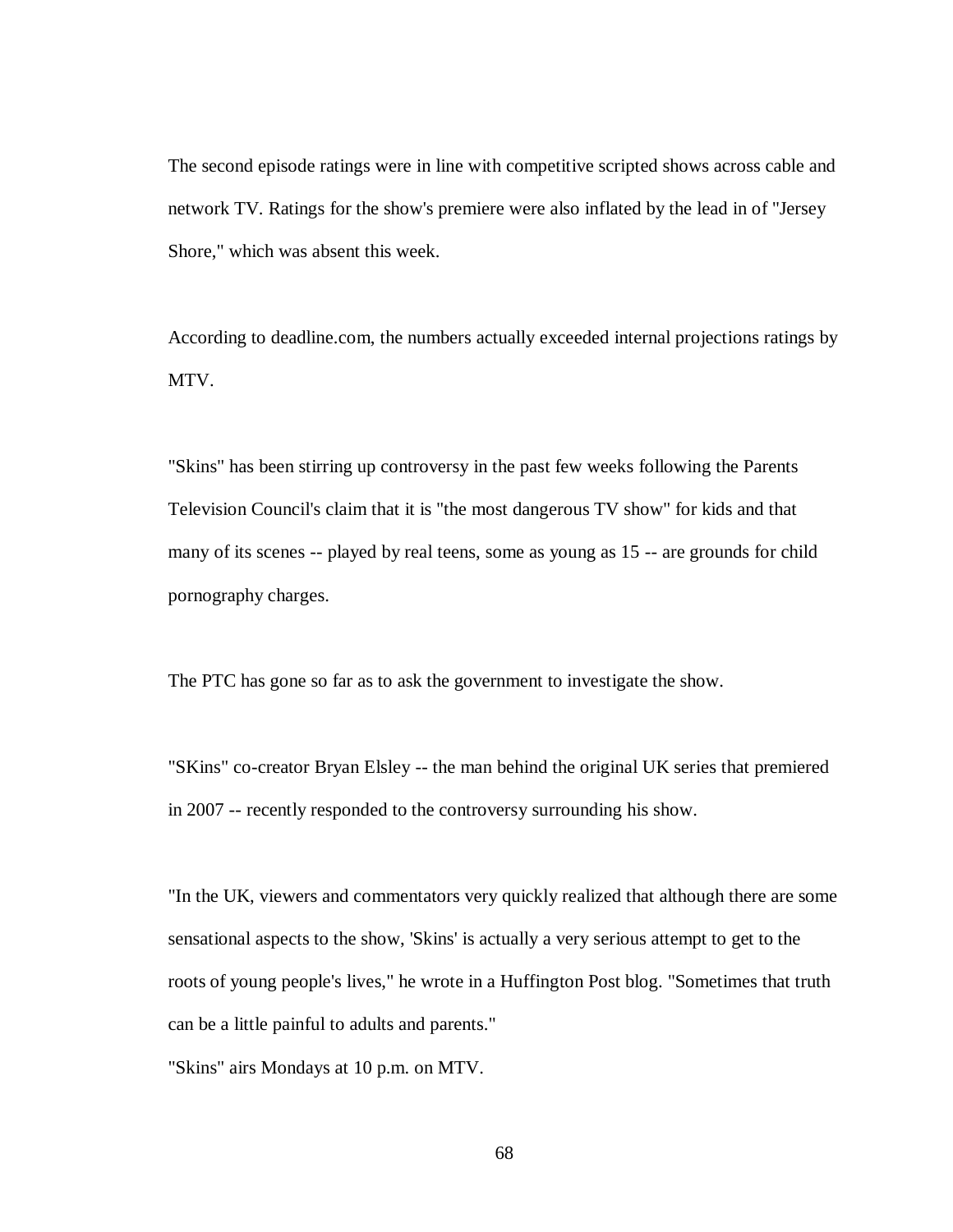The second episode ratings were in line with competitive scripted shows across cable and network TV. Ratings for the show's premiere were also inflated by the lead in of "Jersey Shore," which was absent this week.

According to deadline.com, the numbers actually exceeded internal projections ratings by MTV.

"Skins" has been stirring up controversy in the past few weeks following the Parents Television Council's claim that it is "the most dangerous TV show" for kids and that many of its scenes -- played by real teens, some as young as 15 -- are grounds for child pornography charges.

The PTC has gone so far as to ask the government to investigate the show.

"SKins" co-creator Bryan Elsley -- the man behind the original UK series that premiered in 2007 -- recently responded to the controversy surrounding his show.

"In the UK, viewers and commentators very quickly realized that although there are some sensational aspects to the show, 'Skins' is actually a very serious attempt to get to the roots of young people's lives," he wrote in a Huffington Post blog. "Sometimes that truth can be a little painful to adults and parents."

"Skins" airs Mondays at 10 p.m. on MTV.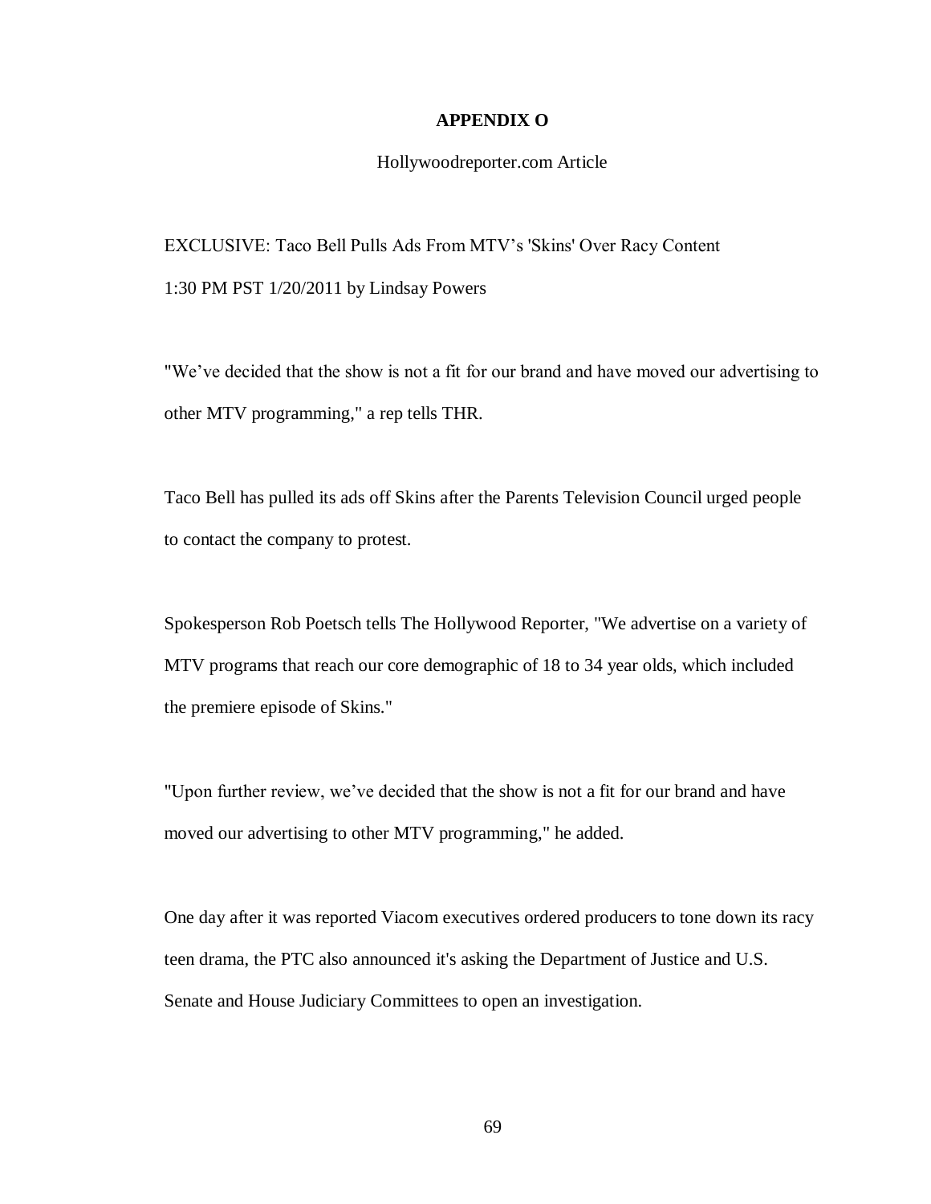# APPENDIX O

Hollywoodreporter.com Article

EXCLUSIVE: Taco Bell Pulls Ads From MTV’s 'Skins' Over Racy Content

1:30 PM PST 1/20/2011 by Lindsay Powers

"We’ve decided that the show is not a fit for our brand and have moved our advertising to other MTV programming," a rep tells THR.

Taco Bell has pulled its ads off Skins after the Parents Television Council urged people to contact the company to protest.

Spokesperson Rob Poetsch tells The Hollywood Reporter, "We advertise on a variety of MTV programs that reach our core demographic of 18 to 34 year olds, which included the premiere episode of Skins."

"Upon further review, we’ve decided that the show is not a fit for our brand and have moved our advertising to other MTV programming," he added.

One day after it was reported Viacom executives ordered producers to tone down its racy teen drama, the PTC also announced it's asking the Department of Justice and U.S. Senate and House Judiciary Committees to open an investigation.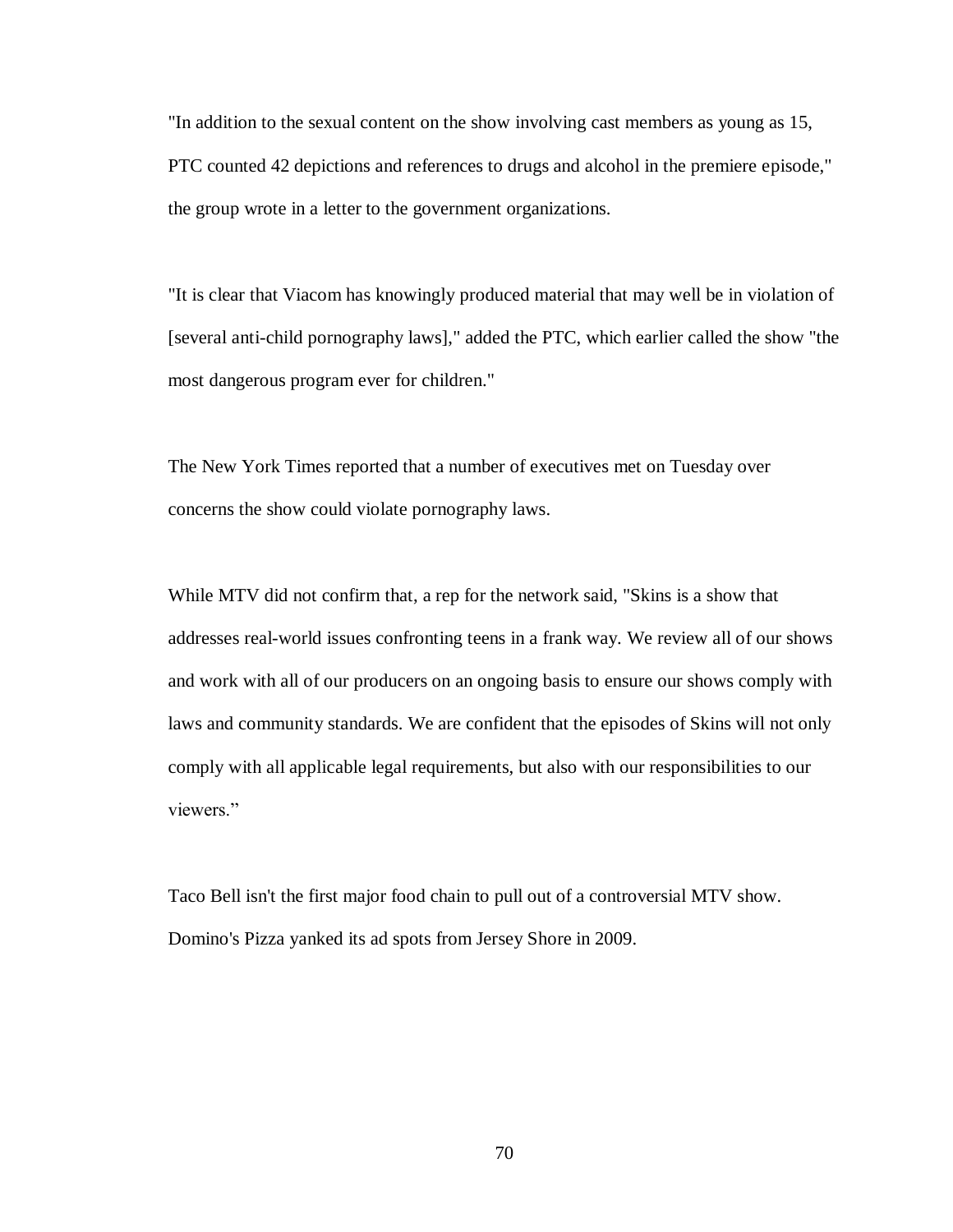"In addition to the sexual content on the show involving cast members as young as 15, PTC counted 42 depictions and references to drugs and alcohol in the premiere episode," the group wrote in a letter to the government organizations.

"It is clear that Viacom has knowingly produced material that may well be in violation of [several anti-child pornography laws]," added the PTC, which earlier called the show "the most dangerous program ever for children."

The New York Times reported that a number of executives met on Tuesday over concerns the show could violate pornography laws.

While MTV did not confirm that, a rep for the network said, "Skins is a show that addresses real-world issues confronting teens in a frank way. We review all of our shows and work with all of our producers on an ongoing basis to ensure our shows comply with laws and community standards. We are confident that the episodes of Skins will not only comply with all applicable legal requirements, but also with our responsibilities to our viewers."

Taco Bell isn't the first major food chain to pull out of a controversial MTV show. Domino's Pizza yanked its ad spots from Jersey Shore in 2009.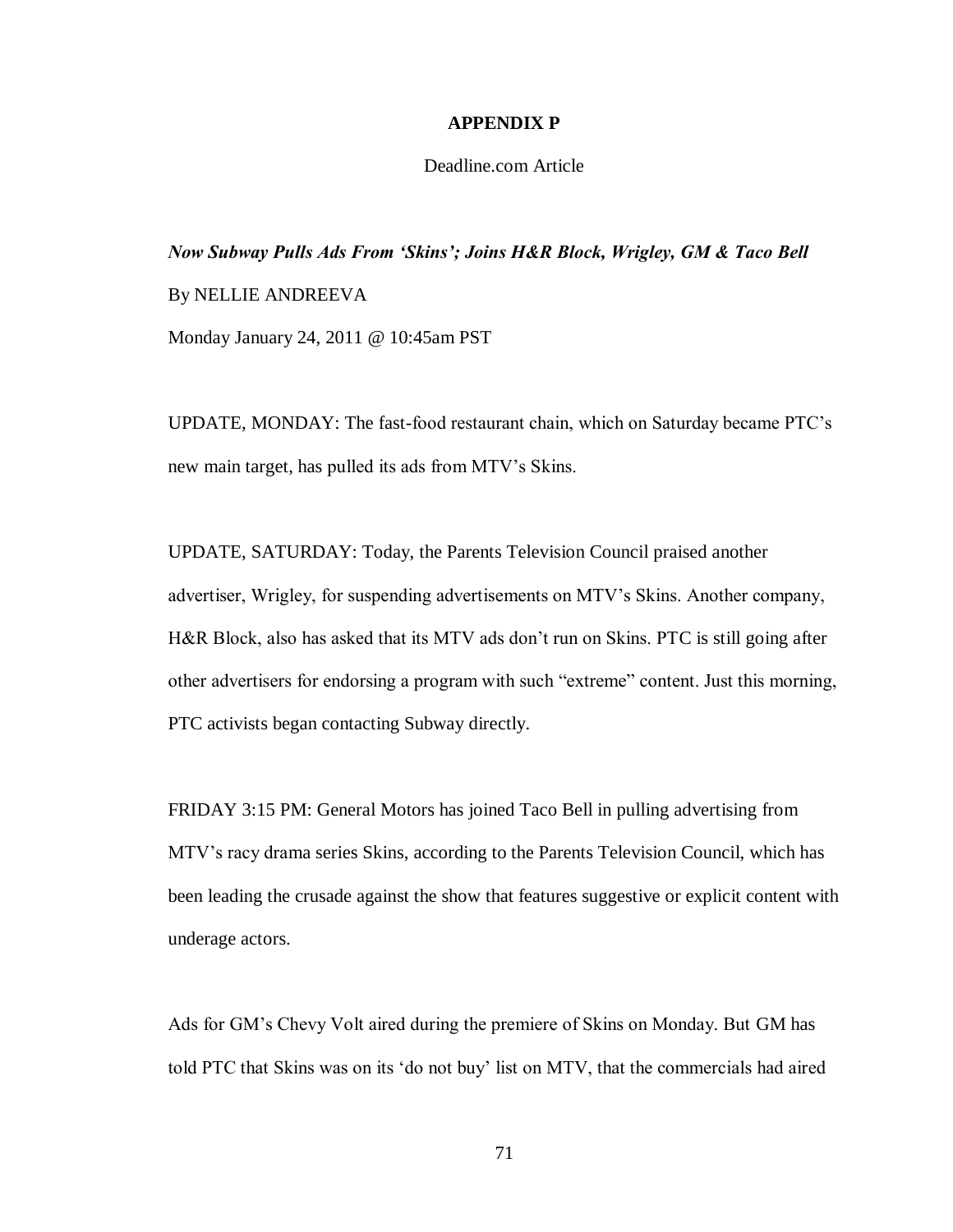## APPENDIX P

Deadline.com Article

***Now Subway Pulls Ads From 'Skins'; Joins H&R Block, Wrigley, GM & Taco Bell***

By NELLIE ANDREEVA

Monday January 24, 2011 @ 10:45am PST

UPDATE, MONDAY: The fast-food restaurant chain, which on Saturday became PTC's new main target, has pulled its ads from MTV's Skins.

UPDATE, SATURDAY: Today, the Parents Television Council praised another advertiser, Wrigley, for suspending advertisements on MTV's Skins. Another company, H&R Block, also has asked that its MTV ads don't run on Skins. PTC is still going after other advertisers for endorsing a program with such "extreme" content. Just this morning, PTC activists began contacting Subway directly.

FRIDAY 3:15 PM: General Motors has joined Taco Bell in pulling advertising from MTV's racy drama series Skins, according to the Parents Television Council, which has been leading the crusade against the show that features suggestive or explicit content with underage actors.

Ads for GM's Chevy Volt aired during the premiere of Skins on Monday. But GM has told PTC that Skins was on its 'do not buy' list on MTV, that the commercials had aired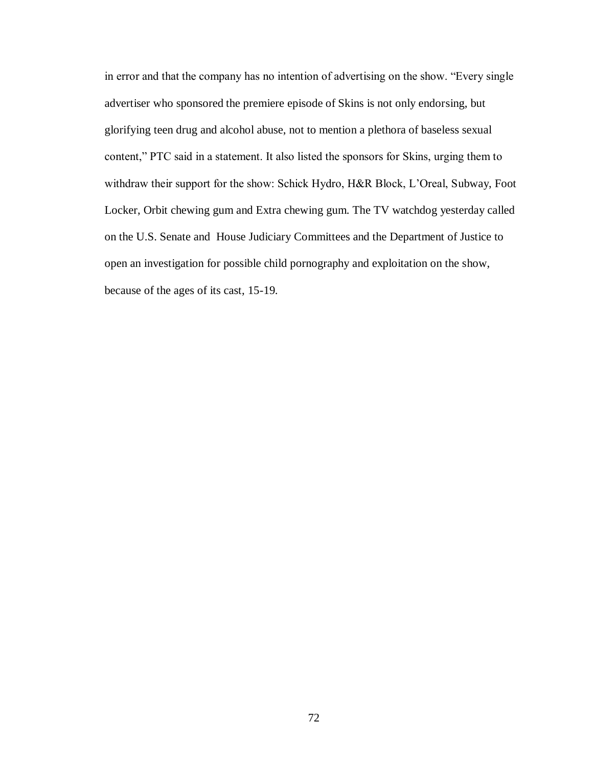in error and that the company has no intention of advertising on the show. "Every single advertiser who sponsored the premiere episode of Skins is not only endorsing, but glorifying teen drug and alcohol abuse, not to mention a plethora of baseless sexual content," PTC said in a statement. It also listed the sponsors for Skins, urging them to withdraw their support for the show: Schick Hydro, H&R Block, L'Oreal, Subway, Foot Locker, Orbit chewing gum and Extra chewing gum. The TV watchdog yesterday called on the U.S. Senate and House Judiciary Committees and the Department of Justice to open an investigation for possible child pornography and exploitation on the show, because of the ages of its cast, 15-19.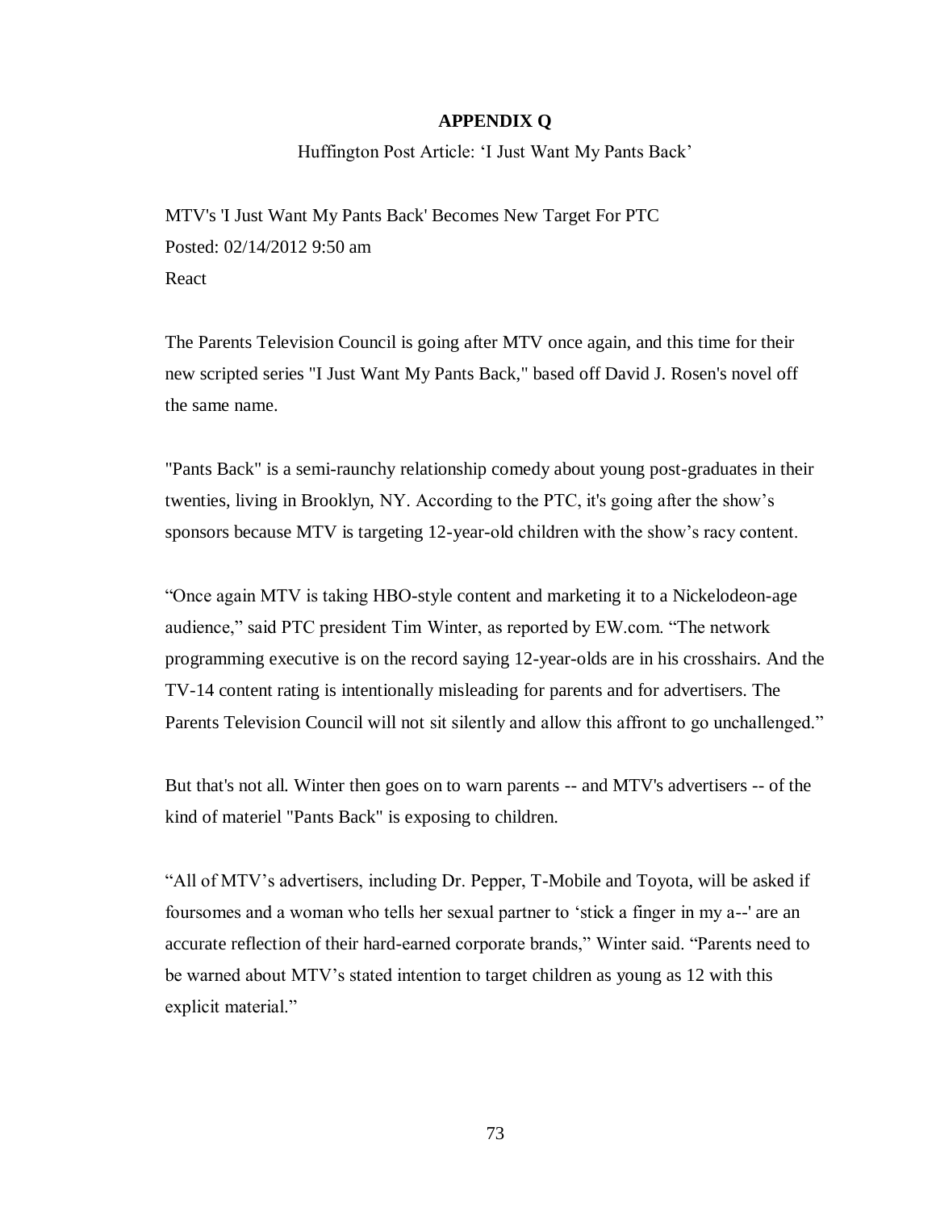# APPENDIX Q

Huffington Post Article: 'I Just Want My Pants Back'

MTV's 'I Just Want My Pants Back' Becomes New Target For PTC
Posted: 02/14/2012 9:50 am
React

The Parents Television Council is going after MTV once again, and this time for their new scripted series "I Just Want My Pants Back," based off David J. Rosen's novel off the same name.

"Pants Back" is a semi-raunchy relationship comedy about young post-graduates in their twenties, living in Brooklyn, NY. According to the PTC, it's going after the show's sponsors because MTV is targeting 12-year-old children with the show's racy content.

"Once again MTV is taking HBO-style content and marketing it to a Nickelodeon-age audience," said PTC president Tim Winter, as reported by EW.com. "The network programming executive is on the record saying 12-year-olds are in his crosshairs. And the TV-14 content rating is intentionally misleading for parents and for advertisers. The Parents Television Council will not sit silently and allow this affront to go unchallenged."

But that's not all. Winter then goes on to warn parents -- and MTV's advertisers -- of the kind of materiel "Pants Back" is exposing to children.

"All of MTV's advertisers, including Dr. Pepper, T-Mobile and Toyota, will be asked if foursomes and a woman who tells her sexual partner to 'stick a finger in my a--' are an accurate reflection of their hard-earned corporate brands," Winter said. "Parents need to be warned about MTV's stated intention to target children as young as 12 with this explicit material."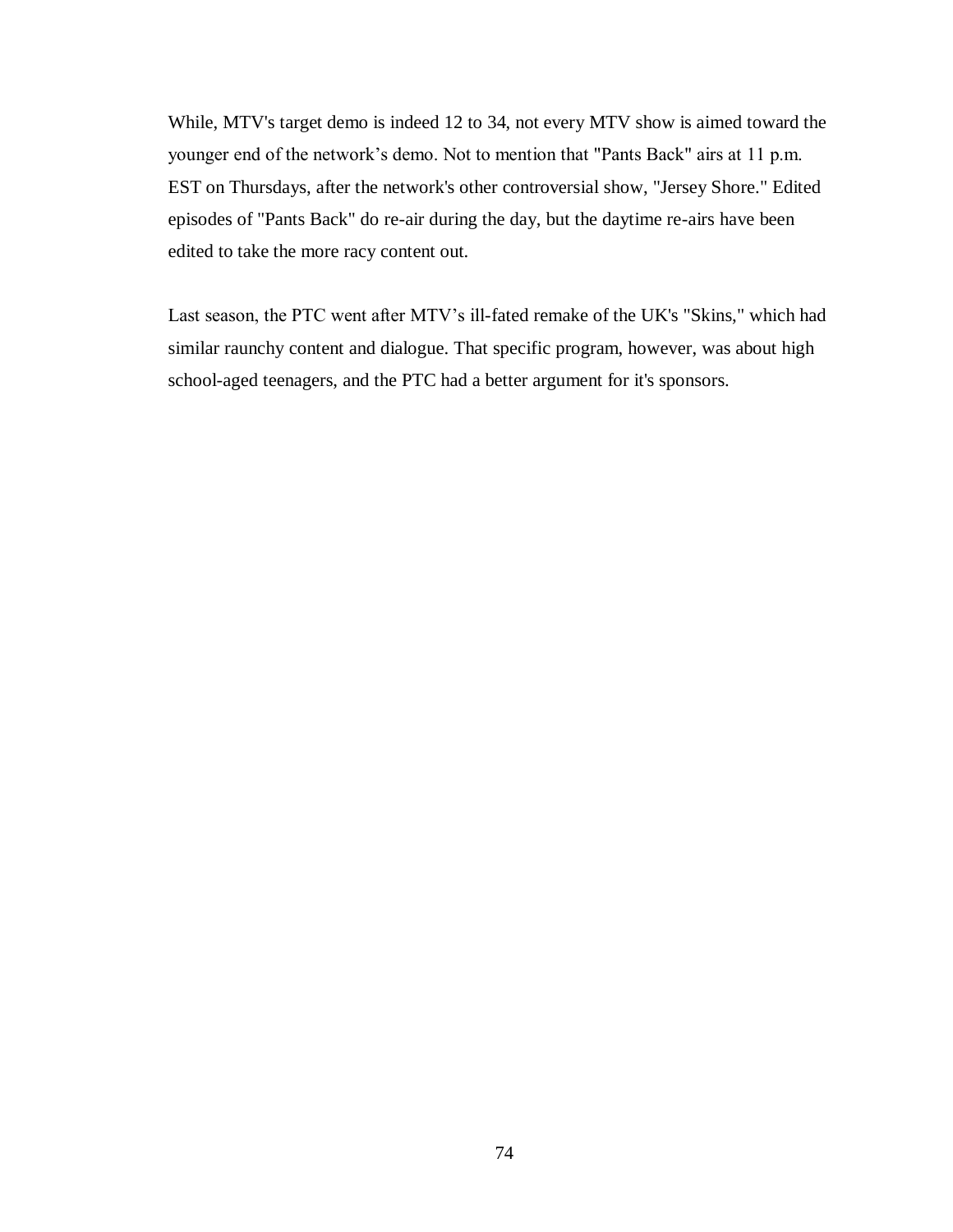While, MTV's target demo is indeed 12 to 34, not every MTV show is aimed toward the younger end of the network’s demo. Not to mention that "Pants Back" airs at 11 p.m. EST on Thursdays, after the network's other controversial show, "Jersey Shore." Edited episodes of "Pants Back" do re-air during the day, but the daytime re-airs have been edited to take the more racy content out.

Last season, the PTC went after MTV’s ill-fated remake of the UK's "Skins," which had similar raunchy content and dialogue. That specific program, however, was about high school-aged teenagers, and the PTC had a better argument for it's sponsors.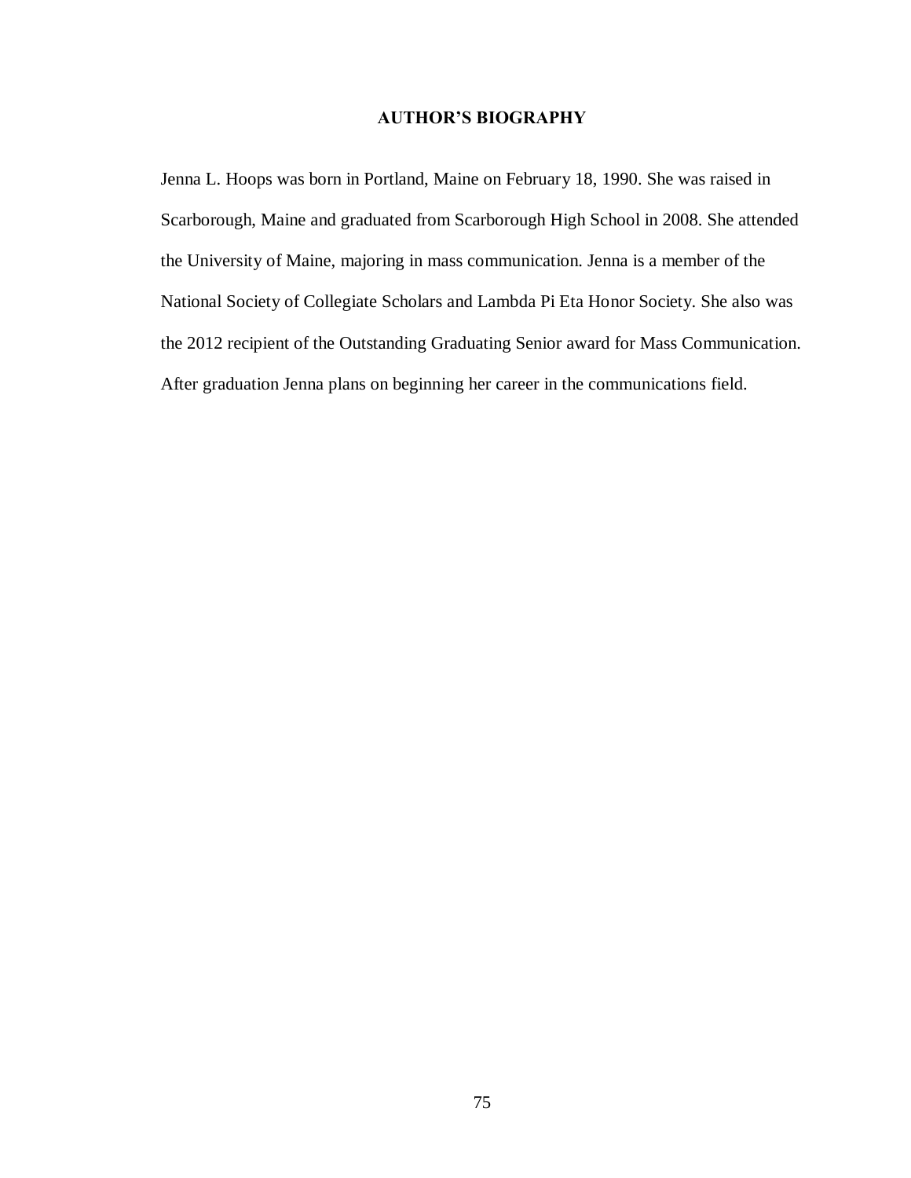## AUTHOR'S BIOGRAPHY

Jenna L. Hoops was born in Portland, Maine on February 18, 1990. She was raised in Scarborough, Maine and graduated from Scarborough High School in 2008. She attended the University of Maine, majoring in mass communication. Jenna is a member of the National Society of Collegiate Scholars and Lambda Pi Eta Honor Society. She also was the 2012 recipient of the Outstanding Graduating Senior award for Mass Communication. After graduation Jenna plans on beginning her career in the communications field.